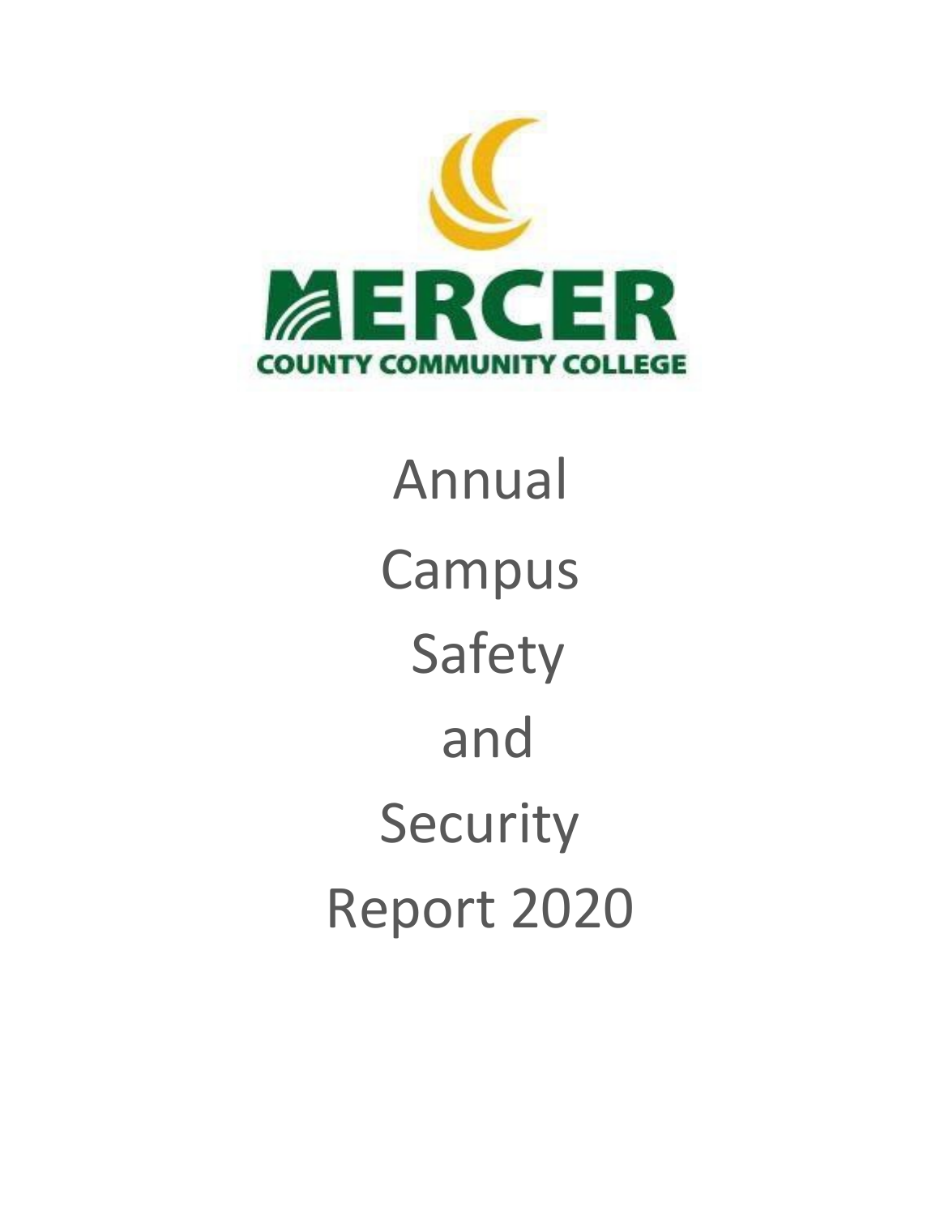MERCER

COUNTY COMMUNITY COLLEGE

# Annual Campus Safety and Security Report 2020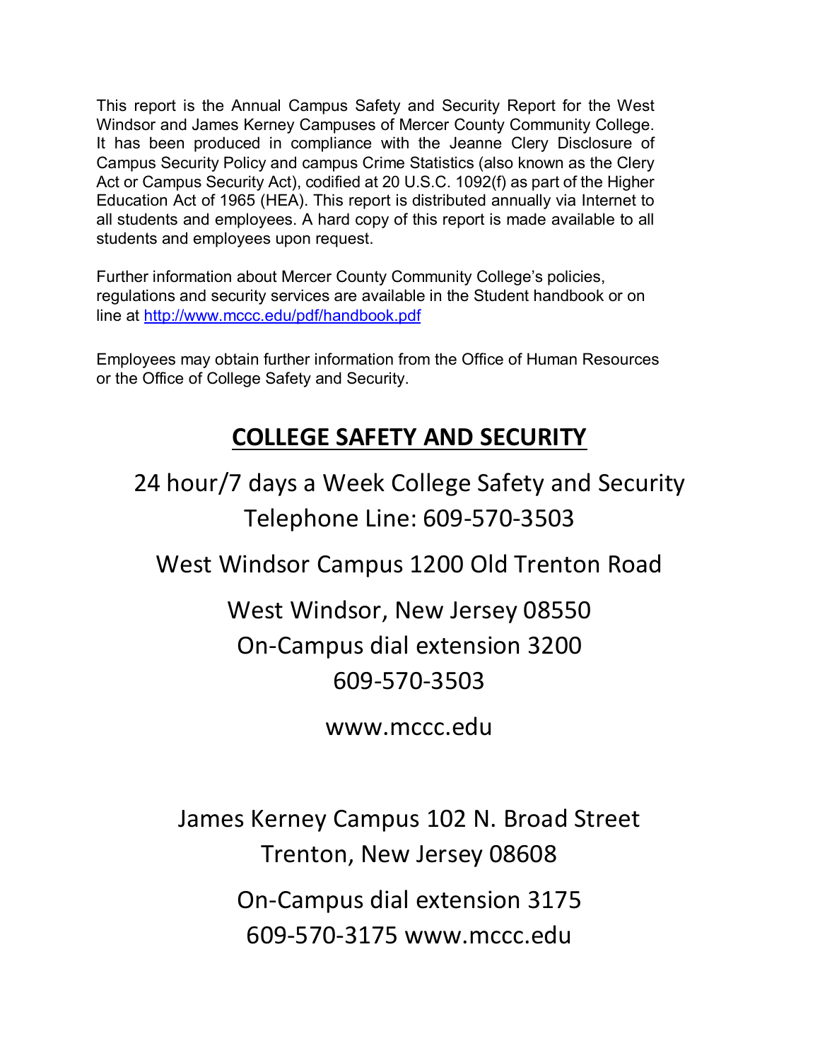This report is the Annual Campus Safety and Security Report for the West Windsor and James Kerney Campuses of Mercer County Community College. It has been produced in compliance with the Jeanne Clery Disclosure of Campus Security Policy and campus Crime Statistics (also known as the Clery Act or Campus Security Act), codified at 20 U.S.C. 1092(f) as part of the Higher Education Act of 1965 (HEA). This report is distributed annually via Internet to all students and employees. A hard copy of this report is made available to all students and employees upon request.

Further information about Mercer County Community College's policies, regulations and security services are available in the Student handbook or on line at http://www.mccc.edu/pdf/handbook.pdf

Employees may obtain further information from the Office of Human Resources or the Office of College Safety and Security.

## COLLEGE SAFETY AND SECURITY

24 hour/7 days a Week College Safety and Security Telephone Line: 609-570-3503

West Windsor Campus 1200 Old Trenton Road

West Windsor, New Jersey 08550
On-Campus dial extension 3200
609-570-3503

www.mccc.edu

James Kerney Campus 102 N. Broad Street
Trenton, New Jersey 08608

On-Campus dial extension 3175
609-570-3175 www.mccc.edu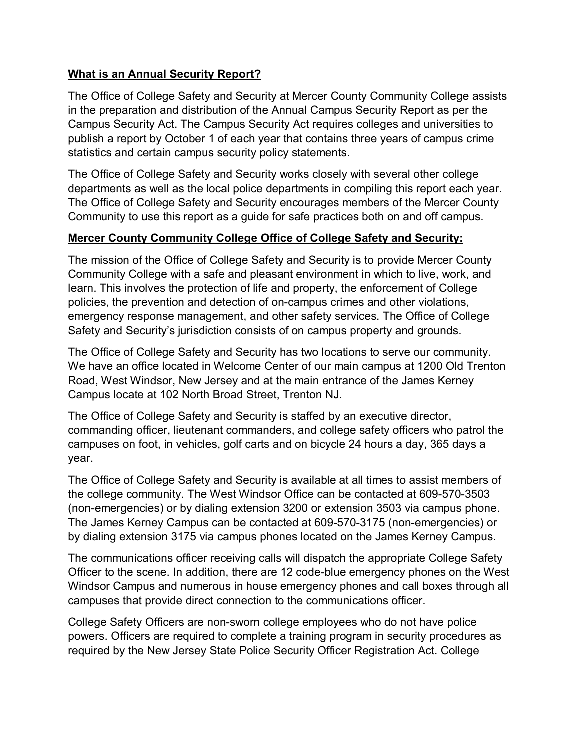## **What is an Annual Security Report?**

The Office of College Safety and Security at Mercer County Community College assists in the preparation and distribution of the Annual Campus Security Report as per the Campus Security Act. The Campus Security Act requires colleges and universities to publish a report by October 1 of each year that contains three years of campus crime statistics and certain campus security policy statements.

The Office of College Safety and Security works closely with several other college departments as well as the local police departments in compiling this report each year. The Office of College Safety and Security encourages members of the Mercer County Community to use this report as a guide for safe practices both on and off campus.

## **Mercer County Community College Office of College Safety and Security:**

The mission of the Office of College Safety and Security is to provide Mercer County Community College with a safe and pleasant environment in which to live, work, and learn. This involves the protection of life and property, the enforcement of College policies, the prevention and detection of on-campus crimes and other violations, emergency response management, and other safety services. The Office of College Safety and Security's jurisdiction consists of on campus property and grounds.

The Office of College Safety and Security has two locations to serve our community. We have an office located in Welcome Center of our main campus at 1200 Old Trenton Road, West Windsor, New Jersey and at the main entrance of the James Kerney Campus locate at 102 North Broad Street, Trenton NJ.

The Office of College Safety and Security is staffed by an executive director, commanding officer, lieutenant commanders, and college safety officers who patrol the campuses on foot, in vehicles, golf carts and on bicycle 24 hours a day, 365 days a year.

The Office of College Safety and Security is available at all times to assist members of the college community. The West Windsor Office can be contacted at 609-570-3503 (non-emergencies) or by dialing extension 3200 or extension 3503 via campus phone. The James Kerney Campus can be contacted at 609-570-3175 (non-emergencies) or by dialing extension 3175 via campus phones located on the James Kerney Campus.

The communications officer receiving calls will dispatch the appropriate College Safety Officer to the scene. In addition, there are 12 code-blue emergency phones on the West Windsor Campus and numerous in house emergency phones and call boxes through all campuses that provide direct connection to the communications officer.

College Safety Officers are non-sworn college employees who do not have police powers. Officers are required to complete a training program in security procedures as required by the New Jersey State Police Security Officer Registration Act. College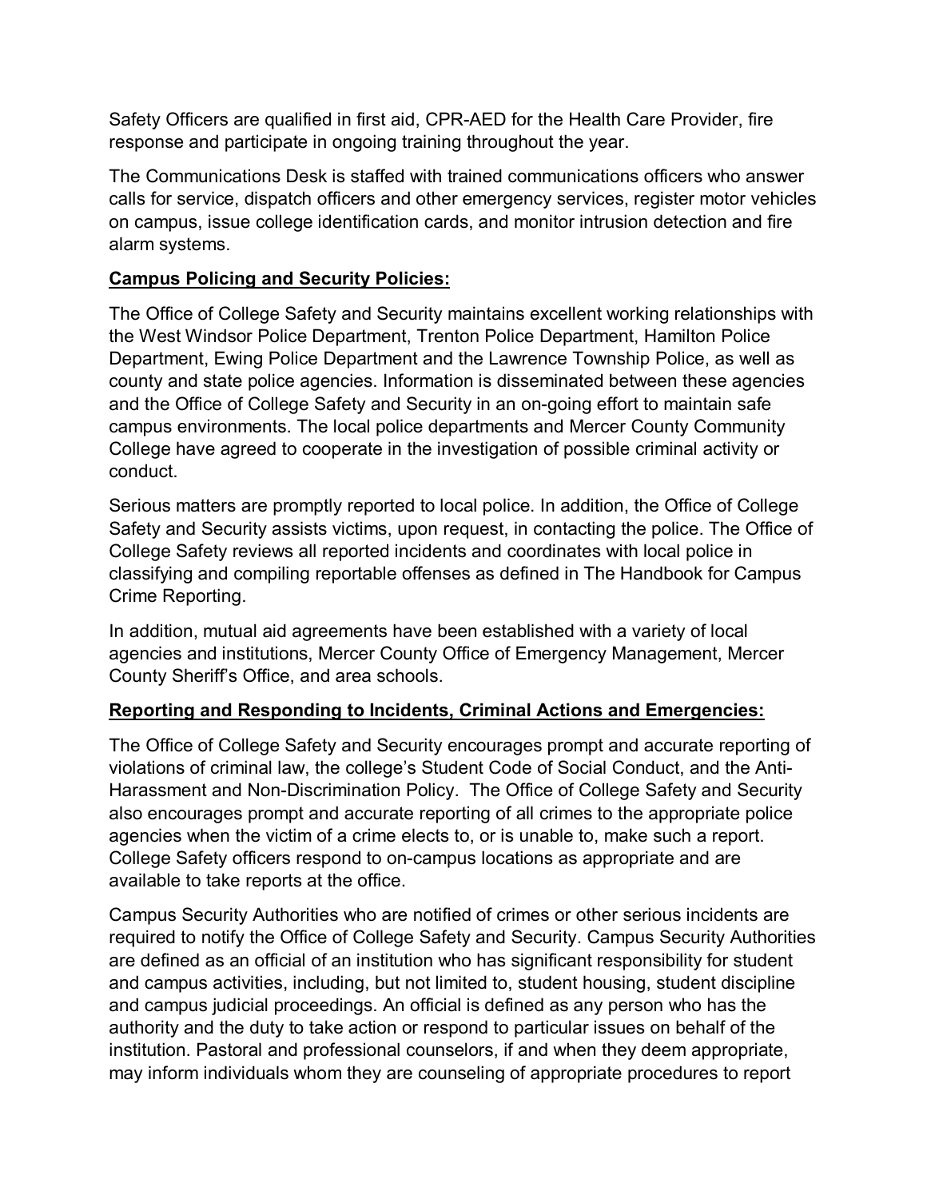Safety Officers are qualified in first aid, CPR-AED for the Health Care Provider, fire response and participate in ongoing training throughout the year.

The Communications Desk is staffed with trained communications officers who answer calls for service, dispatch officers and other emergency services, register motor vehicles on campus, issue college identification cards, and monitor intrusion detection and fire alarm systems.

**Campus Policing and Security Policies:**

The Office of College Safety and Security maintains excellent working relationships with the West Windsor Police Department, Trenton Police Department, Hamilton Police Department, Ewing Police Department and the Lawrence Township Police, as well as county and state police agencies. Information is disseminated between these agencies and the Office of College Safety and Security in an on-going effort to maintain safe campus environments. The local police departments and Mercer County Community College have agreed to cooperate in the investigation of possible criminal activity or conduct.

Serious matters are promptly reported to local police. In addition, the Office of College Safety and Security assists victims, upon request, in contacting the police. The Office of College Safety reviews all reported incidents and coordinates with local police in classifying and compiling reportable offenses as defined in The Handbook for Campus Crime Reporting.

In addition, mutual aid agreements have been established with a variety of local agencies and institutions, Mercer County Office of Emergency Management, Mercer County Sheriff's Office, and area schools.

**Reporting and Responding to Incidents, Criminal Actions and Emergencies:**

The Office of College Safety and Security encourages prompt and accurate reporting of violations of criminal law, the college's Student Code of Social Conduct, and the Anti-Harassment and Non-Discrimination Policy. The Office of College Safety and Security also encourages prompt and accurate reporting of all crimes to the appropriate police agencies when the victim of a crime elects to, or is unable to, make such a report. College Safety officers respond to on-campus locations as appropriate and are available to take reports at the office.

Campus Security Authorities who are notified of crimes or other serious incidents are required to notify the Office of College Safety and Security. Campus Security Authorities are defined as an official of an institution who has significant responsibility for student and campus activities, including, but not limited to, student housing, student discipline and campus judicial proceedings. An official is defined as any person who has the authority and the duty to take action or respond to particular issues on behalf of the institution. Pastoral and professional counselors, if and when they deem appropriate, may inform individuals whom they are counseling of appropriate procedures to report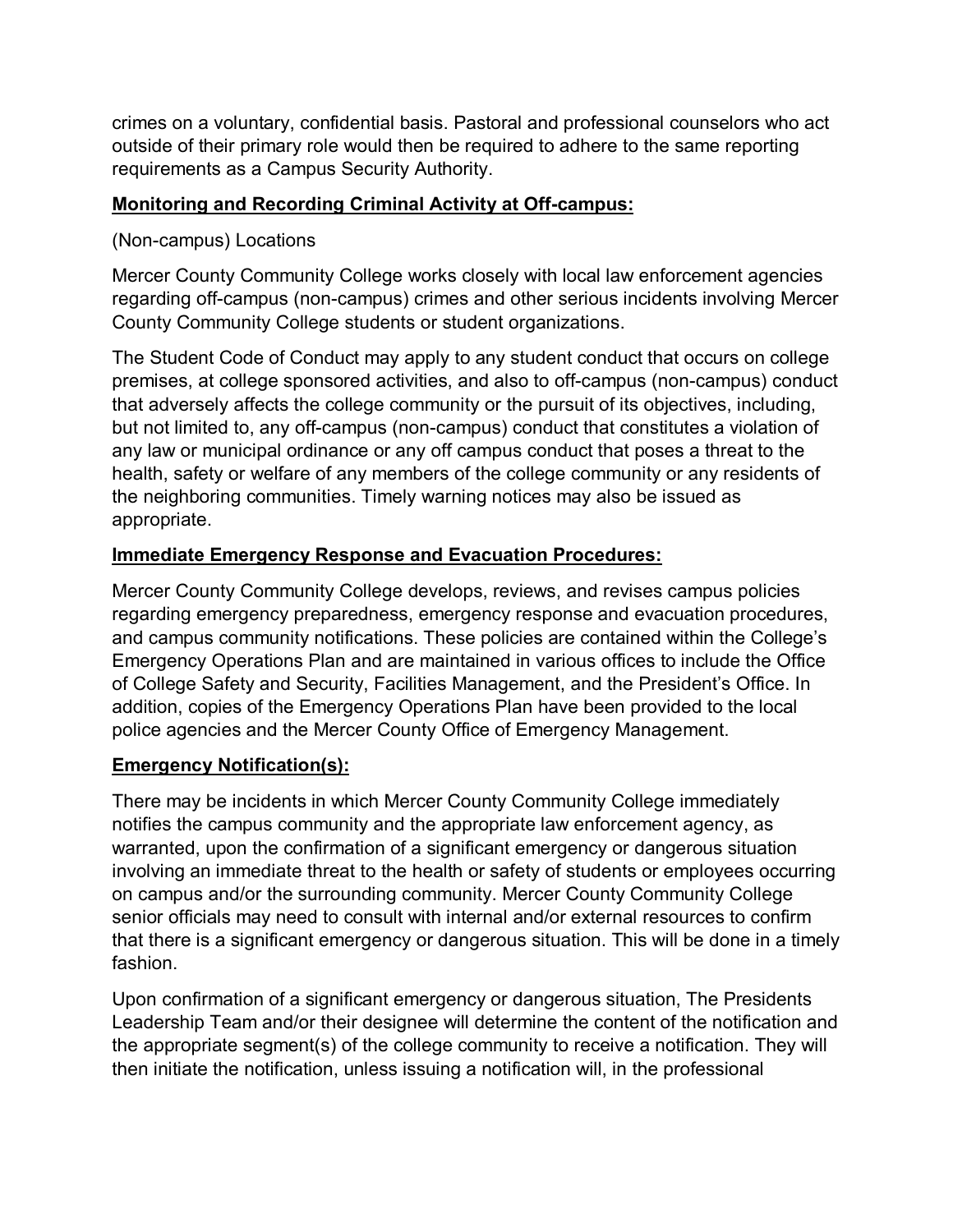crimes on a voluntary, confidential basis. Pastoral and professional counselors who act outside of their primary role would then be required to adhere to the same reporting requirements as a Campus Security Authority.

**Monitoring and Recording Criminal Activity at Off-campus:**

(Non-campus) Locations

Mercer County Community College works closely with local law enforcement agencies regarding off-campus (non-campus) crimes and other serious incidents involving Mercer County Community College students or student organizations.

The Student Code of Conduct may apply to any student conduct that occurs on college premises, at college sponsored activities, and also to off-campus (non-campus) conduct that adversely affects the college community or the pursuit of its objectives, including, but not limited to, any off-campus (non-campus) conduct that constitutes a violation of any law or municipal ordinance or any off campus conduct that poses a threat to the health, safety or welfare of any members of the college community or any residents of the neighboring communities. Timely warning notices may also be issued as appropriate.

**Immediate Emergency Response and Evacuation Procedures:**

Mercer County Community College develops, reviews, and revises campus policies regarding emergency preparedness, emergency response and evacuation procedures, and campus community notifications. These policies are contained within the College's Emergency Operations Plan and are maintained in various offices to include the Office of College Safety and Security, Facilities Management, and the President's Office. In addition, copies of the Emergency Operations Plan have been provided to the local police agencies and the Mercer County Office of Emergency Management.

**Emergency Notification(s):**

There may be incidents in which Mercer County Community College immediately notifies the campus community and the appropriate law enforcement agency, as warranted, upon the confirmation of a significant emergency or dangerous situation involving an immediate threat to the health or safety of students or employees occurring on campus and/or the surrounding community. Mercer County Community College senior officials may need to consult with internal and/or external resources to confirm that there is a significant emergency or dangerous situation. This will be done in a timely fashion.

Upon confirmation of a significant emergency or dangerous situation, The Presidents Leadership Team and/or their designee will determine the content of the notification and the appropriate segment(s) of the college community to receive a notification. They will then initiate the notification, unless issuing a notification will, in the professional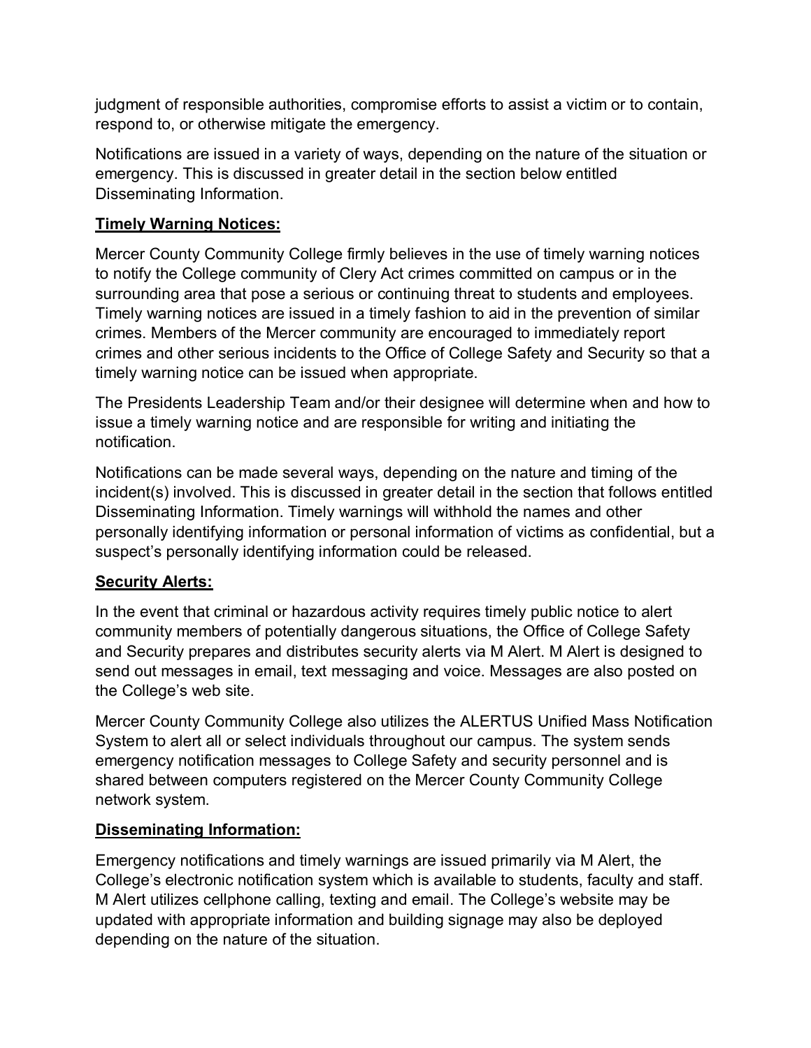judgment of responsible authorities, compromise efforts to assist a victim or to contain, respond to, or otherwise mitigate the emergency.

Notifications are issued in a variety of ways, depending on the nature of the situation or emergency. This is discussed in greater detail in the section below entitled Disseminating Information.

**Timely Warning Notices:**

Mercer County Community College firmly believes in the use of timely warning notices to notify the College community of Clery Act crimes committed on campus or in the surrounding area that pose a serious or continuing threat to students and employees. Timely warning notices are issued in a timely fashion to aid in the prevention of similar crimes. Members of the Mercer community are encouraged to immediately report crimes and other serious incidents to the Office of College Safety and Security so that a timely warning notice can be issued when appropriate.

The Presidents Leadership Team and/or their designee will determine when and how to issue a timely warning notice and are responsible for writing and initiating the notification.

Notifications can be made several ways, depending on the nature and timing of the incident(s) involved. This is discussed in greater detail in the section that follows entitled Disseminating Information. Timely warnings will withhold the names and other personally identifying information or personal information of victims as confidential, but a suspect's personally identifying information could be released.

**Security Alerts:**

In the event that criminal or hazardous activity requires timely public notice to alert community members of potentially dangerous situations, the Office of College Safety and Security prepares and distributes security alerts via M Alert. M Alert is designed to send out messages in email, text messaging and voice. Messages are also posted on the College's web site.

Mercer County Community College also utilizes the ALERTUS Unified Mass Notification System to alert all or select individuals throughout our campus. The system sends emergency notification messages to College Safety and security personnel and is shared between computers registered on the Mercer County Community College network system.

**Disseminating Information:**

Emergency notifications and timely warnings are issued primarily via M Alert, the College's electronic notification system which is available to students, faculty and staff. M Alert utilizes cellphone calling, texting and email. The College's website may be updated with appropriate information and building signage may also be deployed depending on the nature of the situation.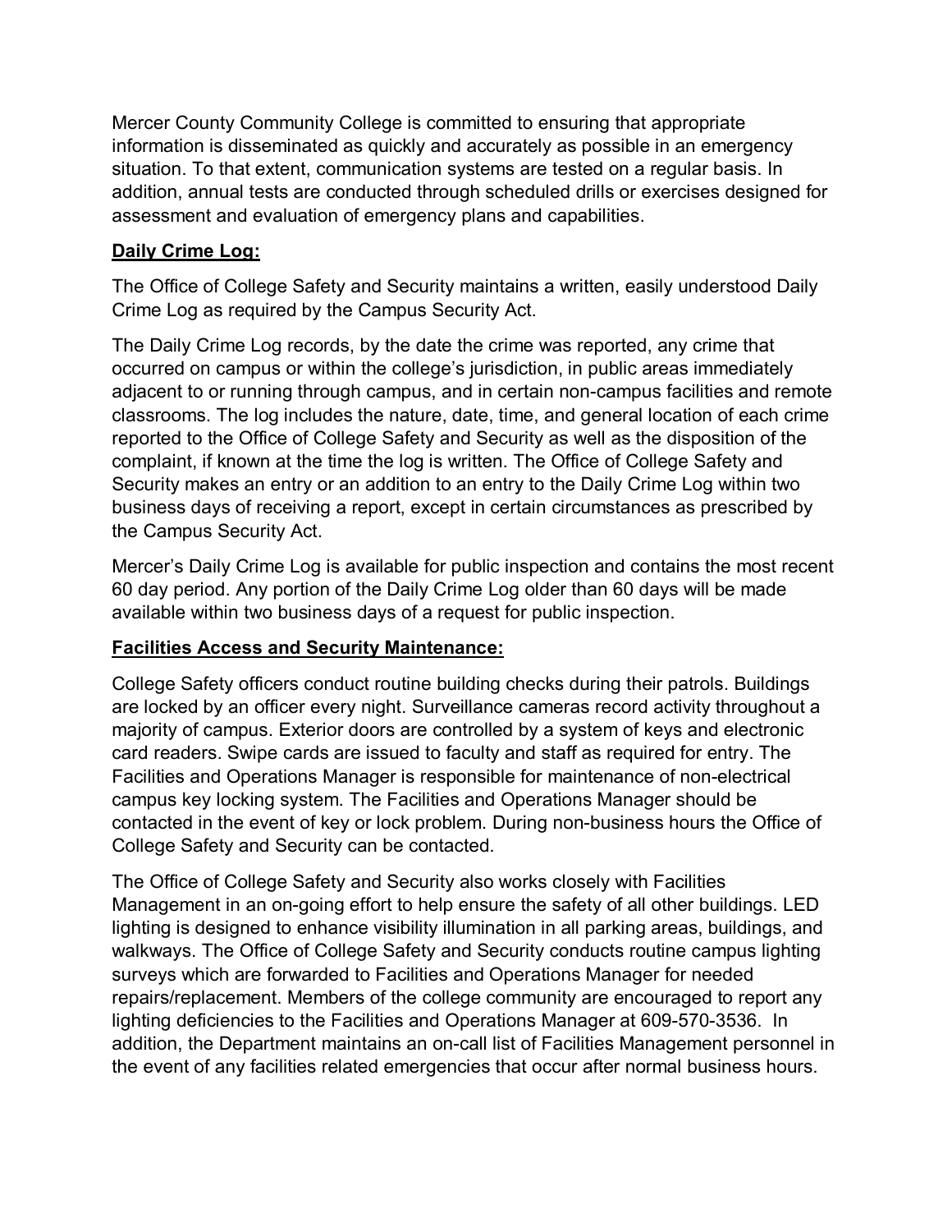Mercer County Community College is committed to ensuring that appropriate information is disseminated as quickly and accurately as possible in an emergency situation. To that extent, communication systems are tested on a regular basis. In addition, annual tests are conducted through scheduled drills or exercises designed for assessment and evaluation of emergency plans and capabilities.

**Daily Crime Log:**

The Office of College Safety and Security maintains a written, easily understood Daily Crime Log as required by the Campus Security Act.

The Daily Crime Log records, by the date the crime was reported, any crime that occurred on campus or within the college's jurisdiction, in public areas immediately adjacent to or running through campus, and in certain non-campus facilities and remote classrooms. The log includes the nature, date, time, and general location of each crime reported to the Office of College Safety and Security as well as the disposition of the complaint, if known at the time the log is written. The Office of College Safety and Security makes an entry or an addition to an entry to the Daily Crime Log within two business days of receiving a report, except in certain circumstances as prescribed by the Campus Security Act.

Mercer's Daily Crime Log is available for public inspection and contains the most recent 60 day period. Any portion of the Daily Crime Log older than 60 days will be made available within two business days of a request for public inspection.

**Facilities Access and Security Maintenance:**

College Safety officers conduct routine building checks during their patrols. Buildings are locked by an officer every night. Surveillance cameras record activity throughout a majority of campus. Exterior doors are controlled by a system of keys and electronic card readers. Swipe cards are issued to faculty and staff as required for entry. The Facilities and Operations Manager is responsible for maintenance of non-electrical campus key locking system. The Facilities and Operations Manager should be contacted in the event of key or lock problem. During non-business hours the Office of College Safety and Security can be contacted.

The Office of College Safety and Security also works closely with Facilities Management in an on-going effort to help ensure the safety of all other buildings. LED lighting is designed to enhance visibility illumination in all parking areas, buildings, and walkways. The Office of College Safety and Security conducts routine campus lighting surveys which are forwarded to Facilities and Operations Manager for needed repairs/replacement. Members of the college community are encouraged to report any lighting deficiencies to the Facilities and Operations Manager at 609-570-3536. In addition, the Department maintains an on-call list of Facilities Management personnel in the event of any facilities related emergencies that occur after normal business hours.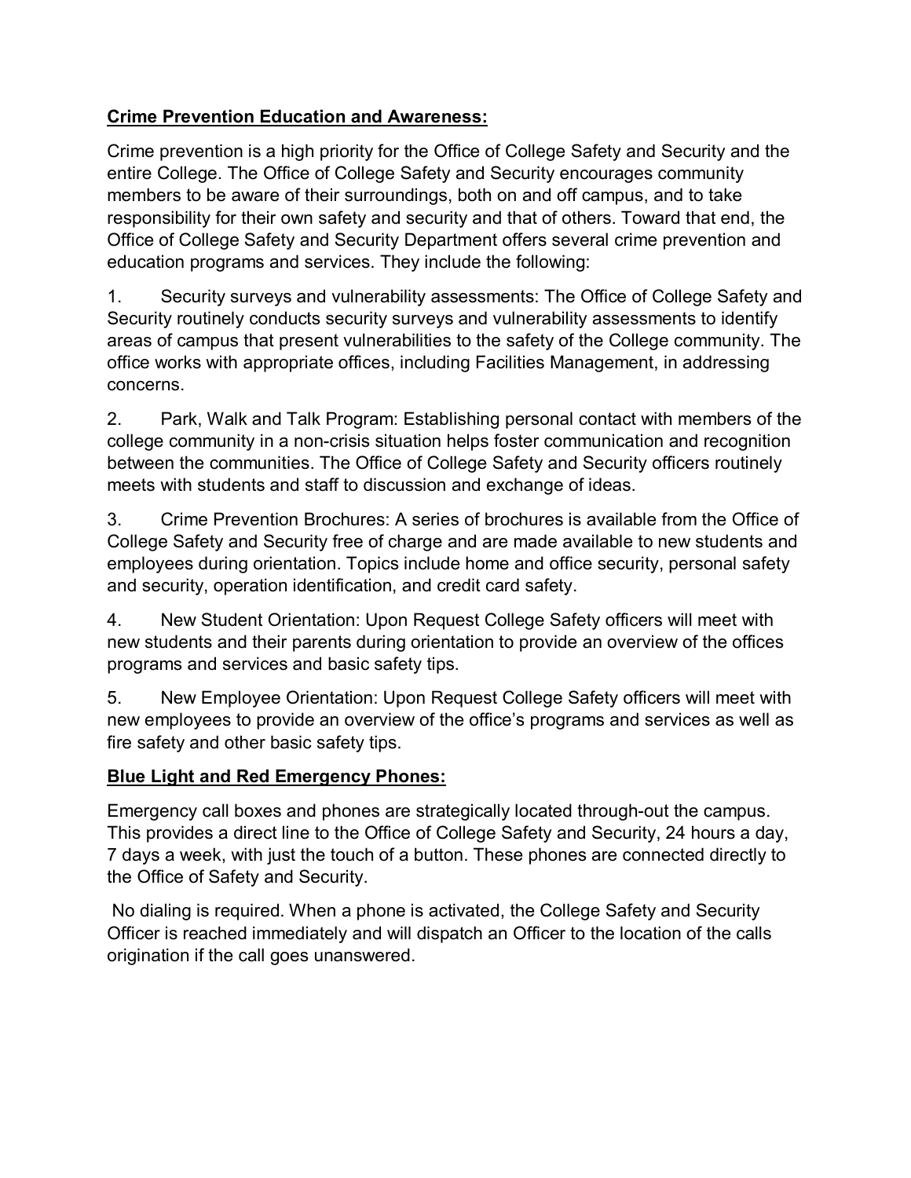**Crime Prevention Education and Awareness:**

Crime prevention is a high priority for the Office of College Safety and Security and the entire College. The Office of College Safety and Security encourages community members to be aware of their surroundings, both on and off campus, and to take responsibility for their own safety and security and that of others. Toward that end, the Office of College Safety and Security Department offers several crime prevention and education programs and services. They include the following:

1. Security surveys and vulnerability assessments: The Office of College Safety and Security routinely conducts security surveys and vulnerability assessments to identify areas of campus that present vulnerabilities to the safety of the College community. The office works with appropriate offices, including Facilities Management, in addressing concerns.

2. Park, Walk and Talk Program: Establishing personal contact with members of the college community in a non-crisis situation helps foster communication and recognition between the communities. The Office of College Safety and Security officers routinely meets with students and staff to discussion and exchange of ideas.

3. Crime Prevention Brochures: A series of brochures is available from the Office of College Safety and Security free of charge and are made available to new students and employees during orientation. Topics include home and office security, personal safety and security, operation identification, and credit card safety.

4. New Student Orientation: Upon Request College Safety officers will meet with new students and their parents during orientation to provide an overview of the offices programs and services and basic safety tips.

5. New Employee Orientation: Upon Request College Safety officers will meet with new employees to provide an overview of the office's programs and services as well as fire safety and other basic safety tips.

**Blue Light and Red Emergency Phones:**

Emergency call boxes and phones are strategically located through-out the campus. This provides a direct line to the Office of College Safety and Security, 24 hours a day, 7 days a week, with just the touch of a button. These phones are connected directly to the Office of Safety and Security.

No dialing is required. When a phone is activated, the College Safety and Security Officer is reached immediately and will dispatch an Officer to the location of the calls origination if the call goes unanswered.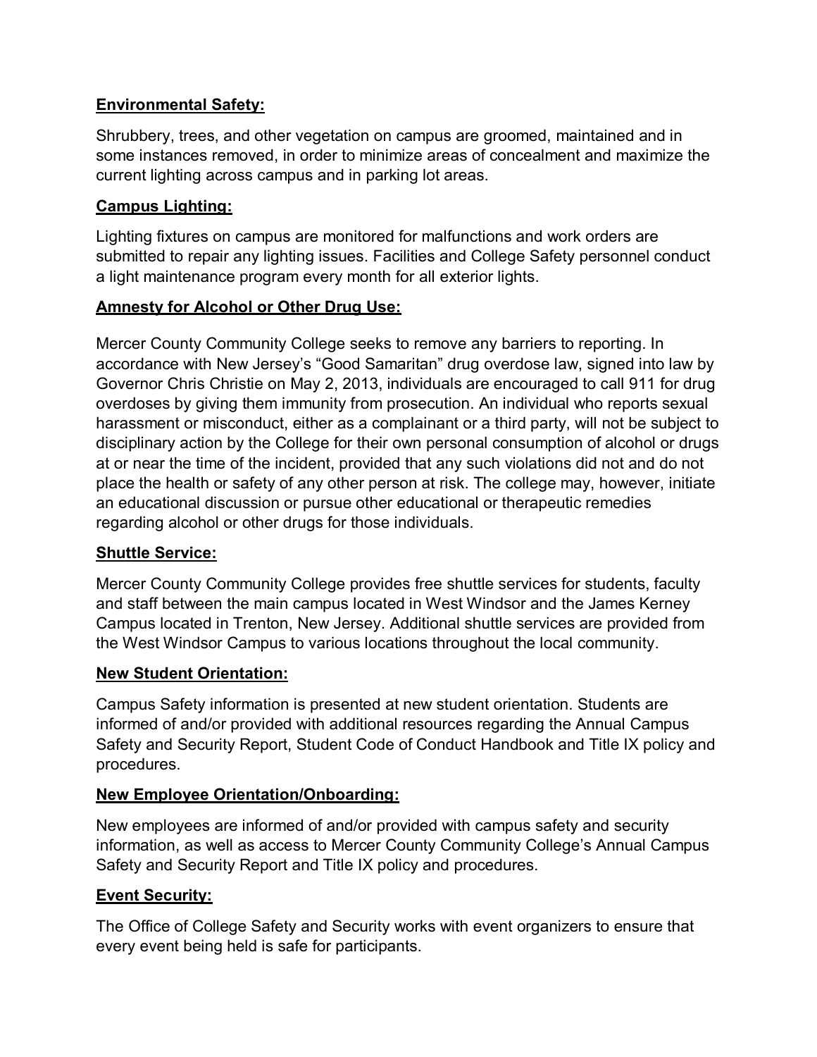**<u>Environmental Safety:</u>**

Shrubbery, trees, and other vegetation on campus are groomed, maintained and in some instances removed, in order to minimize areas of concealment and maximize the current lighting across campus and in parking lot areas.

**<u>Campus Lighting:</u>**

Lighting fixtures on campus are monitored for malfunctions and work orders are submitted to repair any lighting issues. Facilities and College Safety personnel conduct a light maintenance program every month for all exterior lights.

**<u>Amnesty for Alcohol or Other Drug Use:</u>**

Mercer County Community College seeks to remove any barriers to reporting. In accordance with New Jersey's "Good Samaritan" drug overdose law, signed into law by Governor Chris Christie on May 2, 2013, individuals are encouraged to call 911 for drug overdoses by giving them immunity from prosecution. An individual who reports sexual harassment or misconduct, either as a complainant or a third party, will not be subject to disciplinary action by the College for their own personal consumption of alcohol or drugs at or near the time of the incident, provided that any such violations did not and do not place the health or safety of any other person at risk. The college may, however, initiate an educational discussion or pursue other educational or therapeutic remedies regarding alcohol or other drugs for those individuals.

**<u>Shuttle Service:</u>**

Mercer County Community College provides free shuttle services for students, faculty and staff between the main campus located in West Windsor and the James Kerney Campus located in Trenton, New Jersey. Additional shuttle services are provided from the West Windsor Campus to various locations throughout the local community.

**<u>New Student Orientation:</u>**

Campus Safety information is presented at new student orientation. Students are informed of and/or provided with additional resources regarding the Annual Campus Safety and Security Report, Student Code of Conduct Handbook and Title IX policy and procedures.

**<u>New Employee Orientation/Onboarding:</u>**

New employees are informed of and/or provided with campus safety and security information, as well as access to Mercer County Community College's Annual Campus Safety and Security Report and Title IX policy and procedures.

**<u>Event Security:</u>**

The Office of College Safety and Security works with event organizers to ensure that every event being held is safe for participants.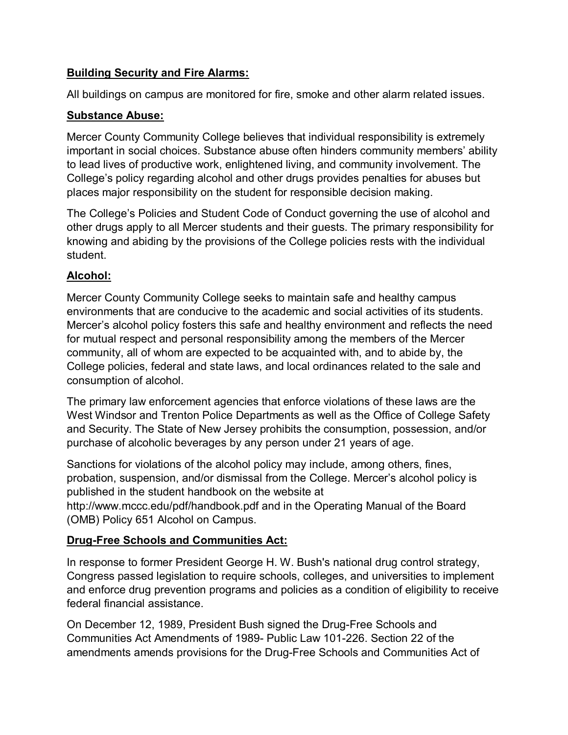**Building Security and Fire Alarms:**

All buildings on campus are monitored for fire, smoke and other alarm related issues.

**Substance Abuse:**

Mercer County Community College believes that individual responsibility is extremely important in social choices. Substance abuse often hinders community members' ability to lead lives of productive work, enlightened living, and community involvement. The College's policy regarding alcohol and other drugs provides penalties for abuses but places major responsibility on the student for responsible decision making.

The College's Policies and Student Code of Conduct governing the use of alcohol and other drugs apply to all Mercer students and their guests. The primary responsibility for knowing and abiding by the provisions of the College policies rests with the individual student.

**Alcohol:**

Mercer County Community College seeks to maintain safe and healthy campus environments that are conducive to the academic and social activities of its students. Mercer's alcohol policy fosters this safe and healthy environment and reflects the need for mutual respect and personal responsibility among the members of the Mercer community, all of whom are expected to be acquainted with, and to abide by, the College policies, federal and state laws, and local ordinances related to the sale and consumption of alcohol.

The primary law enforcement agencies that enforce violations of these laws are the West Windsor and Trenton Police Departments as well as the Office of College Safety and Security. The State of New Jersey prohibits the consumption, possession, and/or purchase of alcoholic beverages by any person under 21 years of age.

Sanctions for violations of the alcohol policy may include, among others, fines, probation, suspension, and/or dismissal from the College. Mercer's alcohol policy is published in the student handbook on the website at http://www.mccc.edu/pdf/handbook.pdf and in the Operating Manual of the Board (OMB) Policy 651 Alcohol on Campus.

**Drug-Free Schools and Communities Act:**

In response to former President George H. W. Bush's national drug control strategy, Congress passed legislation to require schools, colleges, and universities to implement and enforce drug prevention programs and policies as a condition of eligibility to receive federal financial assistance.

On December 12, 1989, President Bush signed the Drug-Free Schools and Communities Act Amendments of 1989- Public Law 101-226. Section 22 of the amendments amends provisions for the Drug-Free Schools and Communities Act of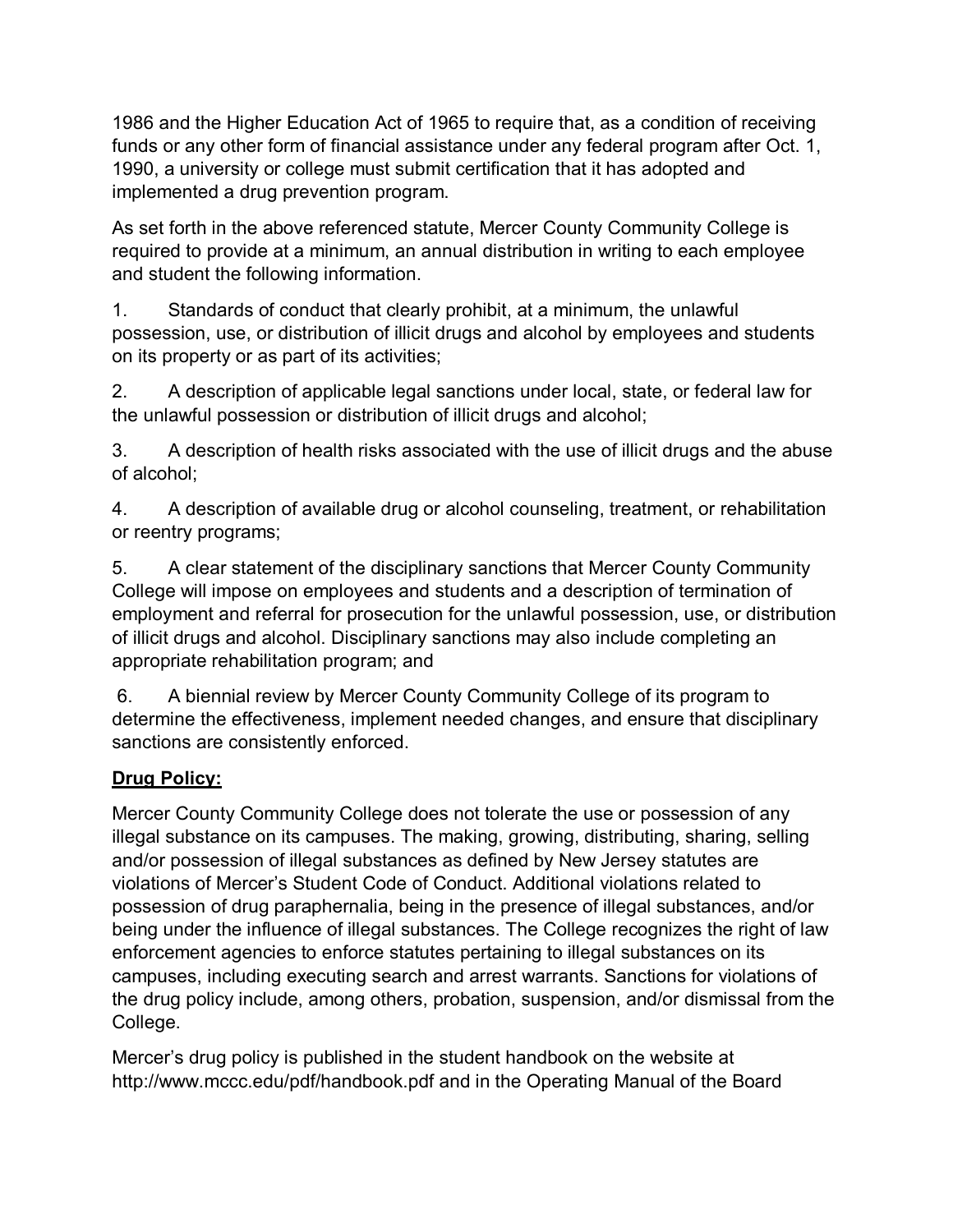1986 and the Higher Education Act of 1965 to require that, as a condition of receiving funds or any other form of financial assistance under any federal program after Oct. 1, 1990, a university or college must submit certification that it has adopted and implemented a drug prevention program.

As set forth in the above referenced statute, Mercer County Community College is required to provide at a minimum, an annual distribution in writing to each employee and student the following information.

1. Standards of conduct that clearly prohibit, at a minimum, the unlawful possession, use, or distribution of illicit drugs and alcohol by employees and students on its property or as part of its activities;

2. A description of applicable legal sanctions under local, state, or federal law for the unlawful possession or distribution of illicit drugs and alcohol;

3. A description of health risks associated with the use of illicit drugs and the abuse of alcohol;

4. A description of available drug or alcohol counseling, treatment, or rehabilitation or reentry programs;

5. A clear statement of the disciplinary sanctions that Mercer County Community College will impose on employees and students and a description of termination of employment and referral for prosecution for the unlawful possession, use, or distribution of illicit drugs and alcohol. Disciplinary sanctions may also include completing an appropriate rehabilitation program; and

6. A biennial review by Mercer County Community College of its program to determine the effectiveness, implement needed changes, and ensure that disciplinary sanctions are consistently enforced.

**<u>Drug Policy:</u>**

Mercer County Community College does not tolerate the use or possession of any illegal substance on its campuses. The making, growing, distributing, sharing, selling and/or possession of illegal substances as defined by New Jersey statutes are violations of Mercer's Student Code of Conduct. Additional violations related to possession of drug paraphernalia, being in the presence of illegal substances, and/or being under the influence of illegal substances. The College recognizes the right of law enforcement agencies to enforce statutes pertaining to illegal substances on its campuses, including executing search and arrest warrants. Sanctions for violations of the drug policy include, among others, probation, suspension, and/or dismissal from the College.

Mercer's drug policy is published in the student handbook on the website at http://www.mccc.edu/pdf/handbook.pdf and in the Operating Manual of the Board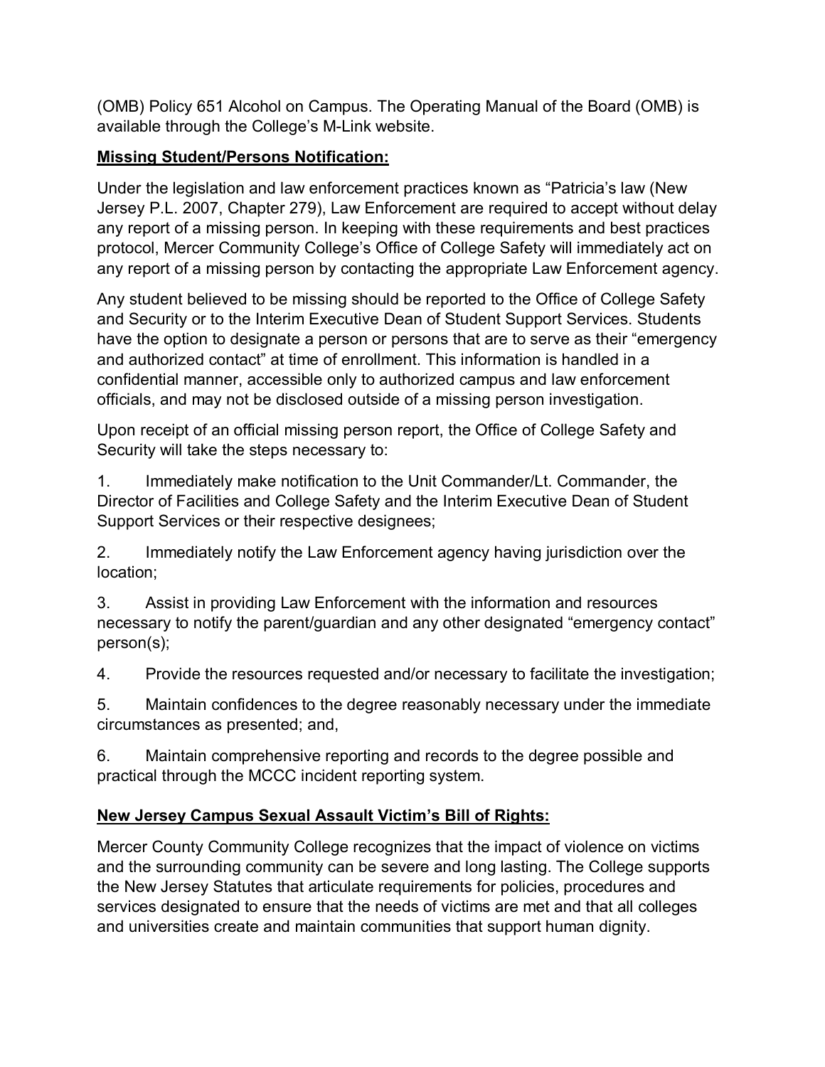(OMB) Policy 651 Alcohol on Campus. The Operating Manual of the Board (OMB) is available through the College's M-Link website.

**Missing Student/Persons Notification:**

Under the legislation and law enforcement practices known as "Patricia's law (New Jersey P.L. 2007, Chapter 279), Law Enforcement are required to accept without delay any report of a missing person. In keeping with these requirements and best practices protocol, Mercer Community College's Office of College Safety will immediately act on any report of a missing person by contacting the appropriate Law Enforcement agency.

Any student believed to be missing should be reported to the Office of College Safety and Security or to the Interim Executive Dean of Student Support Services. Students have the option to designate a person or persons that are to serve as their "emergency and authorized contact" at time of enrollment. This information is handled in a confidential manner, accessible only to authorized campus and law enforcement officials, and may not be disclosed outside of a missing person investigation.

Upon receipt of an official missing person report, the Office of College Safety and Security will take the steps necessary to:

1. Immediately make notification to the Unit Commander/Lt. Commander, the Director of Facilities and College Safety and the Interim Executive Dean of Student Support Services or their respective designees;

2. Immediately notify the Law Enforcement agency having jurisdiction over the location;

3. Assist in providing Law Enforcement with the information and resources necessary to notify the parent/guardian and any other designated "emergency contact" person(s);

4. Provide the resources requested and/or necessary to facilitate the investigation;

5. Maintain confidences to the degree reasonably necessary under the immediate circumstances as presented; and,

6. Maintain comprehensive reporting and records to the degree possible and practical through the MCCC incident reporting system.

**New Jersey Campus Sexual Assault Victim's Bill of Rights:**

Mercer County Community College recognizes that the impact of violence on victims and the surrounding community can be severe and long lasting. The College supports the New Jersey Statutes that articulate requirements for policies, procedures and services designated to ensure that the needs of victims are met and that all colleges and universities create and maintain communities that support human dignity.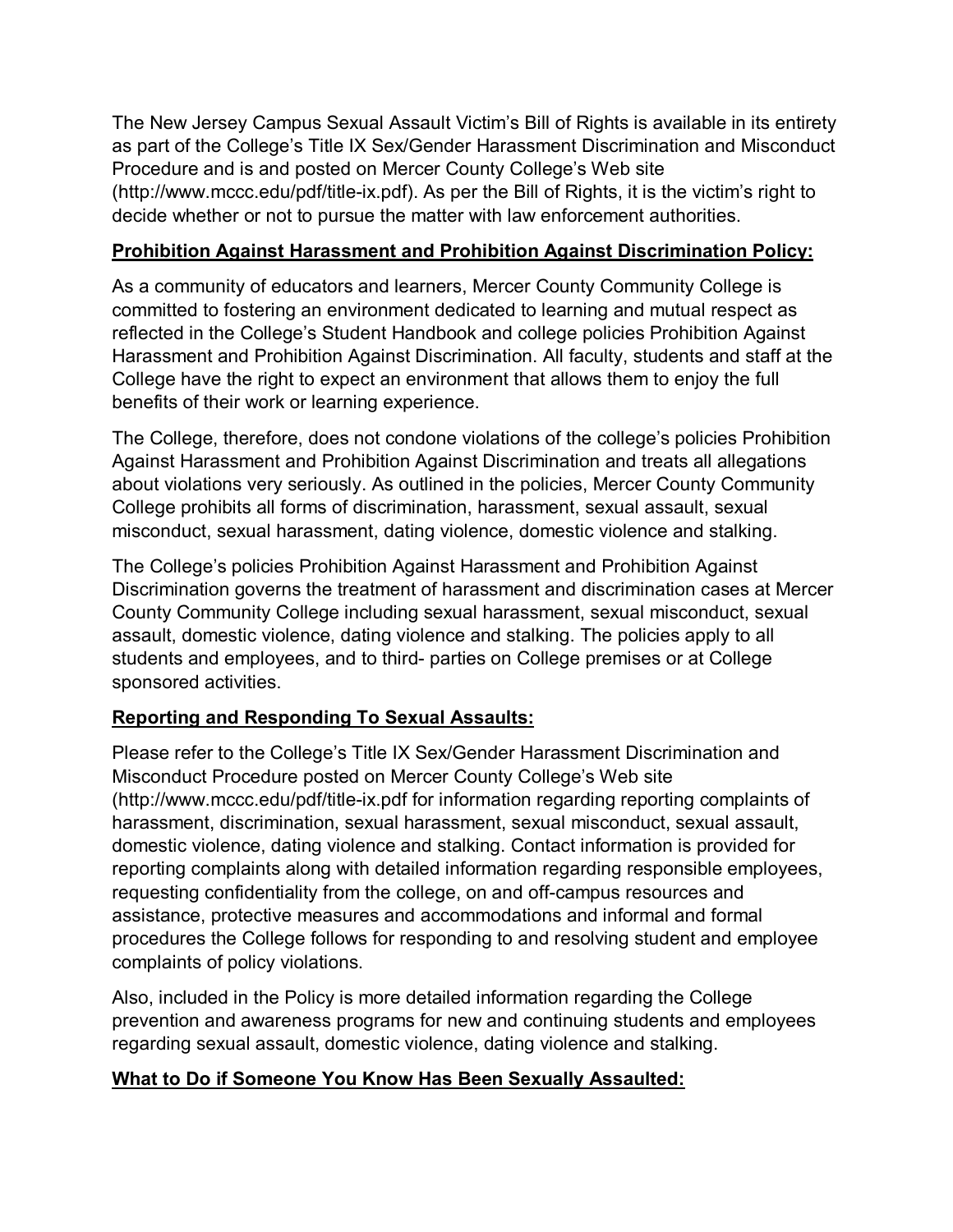The New Jersey Campus Sexual Assault Victim's Bill of Rights is available in its entirety as part of the College's Title IX Sex/Gender Harassment Discrimination and Misconduct Procedure and is and posted on Mercer County College's Web site (http://www.mccc.edu/pdf/title-ix.pdf). As per the Bill of Rights, it is the victim's right to decide whether or not to pursue the matter with law enforcement authorities.

**Prohibition Against Harassment and Prohibition Against Discrimination Policy:**

As a community of educators and learners, Mercer County Community College is committed to fostering an environment dedicated to learning and mutual respect as reflected in the College's Student Handbook and college policies Prohibition Against Harassment and Prohibition Against Discrimination. All faculty, students and staff at the College have the right to expect an environment that allows them to enjoy the full benefits of their work or learning experience.

The College, therefore, does not condone violations of the college's policies Prohibition Against Harassment and Prohibition Against Discrimination and treats all allegations about violations very seriously. As outlined in the policies, Mercer County Community College prohibits all forms of discrimination, harassment, sexual assault, sexual misconduct, sexual harassment, dating violence, domestic violence and stalking.

The College's policies Prohibition Against Harassment and Prohibition Against Discrimination governs the treatment of harassment and discrimination cases at Mercer County Community College including sexual harassment, sexual misconduct, sexual assault, domestic violence, dating violence and stalking. The policies apply to all students and employees, and to third- parties on College premises or at College sponsored activities.

**Reporting and Responding To Sexual Assaults:**

Please refer to the College's Title IX Sex/Gender Harassment Discrimination and Misconduct Procedure posted on Mercer County College's Web site (http://www.mccc.edu/pdf/title-ix.pdf for information regarding reporting complaints of harassment, discrimination, sexual harassment, sexual misconduct, sexual assault, domestic violence, dating violence and stalking. Contact information is provided for reporting complaints along with detailed information regarding responsible employees, requesting confidentiality from the college, on and off-campus resources and assistance, protective measures and accommodations and informal and formal procedures the College follows for responding to and resolving student and employee complaints of policy violations.

Also, included in the Policy is more detailed information regarding the College prevention and awareness programs for new and continuing students and employees regarding sexual assault, domestic violence, dating violence and stalking.

**What to Do if Someone You Know Has Been Sexually Assaulted:**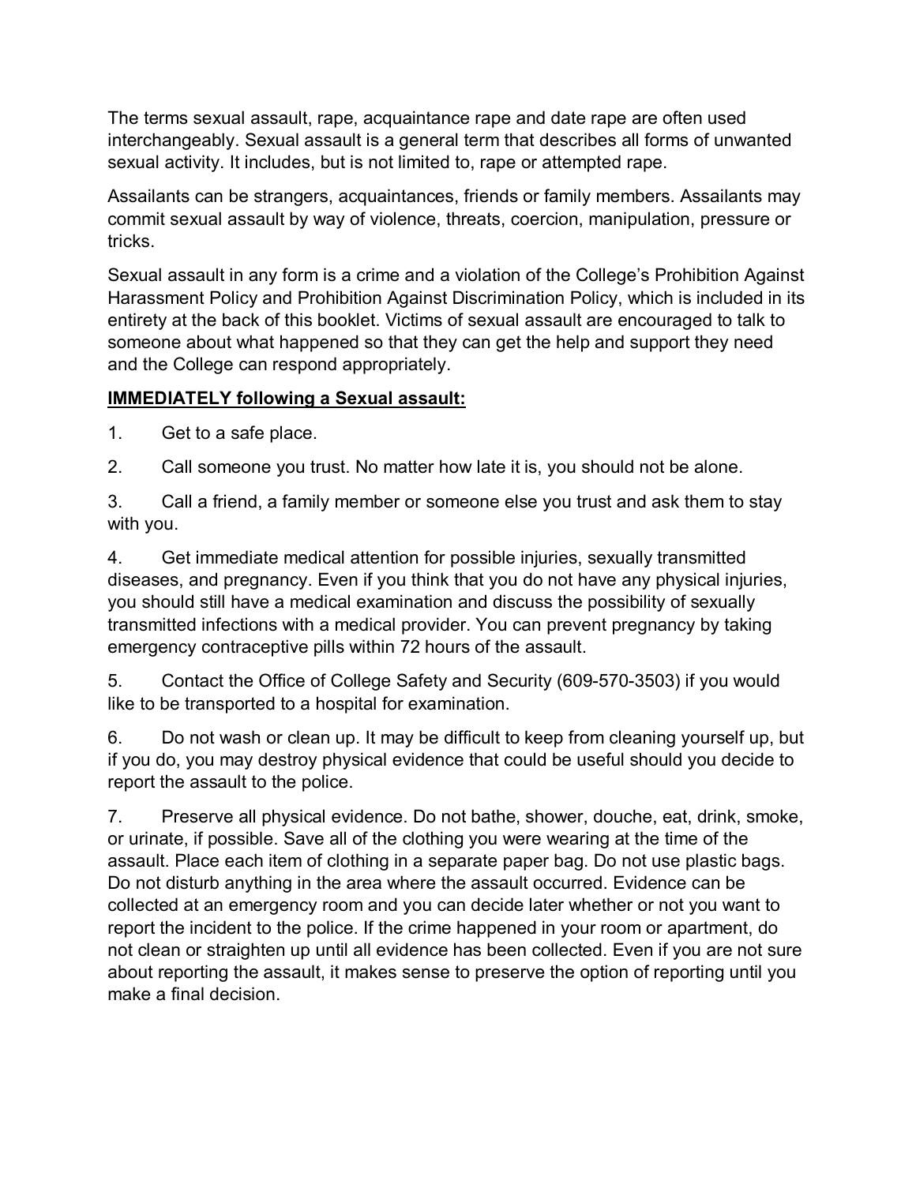The terms sexual assault, rape, acquaintance rape and date rape are often used interchangeably. Sexual assault is a general term that describes all forms of unwanted sexual activity. It includes, but is not limited to, rape or attempted rape.

Assailants can be strangers, acquaintances, friends or family members. Assailants may commit sexual assault by way of violence, threats, coercion, manipulation, pressure or tricks.

Sexual assault in any form is a crime and a violation of the College's Prohibition Against Harassment Policy and Prohibition Against Discrimination Policy, which is included in its entirety at the back of this booklet. Victims of sexual assault are encouraged to talk to someone about what happened so that they can get the help and support they need and the College can respond appropriately.

**IMMEDIATELY following a Sexual assault:**

1. Get to a safe place.

2. Call someone you trust. No matter how late it is, you should not be alone.

3. Call a friend, a family member or someone else you trust and ask them to stay with you.

4. Get immediate medical attention for possible injuries, sexually transmitted diseases, and pregnancy. Even if you think that you do not have any physical injuries, you should still have a medical examination and discuss the possibility of sexually transmitted infections with a medical provider. You can prevent pregnancy by taking emergency contraceptive pills within 72 hours of the assault.

5. Contact the Office of College Safety and Security (609-570-3503) if you would like to be transported to a hospital for examination.

6. Do not wash or clean up. It may be difficult to keep from cleaning yourself up, but if you do, you may destroy physical evidence that could be useful should you decide to report the assault to the police.

7. Preserve all physical evidence. Do not bathe, shower, douche, eat, drink, smoke, or urinate, if possible. Save all of the clothing you were wearing at the time of the assault. Place each item of clothing in a separate paper bag. Do not use plastic bags. Do not disturb anything in the area where the assault occurred. Evidence can be collected at an emergency room and you can decide later whether or not you want to report the incident to the police. If the crime happened in your room or apartment, do not clean or straighten up until all evidence has been collected. Even if you are not sure about reporting the assault, it makes sense to preserve the option of reporting until you make a final decision.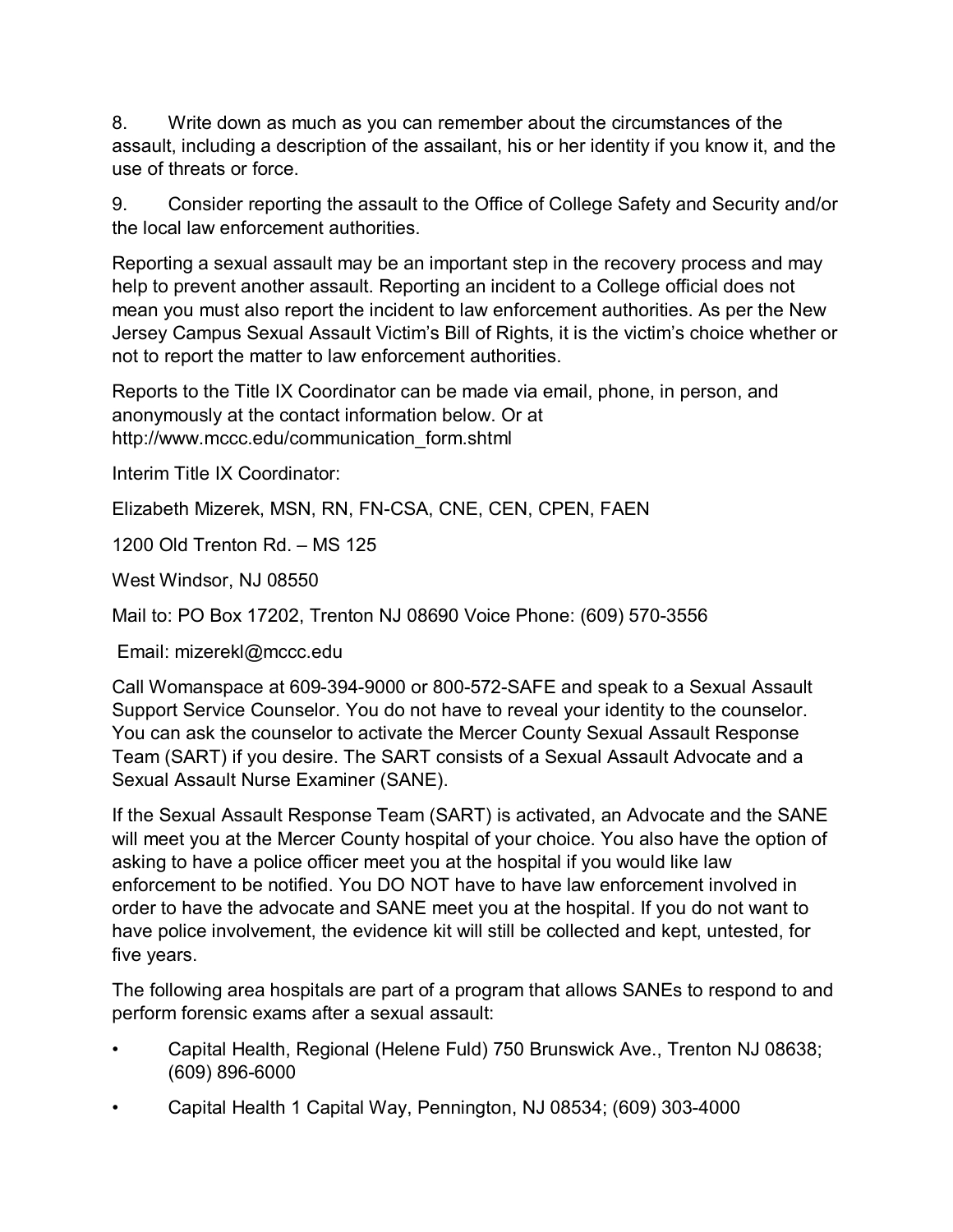8. Write down as much as you can remember about the circumstances of the assault, including a description of the assailant, his or her identity if you know it, and the use of threats or force.

9. Consider reporting the assault to the Office of College Safety and Security and/or the local law enforcement authorities.

Reporting a sexual assault may be an important step in the recovery process and may help to prevent another assault. Reporting an incident to a College official does not mean you must also report the incident to law enforcement authorities. As per the New Jersey Campus Sexual Assault Victim's Bill of Rights, it is the victim's choice whether or not to report the matter to law enforcement authorities.

Reports to the Title IX Coordinator can be made via email, phone, in person, and anonymously at the contact information below. Or at http://www.mccc.edu/communication_form.shtml

Interim Title IX Coordinator:

Elizabeth Mizerek, MSN, RN, FN-CSA, CNE, CEN, CPEN, FAEN

1200 Old Trenton Rd. – MS 125

West Windsor, NJ 08550

Mail to: PO Box 17202, Trenton NJ 08690 Voice Phone: (609) 570-3556

Email: mizerekl@mccc.edu

Call Womanspace at 609-394-9000 or 800-572-SAFE and speak to a Sexual Assault Support Service Counselor. You do not have to reveal your identity to the counselor. You can ask the counselor to activate the Mercer County Sexual Assault Response Team (SART) if you desire. The SART consists of a Sexual Assault Advocate and a Sexual Assault Nurse Examiner (SANE).

If the Sexual Assault Response Team (SART) is activated, an Advocate and the SANE will meet you at the Mercer County hospital of your choice. You also have the option of asking to have a police officer meet you at the hospital if you would like law enforcement to be notified. You DO NOT have to have law enforcement involved in order to have the advocate and SANE meet you at the hospital. If you do not want to have police involvement, the evidence kit will still be collected and kept, untested, for five years.

The following area hospitals are part of a program that allows SANEs to respond to and perform forensic exams after a sexual assault:

- Capital Health, Regional (Helene Fuld) 750 Brunswick Ave., Trenton NJ 08638; (609) 896-6000
- Capital Health 1 Capital Way, Pennington, NJ 08534; (609) 303-4000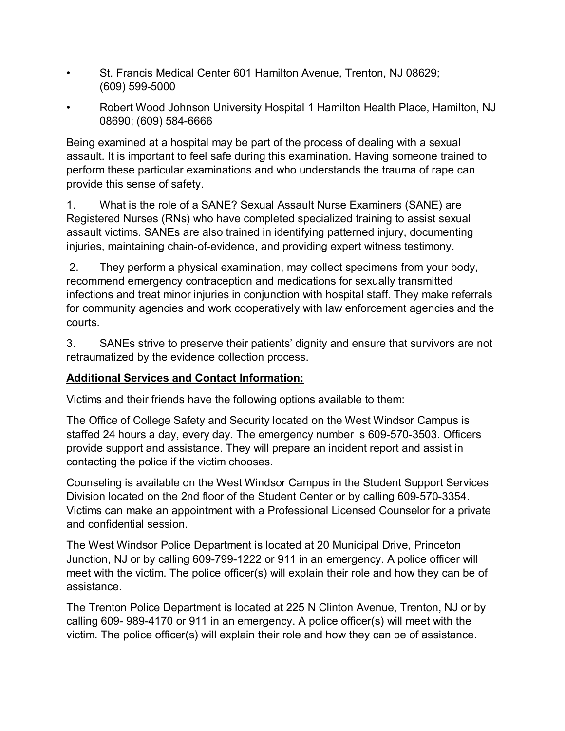- St. Francis Medical Center 601 Hamilton Avenue, Trenton, NJ 08629; (609) 599-5000
- Robert Wood Johnson University Hospital 1 Hamilton Health Place, Hamilton, NJ 08690; (609) 584-6666

Being examined at a hospital may be part of the process of dealing with a sexual assault. It is important to feel safe during this examination. Having someone trained to perform these particular examinations and who understands the trauma of rape can provide this sense of safety.

1. What is the role of a SANE? Sexual Assault Nurse Examiners (SANE) are Registered Nurses (RNs) who have completed specialized training to assist sexual assault victims. SANEs are also trained in identifying patterned injury, documenting injuries, maintaining chain-of-evidence, and providing expert witness testimony.

2. They perform a physical examination, may collect specimens from your body, recommend emergency contraception and medications for sexually transmitted infections and treat minor injuries in conjunction with hospital staff. They make referrals for community agencies and work cooperatively with law enforcement agencies and the courts.

3. SANEs strive to preserve their patients' dignity and ensure that survivors are not retraumatized by the evidence collection process.

**Additional Services and Contact Information:**

Victims and their friends have the following options available to them:

The Office of College Safety and Security located on the West Windsor Campus is staffed 24 hours a day, every day. The emergency number is 609-570-3503. Officers provide support and assistance. They will prepare an incident report and assist in contacting the police if the victim chooses.

Counseling is available on the West Windsor Campus in the Student Support Services Division located on the 2nd floor of the Student Center or by calling 609-570-3354. Victims can make an appointment with a Professional Licensed Counselor for a private and confidential session.

The West Windsor Police Department is located at 20 Municipal Drive, Princeton Junction, NJ or by calling 609-799-1222 or 911 in an emergency. A police officer will meet with the victim. The police officer(s) will explain their role and how they can be of assistance.

The Trenton Police Department is located at 225 N Clinton Avenue, Trenton, NJ or by calling 609- 989-4170 or 911 in an emergency. A police officer(s) will meet with the victim. The police officer(s) will explain their role and how they can be of assistance.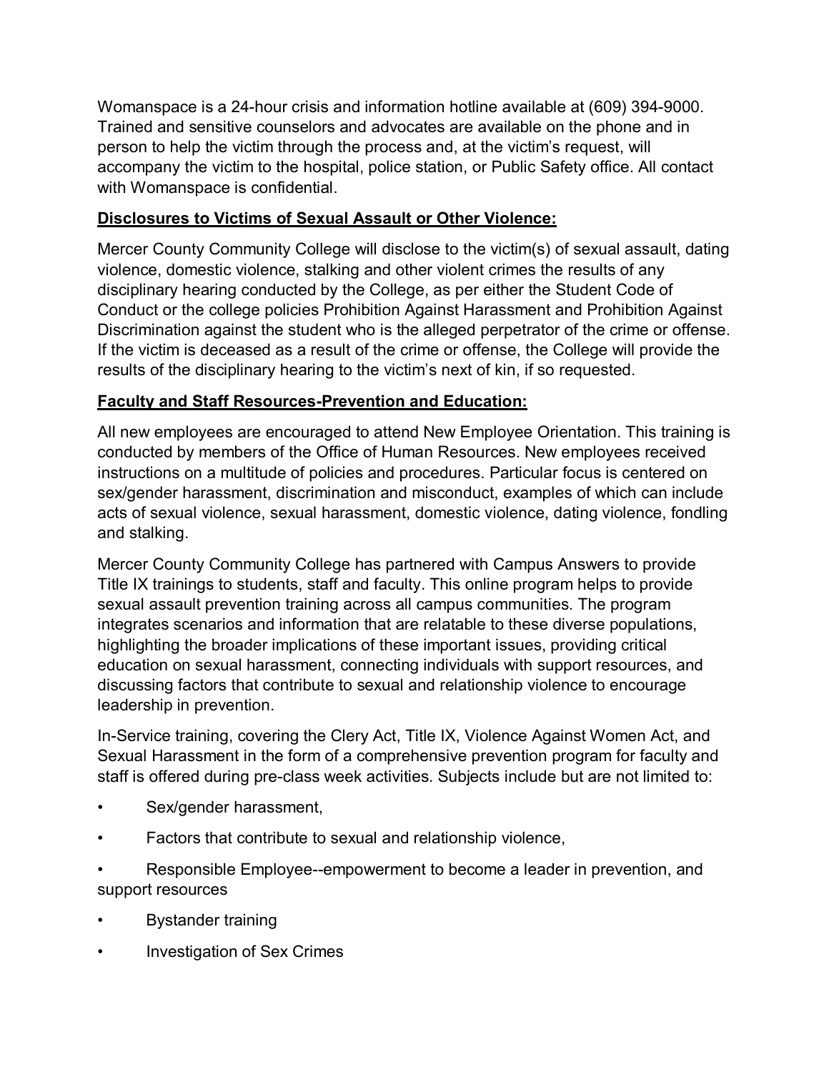Womanspace is a 24-hour crisis and information hotline available at (609) 394-9000. Trained and sensitive counselors and advocates are available on the phone and in person to help the victim through the process and, at the victim's request, will accompany the victim to the hospital, police station, or Public Safety office. All contact with Womanspace is confidential.

**Disclosures to Victims of Sexual Assault or Other Violence:**

Mercer County Community College will disclose to the victim(s) of sexual assault, dating violence, domestic violence, stalking and other violent crimes the results of any disciplinary hearing conducted by the College, as per either the Student Code of Conduct or the college policies Prohibition Against Harassment and Prohibition Against Discrimination against the student who is the alleged perpetrator of the crime or offense. If the victim is deceased as a result of the crime or offense, the College will provide the results of the disciplinary hearing to the victim's next of kin, if so requested.

**Faculty and Staff Resources-Prevention and Education:**

All new employees are encouraged to attend New Employee Orientation. This training is conducted by members of the Office of Human Resources. New employees received instructions on a multitude of policies and procedures. Particular focus is centered on sex/gender harassment, discrimination and misconduct, examples of which can include acts of sexual violence, sexual harassment, domestic violence, dating violence, fondling and stalking.

Mercer County Community College has partnered with Campus Answers to provide Title IX trainings to students, staff and faculty. This online program helps to provide sexual assault prevention training across all campus communities. The program integrates scenarios and information that are relatable to these diverse populations, highlighting the broader implications of these important issues, providing critical education on sexual harassment, connecting individuals with support resources, and discussing factors that contribute to sexual and relationship violence to encourage leadership in prevention.

In-Service training, covering the Clery Act, Title IX, Violence Against Women Act, and Sexual Harassment in the form of a comprehensive prevention program for faculty and staff is offered during pre-class week activities. Subjects include but are not limited to:

- Sex/gender harassment,
- Factors that contribute to sexual and relationship violence,
- Responsible Employee--empowerment to become a leader in prevention, and support resources
- Bystander training
- Investigation of Sex Crimes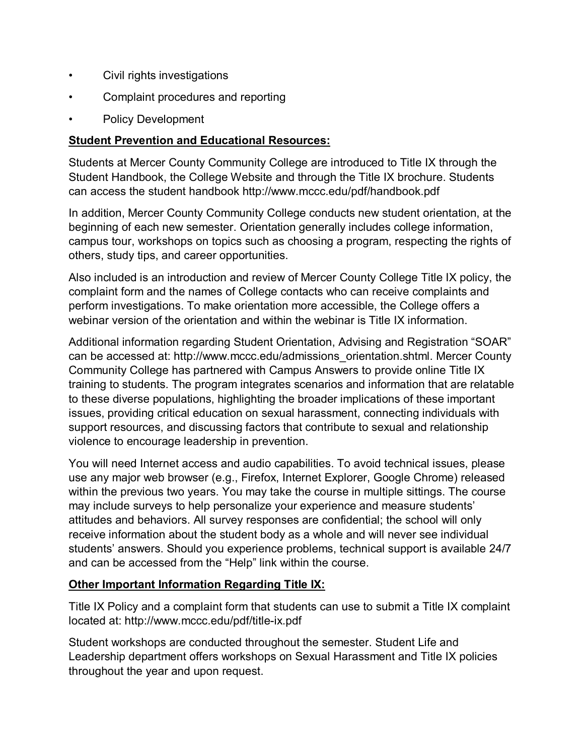- Civil rights investigations
- Complaint procedures and reporting
- Policy Development

**Student Prevention and Educational Resources:**

Students at Mercer County Community College are introduced to Title IX through the Student Handbook, the College Website and through the Title IX brochure. Students can access the student handbook http://www.mccc.edu/pdf/handbook.pdf

In addition, Mercer County Community College conducts new student orientation, at the beginning of each new semester. Orientation generally includes college information, campus tour, workshops on topics such as choosing a program, respecting the rights of others, study tips, and career opportunities.

Also included is an introduction and review of Mercer County College Title IX policy, the complaint form and the names of College contacts who can receive complaints and perform investigations. To make orientation more accessible, the College offers a webinar version of the orientation and within the webinar is Title IX information.

Additional information regarding Student Orientation, Advising and Registration "SOAR" can be accessed at: http://www.mccc.edu/admissions_orientation.shtml. Mercer County Community College has partnered with Campus Answers to provide online Title IX training to students. The program integrates scenarios and information that are relatable to these diverse populations, highlighting the broader implications of these important issues, providing critical education on sexual harassment, connecting individuals with support resources, and discussing factors that contribute to sexual and relationship violence to encourage leadership in prevention.

You will need Internet access and audio capabilities. To avoid technical issues, please use any major web browser (e.g., Firefox, Internet Explorer, Google Chrome) released within the previous two years. You may take the course in multiple sittings. The course may include surveys to help personalize your experience and measure students' attitudes and behaviors. All survey responses are confidential; the school will only receive information about the student body as a whole and will never see individual students' answers. Should you experience problems, technical support is available 24/7 and can be accessed from the "Help" link within the course.

**Other Important Information Regarding Title IX:**

Title IX Policy and a complaint form that students can use to submit a Title IX complaint located at: http://www.mccc.edu/pdf/title-ix.pdf

Student workshops are conducted throughout the semester. Student Life and Leadership department offers workshops on Sexual Harassment and Title IX policies throughout the year and upon request.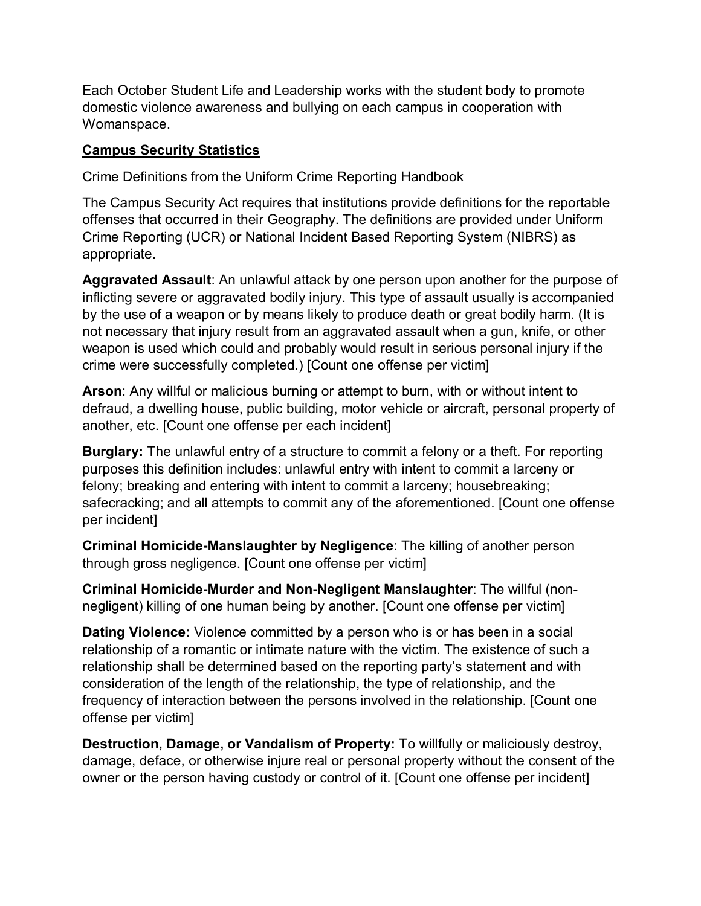Each October Student Life and Leadership works with the student body to promote domestic violence awareness and bullying on each campus in cooperation with Womanspace.

## Campus Security Statistics

Crime Definitions from the Uniform Crime Reporting Handbook

The Campus Security Act requires that institutions provide definitions for the reportable offenses that occurred in their Geography. The definitions are provided under Uniform Crime Reporting (UCR) or National Incident Based Reporting System (NIBRS) as appropriate.

**Aggravated Assault**: An unlawful attack by one person upon another for the purpose of inflicting severe or aggravated bodily injury. This type of assault usually is accompanied by the use of a weapon or by means likely to produce death or great bodily harm. (It is not necessary that injury result from an aggravated assault when a gun, knife, or other weapon is used which could and probably would result in serious personal injury if the crime were successfully completed.) [Count one offense per victim]

**Arson**: Any willful or malicious burning or attempt to burn, with or without intent to defraud, a dwelling house, public building, motor vehicle or aircraft, personal property of another, etc. [Count one offense per each incident]

**Burglary:** The unlawful entry of a structure to commit a felony or a theft. For reporting purposes this definition includes: unlawful entry with intent to commit a larceny or felony; breaking and entering with intent to commit a larceny; housebreaking; safecracking; and all attempts to commit any of the aforementioned. [Count one offense per incident]

**Criminal Homicide-Manslaughter by Negligence**: The killing of another person through gross negligence. [Count one offense per victim]

**Criminal Homicide-Murder and Non-Negligent Manslaughter**: The willful (non-negligent) killing of one human being by another. [Count one offense per victim]

**Dating Violence:** Violence committed by a person who is or has been in a social relationship of a romantic or intimate nature with the victim. The existence of such a relationship shall be determined based on the reporting party's statement and with consideration of the length of the relationship, the type of relationship, and the frequency of interaction between the persons involved in the relationship. [Count one offense per victim]

**Destruction, Damage, or Vandalism of Property:** To willfully or maliciously destroy, damage, deface, or otherwise injure real or personal property without the consent of the owner or the person having custody or control of it. [Count one offense per incident]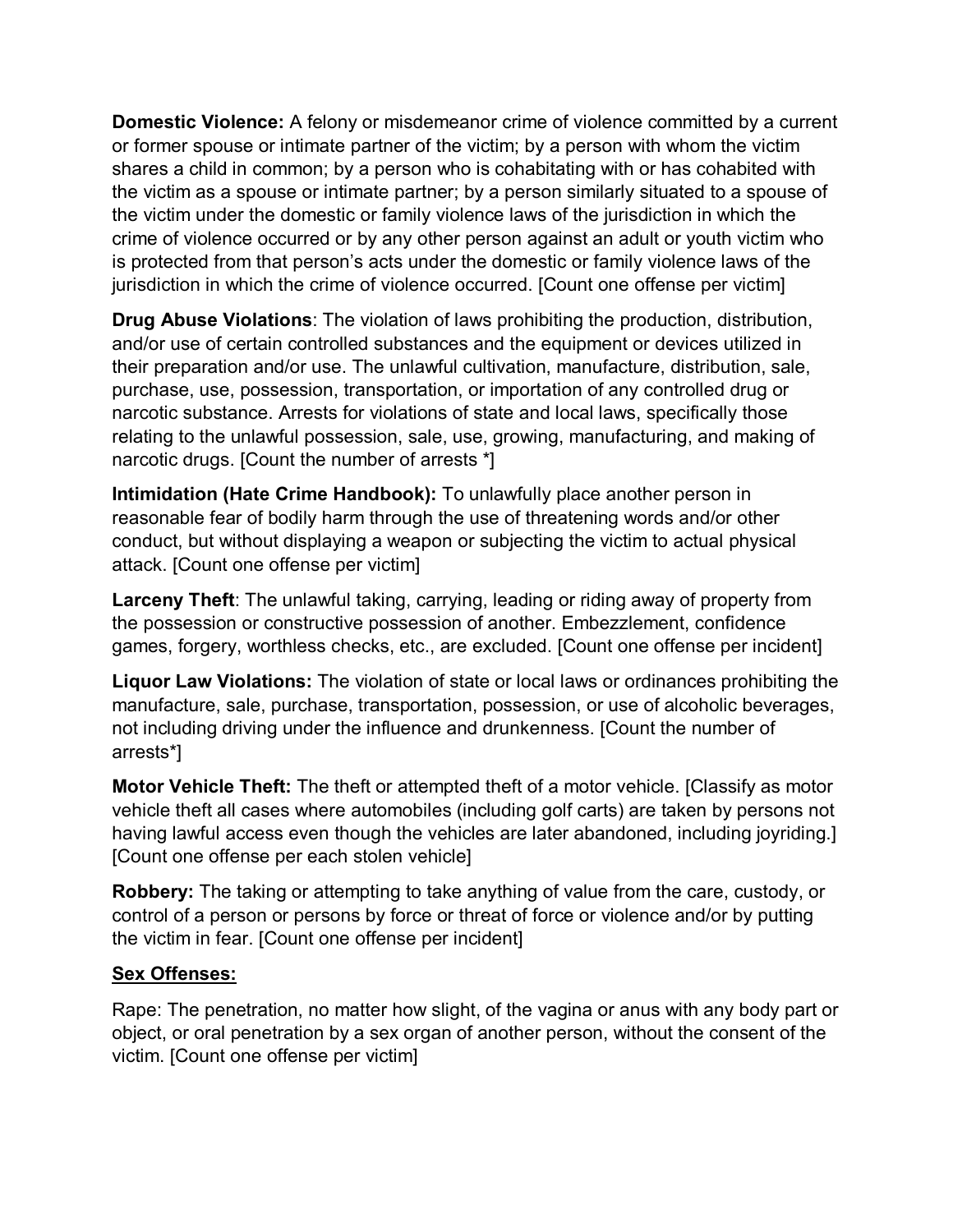**Domestic Violence:** A felony or misdemeanor crime of violence committed by a current or former spouse or intimate partner of the victim; by a person with whom the victim shares a child in common; by a person who is cohabitating with or has cohabited with the victim as a spouse or intimate partner; by a person similarly situated to a spouse of the victim under the domestic or family violence laws of the jurisdiction in which the crime of violence occurred or by any other person against an adult or youth victim who is protected from that person's acts under the domestic or family violence laws of the jurisdiction in which the crime of violence occurred. [Count one offense per victim]

**Drug Abuse Violations**: The violation of laws prohibiting the production, distribution, and/or use of certain controlled substances and the equipment or devices utilized in their preparation and/or use. The unlawful cultivation, manufacture, distribution, sale, purchase, use, possession, transportation, or importation of any controlled drug or narcotic substance. Arrests for violations of state and local laws, specifically those relating to the unlawful possession, sale, use, growing, manufacturing, and making of narcotic drugs. [Count the number of arrests *]

**Intimidation (Hate Crime Handbook):** To unlawfully place another person in reasonable fear of bodily harm through the use of threatening words and/or other conduct, but without displaying a weapon or subjecting the victim to actual physical attack. [Count one offense per victim]

**Larceny Theft**: The unlawful taking, carrying, leading or riding away of property from the possession or constructive possession of another. Embezzlement, confidence games, forgery, worthless checks, etc., are excluded. [Count one offense per incident]

**Liquor Law Violations:** The violation of state or local laws or ordinances prohibiting the manufacture, sale, purchase, transportation, possession, or use of alcoholic beverages, not including driving under the influence and drunkenness. [Count the number of arrests*]

**Motor Vehicle Theft:** The theft or attempted theft of a motor vehicle. [Classify as motor vehicle theft all cases where automobiles (including golf carts) are taken by persons not having lawful access even though the vehicles are later abandoned, including joyriding.] [Count one offense per each stolen vehicle]

**Robbery:** The taking or attempting to take anything of value from the care, custody, or control of a person or persons by force or threat of force or violence and/or by putting the victim in fear. [Count one offense per incident]

**Sex Offenses:**

Rape: The penetration, no matter how slight, of the vagina or anus with any body part or object, or oral penetration by a sex organ of another person, without the consent of the victim. [Count one offense per victim]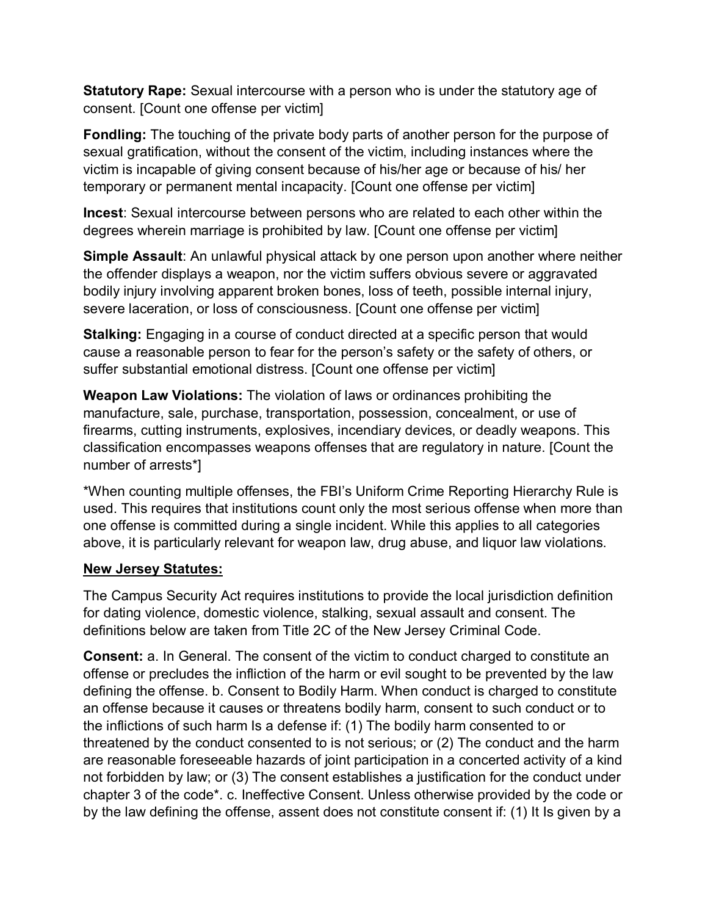**Statutory Rape:** Sexual intercourse with a person who is under the statutory age of consent. [Count one offense per victim]

**Fondling:** The touching of the private body parts of another person for the purpose of sexual gratification, without the consent of the victim, including instances where the victim is incapable of giving consent because of his/her age or because of his/ her temporary or permanent mental incapacity. [Count one offense per victim]

**Incest**: Sexual intercourse between persons who are related to each other within the degrees wherein marriage is prohibited by law. [Count one offense per victim]

**Simple Assault**: An unlawful physical attack by one person upon another where neither the offender displays a weapon, nor the victim suffers obvious severe or aggravated bodily injury involving apparent broken bones, loss of teeth, possible internal injury, severe laceration, or loss of consciousness. [Count one offense per victim]

**Stalking:** Engaging in a course of conduct directed at a specific person that would cause a reasonable person to fear for the person's safety or the safety of others, or suffer substantial emotional distress. [Count one offense per victim]

**Weapon Law Violations:** The violation of laws or ordinances prohibiting the manufacture, sale, purchase, transportation, possession, concealment, or use of firearms, cutting instruments, explosives, incendiary devices, or deadly weapons. This classification encompasses weapons offenses that are regulatory in nature. [Count the number of arrests*]

*When counting multiple offenses, the FBI's Uniform Crime Reporting Hierarchy Rule is used. This requires that institutions count only the most serious offense when more than one offense is committed during a single incident. While this applies to all categories above, it is particularly relevant for weapon law, drug abuse, and liquor law violations.

**New Jersey Statutes:**

The Campus Security Act requires institutions to provide the local jurisdiction definition for dating violence, domestic violence, stalking, sexual assault and consent. The definitions below are taken from Title 2C of the New Jersey Criminal Code.

**Consent:** a. In General. The consent of the victim to conduct charged to constitute an offense or precludes the infliction of the harm or evil sought to be prevented by the law defining the offense. b. Consent to Bodily Harm. When conduct is charged to constitute an offense because it causes or threatens bodily harm, consent to such conduct or to the inflictions of such harm Is a defense if: (1) The bodily harm consented to or threatened by the conduct consented to is not serious; or (2) The conduct and the harm are reasonable foreseeable hazards of joint participation in a concerted activity of a kind not forbidden by law; or (3) The consent establishes a justification for the conduct under chapter 3 of the code*. c. Ineffective Consent. Unless otherwise provided by the code or by the law defining the offense, assent does not constitute consent if: (1) It Is given by a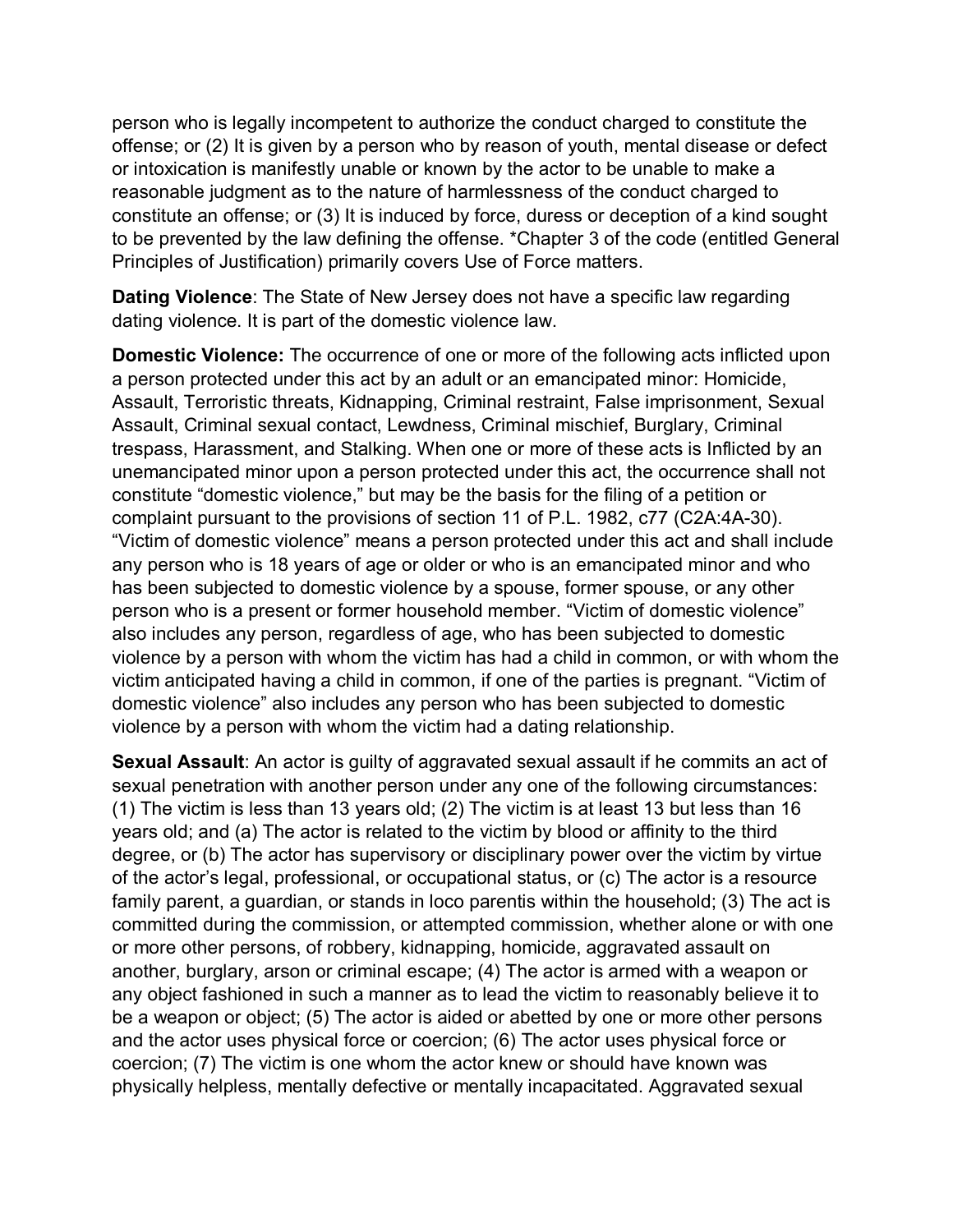person who is legally incompetent to authorize the conduct charged to constitute the offense; or (2) It is given by a person who by reason of youth, mental disease or defect or intoxication is manifestly unable or known by the actor to be unable to make a reasonable judgment as to the nature of harmlessness of the conduct charged to constitute an offense; or (3) It is induced by force, duress or deception of a kind sought to be prevented by the law defining the offense. *Chapter 3 of the code (entitled General Principles of Justification) primarily covers Use of Force matters.

**Dating Violence**: The State of New Jersey does not have a specific law regarding dating violence. It is part of the domestic violence law.

**Domestic Violence:** The occurrence of one or more of the following acts inflicted upon a person protected under this act by an adult or an emancipated minor: Homicide, Assault, Terroristic threats, Kidnapping, Criminal restraint, False imprisonment, Sexual Assault, Criminal sexual contact, Lewdness, Criminal mischief, Burglary, Criminal trespass, Harassment, and Stalking. When one or more of these acts is Inflicted by an unemancipated minor upon a person protected under this act, the occurrence shall not constitute "domestic violence," but may be the basis for the filing of a petition or complaint pursuant to the provisions of section 11 of P.L. 1982, c77 (C2A:4A-30). "Victim of domestic violence" means a person protected under this act and shall include any person who is 18 years of age or older or who is an emancipated minor and who has been subjected to domestic violence by a spouse, former spouse, or any other person who is a present or former household member. "Victim of domestic violence" also includes any person, regardless of age, who has been subjected to domestic violence by a person with whom the victim has had a child in common, or with whom the victim anticipated having a child in common, if one of the parties is pregnant. "Victim of domestic violence" also includes any person who has been subjected to domestic violence by a person with whom the victim had a dating relationship.

**Sexual Assault**: An actor is guilty of aggravated sexual assault if he commits an act of sexual penetration with another person under any one of the following circumstances: (1) The victim is less than 13 years old; (2) The victim is at least 13 but less than 16 years old; and (a) The actor is related to the victim by blood or affinity to the third degree, or (b) The actor has supervisory or disciplinary power over the victim by virtue of the actor's legal, professional, or occupational status, or (c) The actor is a resource family parent, a guardian, or stands in loco parentis within the household; (3) The act is committed during the commission, or attempted commission, whether alone or with one or more other persons, of robbery, kidnapping, homicide, aggravated assault on another, burglary, arson or criminal escape; (4) The actor is armed with a weapon or any object fashioned in such a manner as to lead the victim to reasonably believe it to be a weapon or object; (5) The actor is aided or abetted by one or more other persons and the actor uses physical force or coercion; (6) The actor uses physical force or coercion; (7) The victim is one whom the actor knew or should have known was physically helpless, mentally defective or mentally incapacitated. Aggravated sexual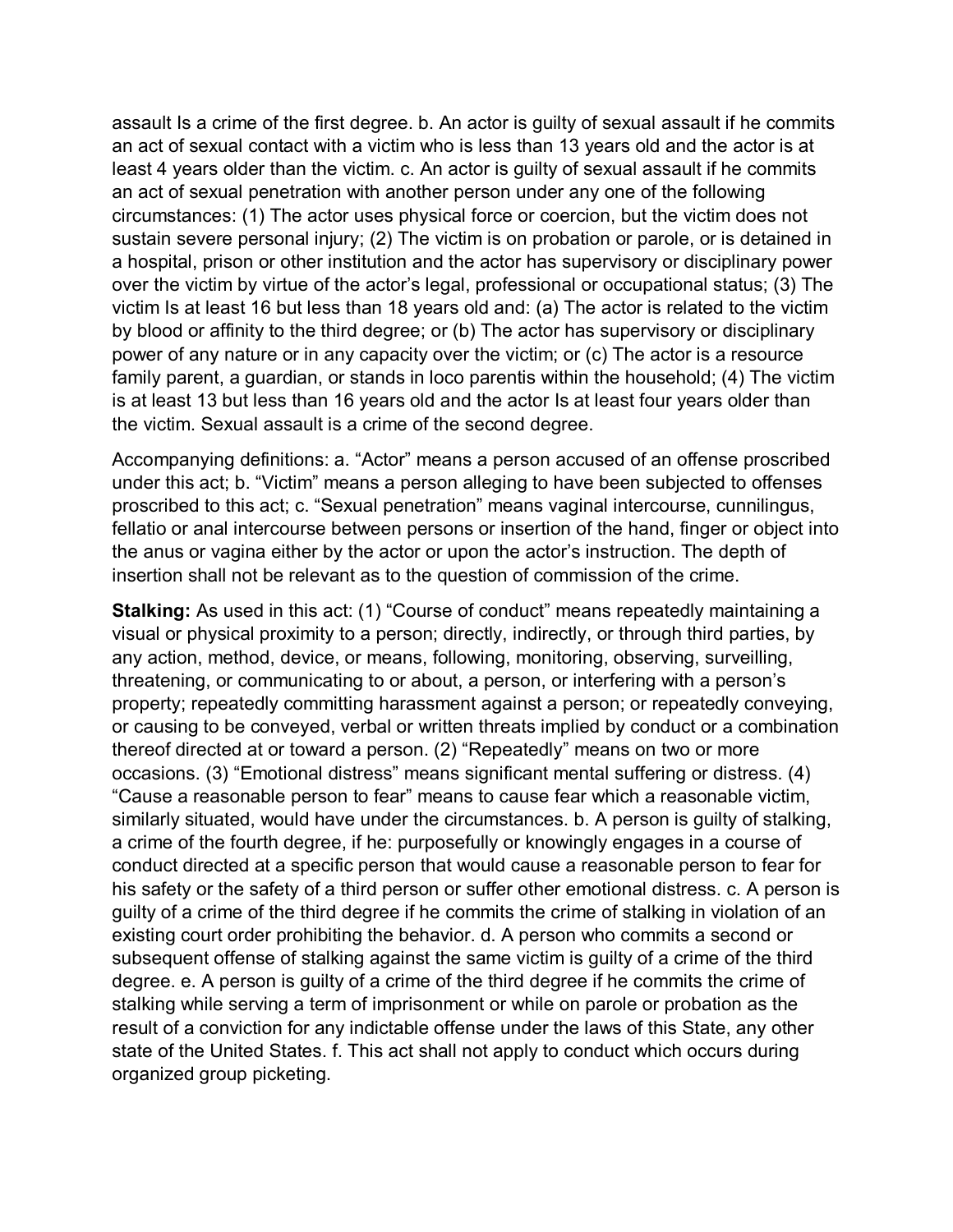assault Is a crime of the first degree. b. An actor is guilty of sexual assault if he commits an act of sexual contact with a victim who is less than 13 years old and the actor is at least 4 years older than the victim. c. An actor is guilty of sexual assault if he commits an act of sexual penetration with another person under any one of the following circumstances: (1) The actor uses physical force or coercion, but the victim does not sustain severe personal injury; (2) The victim is on probation or parole, or is detained in a hospital, prison or other institution and the actor has supervisory or disciplinary power over the victim by virtue of the actor's legal, professional or occupational status; (3) The victim Is at least 16 but less than 18 years old and: (a) The actor is related to the victim by blood or affinity to the third degree; or (b) The actor has supervisory or disciplinary power of any nature or in any capacity over the victim; or (c) The actor is a resource family parent, a guardian, or stands in loco parentis within the household; (4) The victim is at least 13 but less than 16 years old and the actor Is at least four years older than the victim. Sexual assault is a crime of the second degree.

Accompanying definitions: a. "Actor" means a person accused of an offense proscribed under this act; b. "Victim" means a person alleging to have been subjected to offenses proscribed to this act; c. "Sexual penetration" means vaginal intercourse, cunnilingus, fellatio or anal intercourse between persons or insertion of the hand, finger or object into the anus or vagina either by the actor or upon the actor's instruction. The depth of insertion shall not be relevant as to the question of commission of the crime.

**Stalking:** As used in this act: (1) "Course of conduct" means repeatedly maintaining a visual or physical proximity to a person; directly, indirectly, or through third parties, by any action, method, device, or means, following, monitoring, observing, surveilling, threatening, or communicating to or about, a person, or interfering with a person's property; repeatedly committing harassment against a person; or repeatedly conveying, or causing to be conveyed, verbal or written threats implied by conduct or a combination thereof directed at or toward a person. (2) "Repeatedly" means on two or more occasions. (3) "Emotional distress" means significant mental suffering or distress. (4) "Cause a reasonable person to fear" means to cause fear which a reasonable victim, similarly situated, would have under the circumstances. b. A person is guilty of stalking, a crime of the fourth degree, if he: purposefully or knowingly engages in a course of conduct directed at a specific person that would cause a reasonable person to fear for his safety or the safety of a third person or suffer other emotional distress. c. A person is guilty of a crime of the third degree if he commits the crime of stalking in violation of an existing court order prohibiting the behavior. d. A person who commits a second or subsequent offense of stalking against the same victim is guilty of a crime of the third degree. e. A person is guilty of a crime of the third degree if he commits the crime of stalking while serving a term of imprisonment or while on parole or probation as the result of a conviction for any indictable offense under the laws of this State, any other state of the United States. f. This act shall not apply to conduct which occurs during organized group picketing.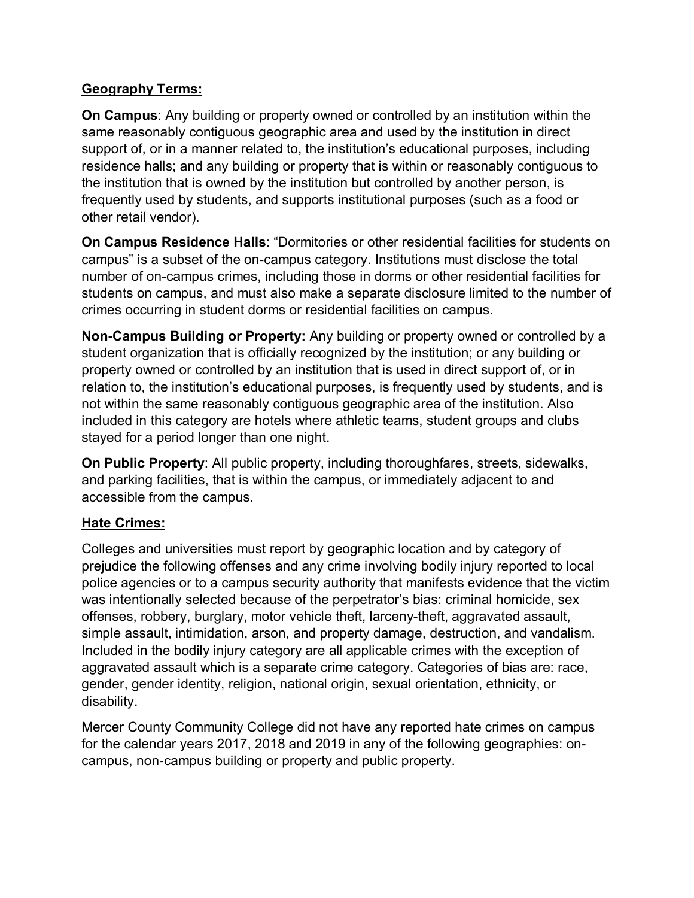## Geography Terms:

**On Campus**: Any building or property owned or controlled by an institution within the same reasonably contiguous geographic area and used by the institution in direct support of, or in a manner related to, the institution's educational purposes, including residence halls; and any building or property that is within or reasonably contiguous to the institution that is owned by the institution but controlled by another person, is frequently used by students, and supports institutional purposes (such as a food or other retail vendor).

**On Campus Residence Halls**: "Dormitories or other residential facilities for students on campus" is a subset of the on-campus category. Institutions must disclose the total number of on-campus crimes, including those in dorms or other residential facilities for students on campus, and must also make a separate disclosure limited to the number of crimes occurring in student dorms or residential facilities on campus.

**Non-Campus Building or Property:** Any building or property owned or controlled by a student organization that is officially recognized by the institution; or any building or property owned or controlled by an institution that is used in direct support of, or in relation to, the institution's educational purposes, is frequently used by students, and is not within the same reasonably contiguous geographic area of the institution. Also included in this category are hotels where athletic teams, student groups and clubs stayed for a period longer than one night.

**On Public Property**: All public property, including thoroughfares, streets, sidewalks, and parking facilities, that is within the campus, or immediately adjacent to and accessible from the campus.

## Hate Crimes:

Colleges and universities must report by geographic location and by category of prejudice the following offenses and any crime involving bodily injury reported to local police agencies or to a campus security authority that manifests evidence that the victim was intentionally selected because of the perpetrator's bias: criminal homicide, sex offenses, robbery, burglary, motor vehicle theft, larceny-theft, aggravated assault, simple assault, intimidation, arson, and property damage, destruction, and vandalism. Included in the bodily injury category are all applicable crimes with the exception of aggravated assault which is a separate crime category. Categories of bias are: race, gender, gender identity, religion, national origin, sexual orientation, ethnicity, or disability.

Mercer County Community College did not have any reported hate crimes on campus for the calendar years 2017, 2018 and 2019 in any of the following geographies: on-campus, non-campus building or property and public property.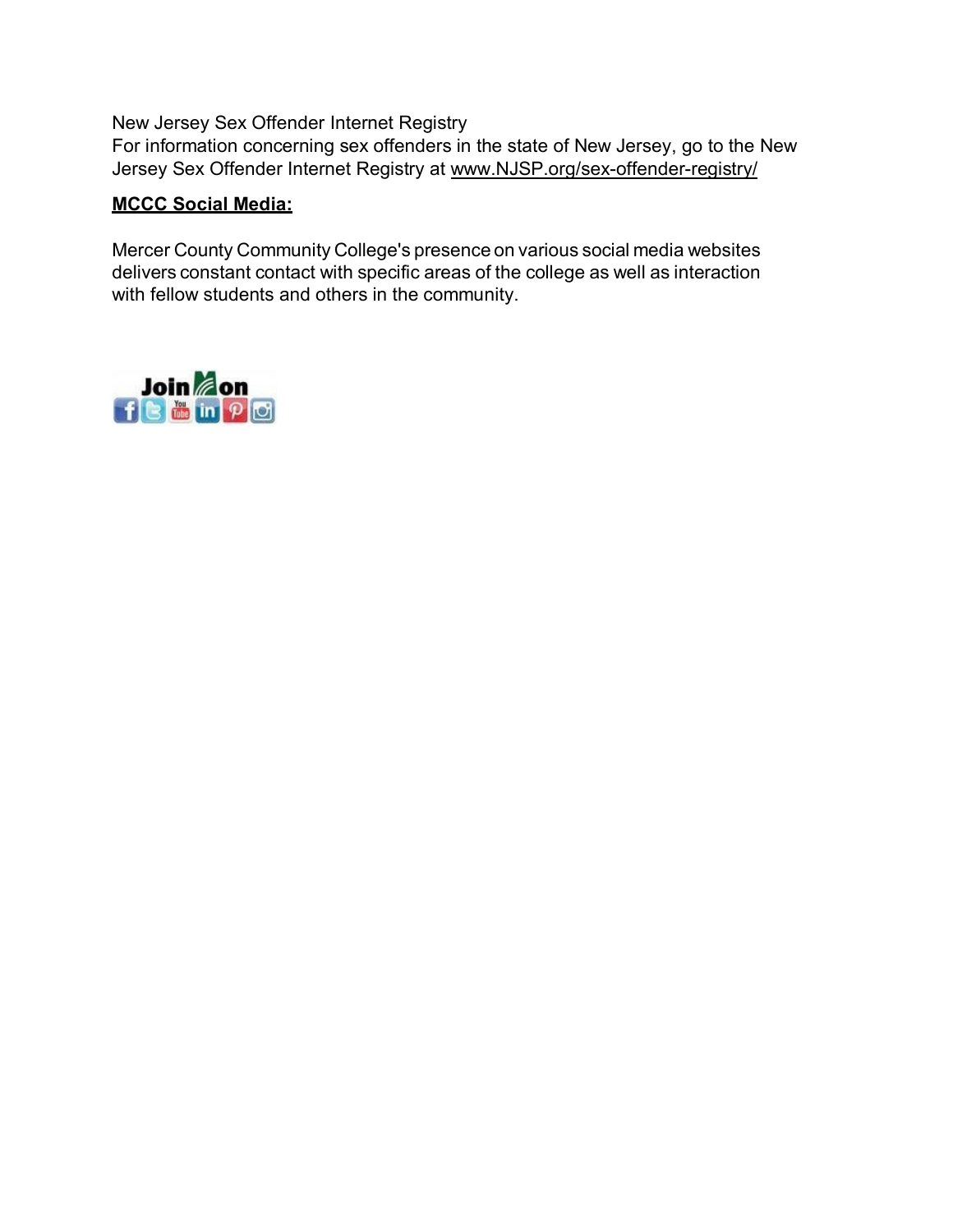New Jersey Sex Offender Internet Registry

For information concerning sex offenders in the state of New Jersey, go to the New Jersey Sex Offender Internet Registry at www.NJSP.org/sex-offender-registry/

**MCCC Social Media:**

Mercer County Community College's presence on various social media websites delivers constant contact with specific areas of the college as well as interaction with fellow students and others in the community.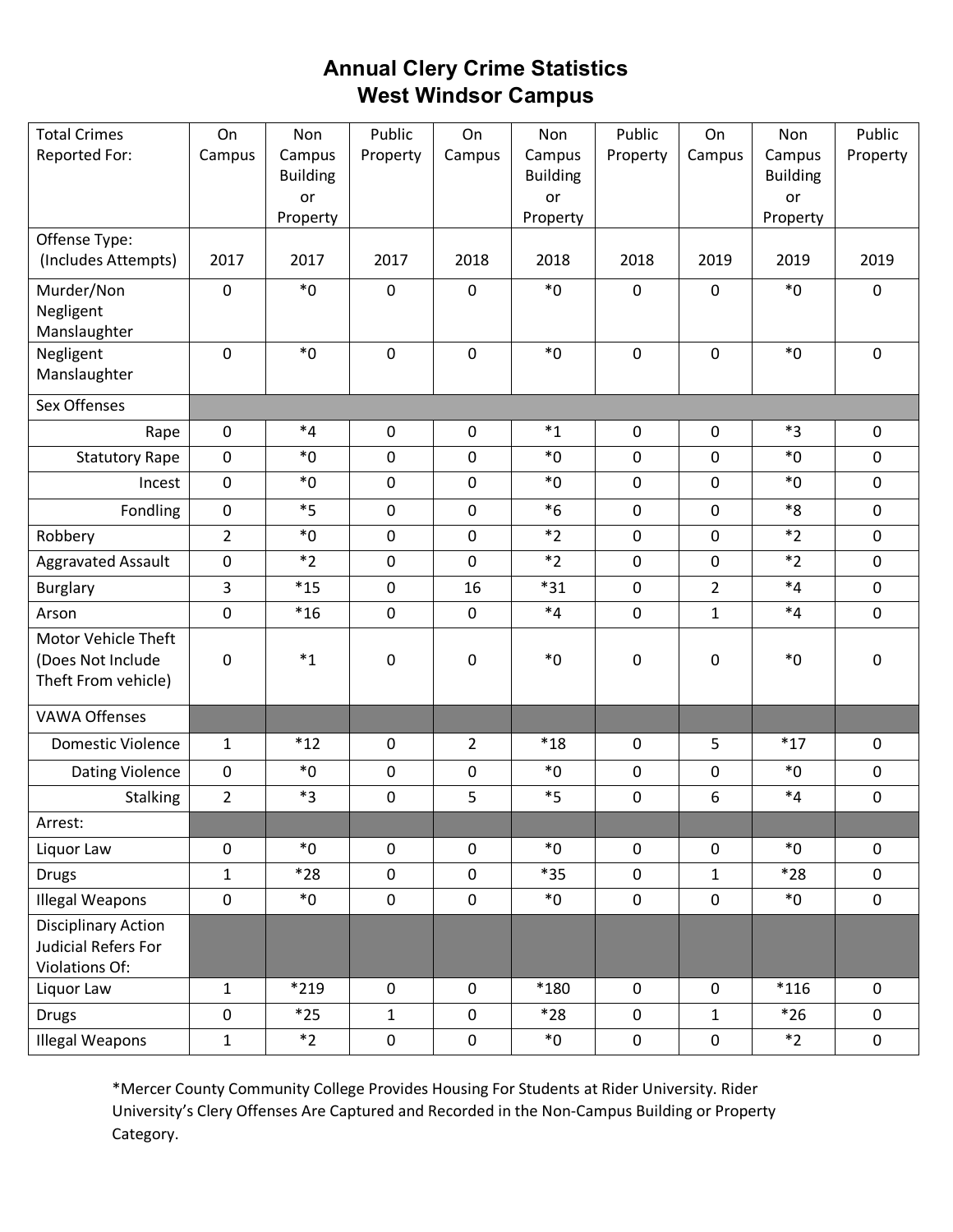# Annual Clery Crime Statistics
# West Windsor Campus

| Total Crimes Reported For: | On Campus | Non Campus Building or Property | Public Property | On Campus | Non Campus Building or Property | Public Property | On Campus | Non Campus Building or Property | Public Property |
|---|---|---|---|---|---|---|---|---|---|
| Offense Type: (Includes Attempts) | 2017 | 2017 | 2017 | 2018 | 2018 | 2018 | 2019 | 2019 | 2019 |
| Murder/Non Negligent Manslaughter | 0 | *0 | 0 | 0 | *0 | 0 | 0 | *0 | 0 |
| Negligent Manslaughter | 0 | *0 | 0 | 0 | *0 | 0 | 0 | *0 | 0 |
| Sex Offenses | | | | | | | | | |
| Rape | 0 | *4 | 0 | 0 | *1 | 0 | 0 | *3 | 0 |
| Statutory Rape | 0 | *0 | 0 | 0 | *0 | 0 | 0 | *0 | 0 |
| Incest | 0 | *0 | 0 | 0 | *0 | 0 | 0 | *0 | 0 |
| Fondling | 0 | *5 | 0 | 0 | *6 | 0 | 0 | *8 | 0 |
| Robbery | 2 | *0 | 0 | 0 | *2 | 0 | 0 | *2 | 0 |
| Aggravated Assault | 0 | *2 | 0 | 0 | *2 | 0 | 0 | *2 | 0 |
| Burglary | 3 | *15 | 0 | 16 | *31 | 0 | 2 | *4 | 0 |
| Arson | 0 | *16 | 0 | 0 | *4 | 0 | 1 | *4 | 0 |
| Motor Vehicle Theft (Does Not Include Theft From vehicle) | 0 | *1 | 0 | 0 | *0 | 0 | 0 | *0 | 0 |
| VAWA Offenses | | | | | | | | | |
| Domestic Violence | 1 | *12 | 0 | 2 | *18 | 0 | 5 | *17 | 0 |
| Dating Violence | 0 | *0 | 0 | 0 | *0 | 0 | 0 | *0 | 0 |
| Stalking | 2 | *3 | 0 | 5 | *5 | 0 | 6 | *4 | 0 |
| Arrest: | | | | | | | | | |
| Liquor Law | 0 | *0 | 0 | 0 | *0 | 0 | 0 | *0 | 0 |
| Drugs | 1 | *28 | 0 | 0 | *35 | 0 | 1 | *28 | 0 |
| Illegal Weapons | 0 | *0 | 0 | 0 | *0 | 0 | 0 | *0 | 0 |
| Disciplinary Action Judicial Refers For Violations Of: | | | | | | | | | |
| Liquor Law | 1 | *219 | 0 | 0 | *180 | 0 | 0 | *116 | 0 |
| Drugs | 0 | *25 | 1 | 0 | *28 | 0 | 1 | *26 | 0 |
| Illegal Weapons | 1 | *2 | 0 | 0 | *0 | 0 | 0 | *2 | 0 |

*Mercer County Community College Provides Housing For Students at Rider University. Rider University's Clery Offenses Are Captured and Recorded in the Non-Campus Building or Property Category.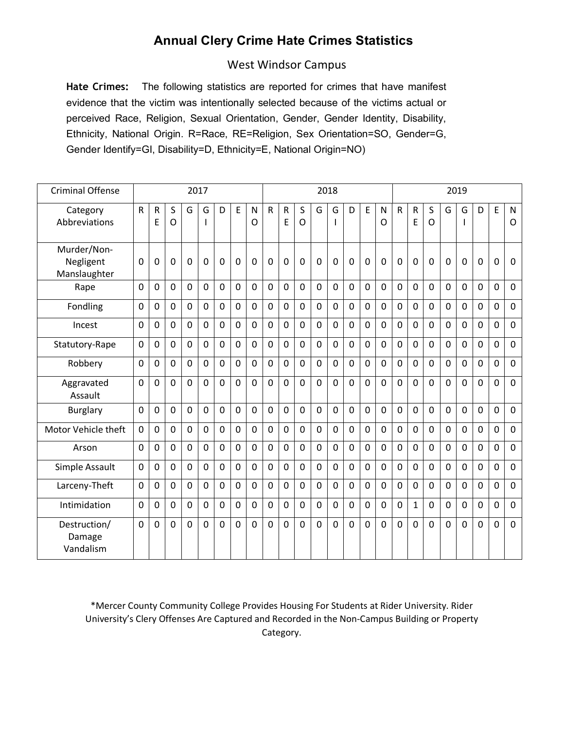# Annual Clery Crime Hate Crimes Statistics

## West Windsor Campus

**Hate Crimes:** The following statistics are reported for crimes that have manifest evidence that the victim was intentionally selected because of the victims actual or perceived Race, Religion, Sexual Orientation, Gender, Gender Identity, Disability, Ethnicity, National Origin. R=Race, RE=Religion, Sex Orientation=SO, Gender=G, Gender Identify=GI, Disability=D, Ethnicity=E, National Origin=NO)

| Criminal Offense | 2017 | | | | | | | | 2018 | | | | | | | | 2019 | | | | | | | |
|---|---|---|---|---|---|---|---|---|---|---|---|---|---|---|---|---|---|---|---|---|---|---|---|---|
| Category Abbreviations | R | RE | SO | G | GI | D | E | NO | R | RE | SO | G | GI | D | E | NO | R | RE | SO | G | GI | D | E | NO |
| Murder/Non-Negligent Manslaughter | 0 | 0 | 0 | 0 | 0 | 0 | 0 | 0 | 0 | 0 | 0 | 0 | 0 | 0 | 0 | 0 | 0 | 0 | 0 | 0 | 0 | 0 | 0 | 0 |
| Rape | 0 | 0 | 0 | 0 | 0 | 0 | 0 | 0 | 0 | 0 | 0 | 0 | 0 | 0 | 0 | 0 | 0 | 0 | 0 | 0 | 0 | 0 | 0 | 0 |
| Fondling | 0 | 0 | 0 | 0 | 0 | 0 | 0 | 0 | 0 | 0 | 0 | 0 | 0 | 0 | 0 | 0 | 0 | 0 | 0 | 0 | 0 | 0 | 0 | 0 |
| Incest | 0 | 0 | 0 | 0 | 0 | 0 | 0 | 0 | 0 | 0 | 0 | 0 | 0 | 0 | 0 | 0 | 0 | 0 | 0 | 0 | 0 | 0 | 0 | 0 |
| Statutory-Rape | 0 | 0 | 0 | 0 | 0 | 0 | 0 | 0 | 0 | 0 | 0 | 0 | 0 | 0 | 0 | 0 | 0 | 0 | 0 | 0 | 0 | 0 | 0 | 0 |
| Robbery | 0 | 0 | 0 | 0 | 0 | 0 | 0 | 0 | 0 | 0 | 0 | 0 | 0 | 0 | 0 | 0 | 0 | 0 | 0 | 0 | 0 | 0 | 0 | 0 |
| Aggravated Assault | 0 | 0 | 0 | 0 | 0 | 0 | 0 | 0 | 0 | 0 | 0 | 0 | 0 | 0 | 0 | 0 | 0 | 0 | 0 | 0 | 0 | 0 | 0 | 0 |
| Burglary | 0 | 0 | 0 | 0 | 0 | 0 | 0 | 0 | 0 | 0 | 0 | 0 | 0 | 0 | 0 | 0 | 0 | 0 | 0 | 0 | 0 | 0 | 0 | 0 |
| Motor Vehicle theft | 0 | 0 | 0 | 0 | 0 | 0 | 0 | 0 | 0 | 0 | 0 | 0 | 0 | 0 | 0 | 0 | 0 | 0 | 0 | 0 | 0 | 0 | 0 | 0 |
| Arson | 0 | 0 | 0 | 0 | 0 | 0 | 0 | 0 | 0 | 0 | 0 | 0 | 0 | 0 | 0 | 0 | 0 | 0 | 0 | 0 | 0 | 0 | 0 | 0 |
| Simple Assault | 0 | 0 | 0 | 0 | 0 | 0 | 0 | 0 | 0 | 0 | 0 | 0 | 0 | 0 | 0 | 0 | 0 | 0 | 0 | 0 | 0 | 0 | 0 | 0 |
| Larceny-Theft | 0 | 0 | 0 | 0 | 0 | 0 | 0 | 0 | 0 | 0 | 0 | 0 | 0 | 0 | 0 | 0 | 0 | 0 | 0 | 0 | 0 | 0 | 0 | 0 |
| Intimidation | 0 | 0 | 0 | 0 | 0 | 0 | 0 | 0 | 0 | 0 | 0 | 0 | 0 | 0 | 0 | 0 | 0 | 1 | 0 | 0 | 0 | 0 | 0 | 0 |
| Destruction/ Damage Vandalism | 0 | 0 | 0 | 0 | 0 | 0 | 0 | 0 | 0 | 0 | 0 | 0 | 0 | 0 | 0 | 0 | 0 | 0 | 0 | 0 | 0 | 0 | 0 | 0 |

*Mercer County Community College Provides Housing For Students at Rider University. Rider University's Clery Offenses Are Captured and Recorded in the Non-Campus Building or Property Category.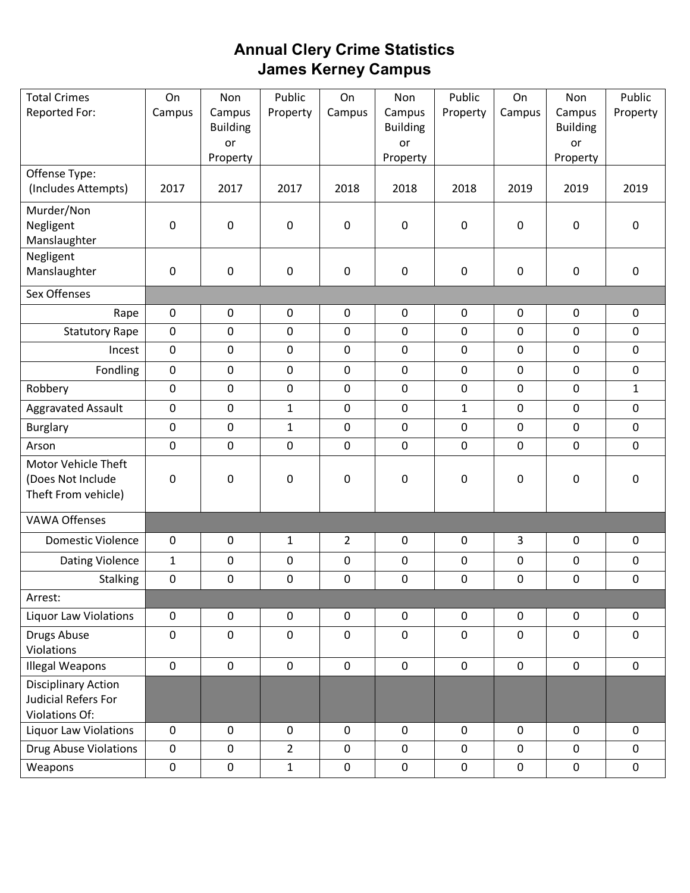# Annual Clery Crime Statistics
# James Kerney Campus

| Total Crimes Reported For: | On Campus | Non Campus Building or Property | Public Property | On Campus | Non Campus Building or Property | Public Property | On Campus | Non Campus Building or Property | Public Property |
|---|---|---|---|---|---|---|---|---|---|
| Offense Type: (Includes Attempts) | 2017 | 2017 | 2017 | 2018 | 2018 | 2018 | 2019 | 2019 | 2019 |
| Murder/Non Negligent Manslaughter | 0 | 0 | 0 | 0 | 0 | 0 | 0 | 0 | 0 |
| Negligent Manslaughter | 0 | 0 | 0 | 0 | 0 | 0 | 0 | 0 | 0 |
| Sex Offenses | | | | | | | | | |
| Rape | 0 | 0 | 0 | 0 | 0 | 0 | 0 | 0 | 0 |
| Statutory Rape | 0 | 0 | 0 | 0 | 0 | 0 | 0 | 0 | 0 |
| Incest | 0 | 0 | 0 | 0 | 0 | 0 | 0 | 0 | 0 |
| Fondling | 0 | 0 | 0 | 0 | 0 | 0 | 0 | 0 | 0 |
| Robbery | 0 | 0 | 0 | 0 | 0 | 0 | 0 | 0 | 1 |
| Aggravated Assault | 0 | 0 | 1 | 0 | 0 | 1 | 0 | 0 | 0 |
| Burglary | 0 | 0 | 1 | 0 | 0 | 0 | 0 | 0 | 0 |
| Arson | 0 | 0 | 0 | 0 | 0 | 0 | 0 | 0 | 0 |
| Motor Vehicle Theft (Does Not Include Theft From vehicle) | 0 | 0 | 0 | 0 | 0 | 0 | 0 | 0 | 0 |
| VAWA Offenses | | | | | | | | | |
| Domestic Violence | 0 | 0 | 1 | 2 | 0 | 0 | 3 | 0 | 0 |
| Dating Violence | 1 | 0 | 0 | 0 | 0 | 0 | 0 | 0 | 0 |
| Stalking | 0 | 0 | 0 | 0 | 0 | 0 | 0 | 0 | 0 |
| Arrest: | | | | | | | | | |
| Liquor Law Violations | 0 | 0 | 0 | 0 | 0 | 0 | 0 | 0 | 0 |
| Drugs Abuse Violations | 0 | 0 | 0 | 0 | 0 | 0 | 0 | 0 | 0 |
| Illegal Weapons | 0 | 0 | 0 | 0 | 0 | 0 | 0 | 0 | 0 |
| Disciplinary Action Judicial Refers For Violations Of: | | | | | | | | | |
| Liquor Law Violations | 0 | 0 | 0 | 0 | 0 | 0 | 0 | 0 | 0 |
| Drug Abuse Violations | 0 | 0 | 2 | 0 | 0 | 0 | 0 | 0 | 0 |
| Weapons | 0 | 0 | 1 | 0 | 0 | 0 | 0 | 0 | 0 |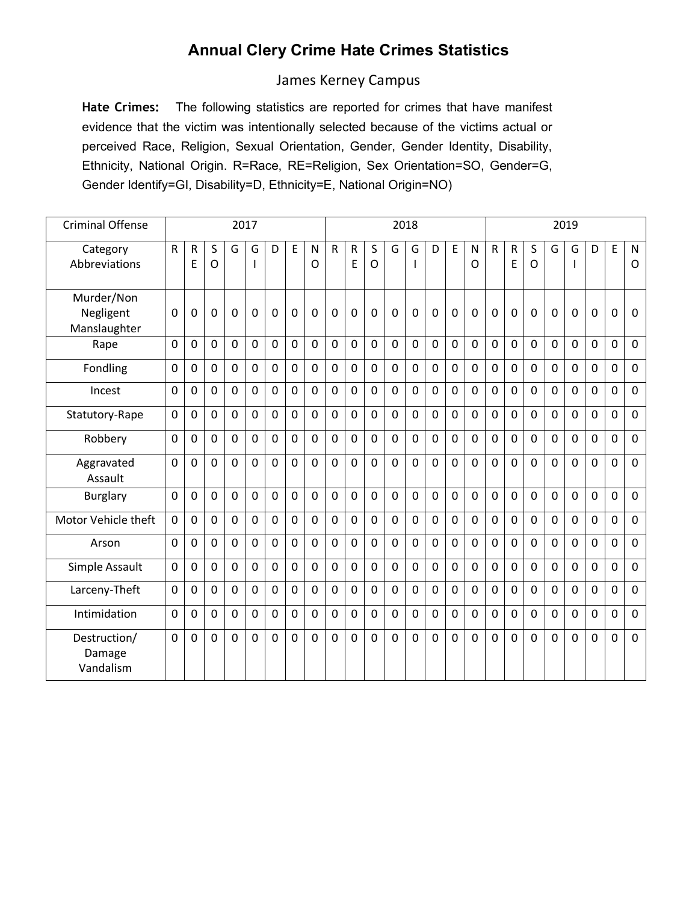# Annual Clery Crime Hate Crimes Statistics

## James Kerney Campus

**Hate Crimes:** The following statistics are reported for crimes that have manifest evidence that the victim was intentionally selected because of the victims actual or perceived Race, Religion, Sexual Orientation, Gender, Gender Identity, Disability, Ethnicity, National Origin. R=Race, RE=Religion, Sex Orientation=SO, Gender=G, Gender Identify=GI, Disability=D, Ethnicity=E, National Origin=NO)

| Criminal Offense | 2017 | | | | | | | | 2018 | | | | | | | | 2019 | | | | | | | |
|---|---|---|---|---|---|---|---|---|---|---|---|---|---|---|---|---|---|---|---|---|---|---|---|---|
| Category Abbreviations | R | RE | SO | G | GI | D | E | NO | R | RE | SO | G | GI | D | E | NO | R | RE | SO | G | GI | D | E | NO |
| Murder/Non Negligent Manslaughter | 0 | 0 | 0 | 0 | 0 | 0 | 0 | 0 | 0 | 0 | 0 | 0 | 0 | 0 | 0 | 0 | 0 | 0 | 0 | 0 | 0 | 0 | 0 | 0 |
| Rape | 0 | 0 | 0 | 0 | 0 | 0 | 0 | 0 | 0 | 0 | 0 | 0 | 0 | 0 | 0 | 0 | 0 | 0 | 0 | 0 | 0 | 0 | 0 | 0 |
| Fondling | 0 | 0 | 0 | 0 | 0 | 0 | 0 | 0 | 0 | 0 | 0 | 0 | 0 | 0 | 0 | 0 | 0 | 0 | 0 | 0 | 0 | 0 | 0 | 0 |
| Incest | 0 | 0 | 0 | 0 | 0 | 0 | 0 | 0 | 0 | 0 | 0 | 0 | 0 | 0 | 0 | 0 | 0 | 0 | 0 | 0 | 0 | 0 | 0 | 0 |
| Statutory-Rape | 0 | 0 | 0 | 0 | 0 | 0 | 0 | 0 | 0 | 0 | 0 | 0 | 0 | 0 | 0 | 0 | 0 | 0 | 0 | 0 | 0 | 0 | 0 | 0 |
| Robbery | 0 | 0 | 0 | 0 | 0 | 0 | 0 | 0 | 0 | 0 | 0 | 0 | 0 | 0 | 0 | 0 | 0 | 0 | 0 | 0 | 0 | 0 | 0 | 0 |
| Aggravated Assault | 0 | 0 | 0 | 0 | 0 | 0 | 0 | 0 | 0 | 0 | 0 | 0 | 0 | 0 | 0 | 0 | 0 | 0 | 0 | 0 | 0 | 0 | 0 | 0 |
| Burglary | 0 | 0 | 0 | 0 | 0 | 0 | 0 | 0 | 0 | 0 | 0 | 0 | 0 | 0 | 0 | 0 | 0 | 0 | 0 | 0 | 0 | 0 | 0 | 0 |
| Motor Vehicle theft | 0 | 0 | 0 | 0 | 0 | 0 | 0 | 0 | 0 | 0 | 0 | 0 | 0 | 0 | 0 | 0 | 0 | 0 | 0 | 0 | 0 | 0 | 0 | 0 |
| Arson | 0 | 0 | 0 | 0 | 0 | 0 | 0 | 0 | 0 | 0 | 0 | 0 | 0 | 0 | 0 | 0 | 0 | 0 | 0 | 0 | 0 | 0 | 0 | 0 |
| Simple Assault | 0 | 0 | 0 | 0 | 0 | 0 | 0 | 0 | 0 | 0 | 0 | 0 | 0 | 0 | 0 | 0 | 0 | 0 | 0 | 0 | 0 | 0 | 0 | 0 |
| Larceny-Theft | 0 | 0 | 0 | 0 | 0 | 0 | 0 | 0 | 0 | 0 | 0 | 0 | 0 | 0 | 0 | 0 | 0 | 0 | 0 | 0 | 0 | 0 | 0 | 0 |
| Intimidation | 0 | 0 | 0 | 0 | 0 | 0 | 0 | 0 | 0 | 0 | 0 | 0 | 0 | 0 | 0 | 0 | 0 | 0 | 0 | 0 | 0 | 0 | 0 | 0 |
| Destruction/ Damage Vandalism | 0 | 0 | 0 | 0 | 0 | 0 | 0 | 0 | 0 | 0 | 0 | 0 | 0 | 0 | 0 | 0 | 0 | 0 | 0 | 0 | 0 | 0 | 0 | 0 |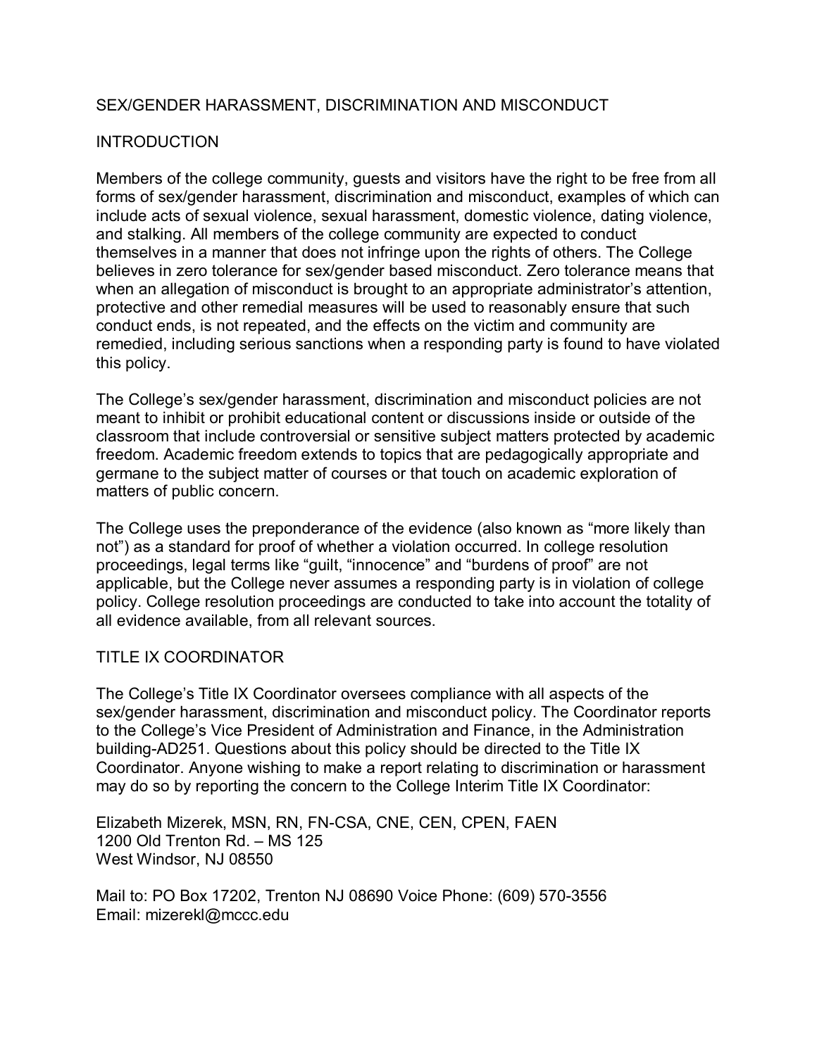## SEX/GENDER HARASSMENT, DISCRIMINATION AND MISCONDUCT

### INTRODUCTION

Members of the college community, guests and visitors have the right to be free from all forms of sex/gender harassment, discrimination and misconduct, examples of which can include acts of sexual violence, sexual harassment, domestic violence, dating violence, and stalking. All members of the college community are expected to conduct themselves in a manner that does not infringe upon the rights of others. The College believes in zero tolerance for sex/gender based misconduct. Zero tolerance means that when an allegation of misconduct is brought to an appropriate administrator's attention, protective and other remedial measures will be used to reasonably ensure that such conduct ends, is not repeated, and the effects on the victim and community are remedied, including serious sanctions when a responding party is found to have violated this policy.

The College's sex/gender harassment, discrimination and misconduct policies are not meant to inhibit or prohibit educational content or discussions inside or outside of the classroom that include controversial or sensitive subject matters protected by academic freedom. Academic freedom extends to topics that are pedagogically appropriate and germane to the subject matter of courses or that touch on academic exploration of matters of public concern.

The College uses the preponderance of the evidence (also known as "more likely than not") as a standard for proof of whether a violation occurred. In college resolution proceedings, legal terms like "guilt, "innocence" and "burdens of proof" are not applicable, but the College never assumes a responding party is in violation of college policy. College resolution proceedings are conducted to take into account the totality of all evidence available, from all relevant sources.

### TITLE IX COORDINATOR

The College's Title IX Coordinator oversees compliance with all aspects of the sex/gender harassment, discrimination and misconduct policy. The Coordinator reports to the College's Vice President of Administration and Finance, in the Administration building-AD251. Questions about this policy should be directed to the Title IX Coordinator. Anyone wishing to make a report relating to discrimination or harassment may do so by reporting the concern to the College Interim Title IX Coordinator:

Elizabeth Mizerek, MSN, RN, FN-CSA, CNE, CEN, CPEN, FAEN
1200 Old Trenton Rd. – MS 125
West Windsor, NJ 08550

Mail to: PO Box 17202, Trenton NJ 08690 Voice Phone: (609) 570-3556
Email: mizerekl@mccc.edu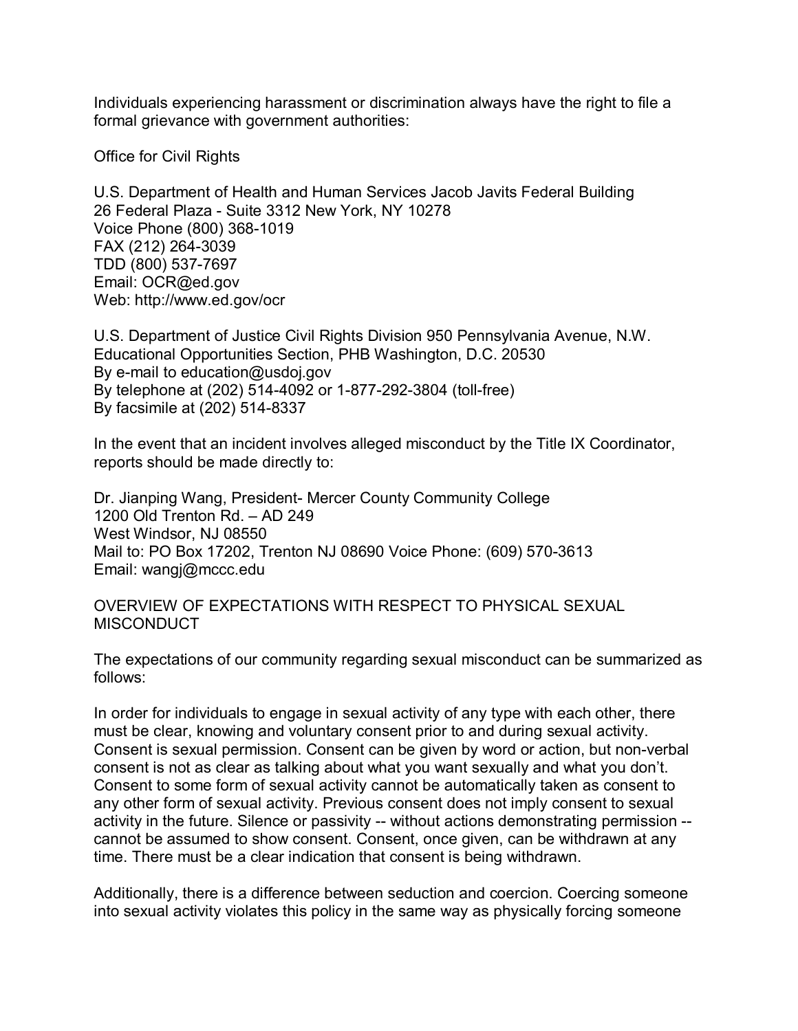Individuals experiencing harassment or discrimination always have the right to file a formal grievance with government authorities:

Office for Civil Rights

U.S. Department of Health and Human Services Jacob Javits Federal Building
26 Federal Plaza - Suite 3312 New York, NY 10278
Voice Phone (800) 368-1019
FAX (212) 264-3039
TDD (800) 537-7697
Email: OCR@ed.gov
Web: http://www.ed.gov/ocr

U.S. Department of Justice Civil Rights Division 950 Pennsylvania Avenue, N.W.
Educational Opportunities Section, PHB Washington, D.C. 20530
By e-mail to education@usdoj.gov
By telephone at (202) 514-4092 or 1-877-292-3804 (toll-free)
By facsimile at (202) 514-8337

In the event that an incident involves alleged misconduct by the Title IX Coordinator, reports should be made directly to:

Dr. Jianping Wang, President- Mercer County Community College
1200 Old Trenton Rd. – AD 249
West Windsor, NJ 08550
Mail to: PO Box 17202, Trenton NJ 08690 Voice Phone: (609) 570-3613
Email: wangj@mccc.edu

## OVERVIEW OF EXPECTATIONS WITH RESPECT TO PHYSICAL SEXUAL MISCONDUCT

The expectations of our community regarding sexual misconduct can be summarized as follows:

In order for individuals to engage in sexual activity of any type with each other, there must be clear, knowing and voluntary consent prior to and during sexual activity. Consent is sexual permission. Consent can be given by word or action, but non-verbal consent is not as clear as talking about what you want sexually and what you don't. Consent to some form of sexual activity cannot be automatically taken as consent to any other form of sexual activity. Previous consent does not imply consent to sexual activity in the future. Silence or passivity -- without actions demonstrating permission -- cannot be assumed to show consent. Consent, once given, can be withdrawn at any time. There must be a clear indication that consent is being withdrawn.

Additionally, there is a difference between seduction and coercion. Coercing someone into sexual activity violates this policy in the same way as physically forcing someone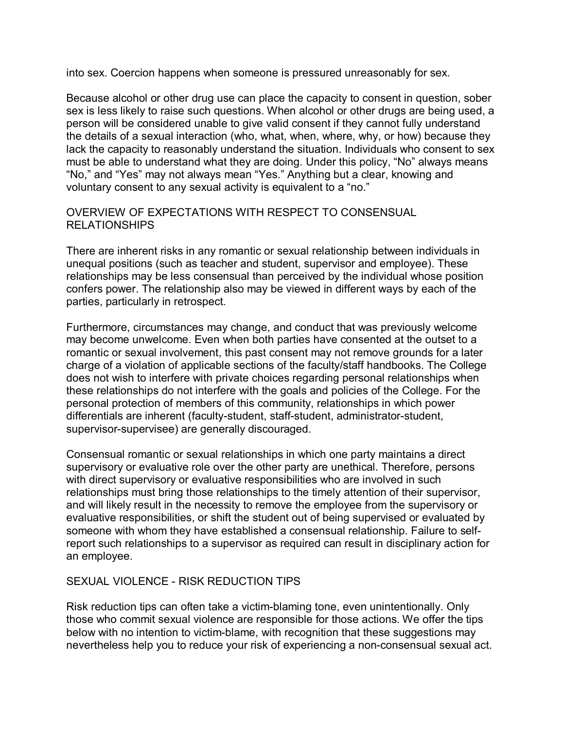into sex. Coercion happens when someone is pressured unreasonably for sex.

Because alcohol or other drug use can place the capacity to consent in question, sober sex is less likely to raise such questions. When alcohol or other drugs are being used, a person will be considered unable to give valid consent if they cannot fully understand the details of a sexual interaction (who, what, when, where, why, or how) because they lack the capacity to reasonably understand the situation. Individuals who consent to sex must be able to understand what they are doing. Under this policy, "No" always means "No," and "Yes" may not always mean "Yes." Anything but a clear, knowing and voluntary consent to any sexual activity is equivalent to a "no."

## OVERVIEW OF EXPECTATIONS WITH RESPECT TO CONSENSUAL RELATIONSHIPS

There are inherent risks in any romantic or sexual relationship between individuals in unequal positions (such as teacher and student, supervisor and employee). These relationships may be less consensual than perceived by the individual whose position confers power. The relationship also may be viewed in different ways by each of the parties, particularly in retrospect.

Furthermore, circumstances may change, and conduct that was previously welcome may become unwelcome. Even when both parties have consented at the outset to a romantic or sexual involvement, this past consent may not remove grounds for a later charge of a violation of applicable sections of the faculty/staff handbooks. The College does not wish to interfere with private choices regarding personal relationships when these relationships do not interfere with the goals and policies of the College. For the personal protection of members of this community, relationships in which power differentials are inherent (faculty-student, staff-student, administrator-student, supervisor-supervisee) are generally discouraged.

Consensual romantic or sexual relationships in which one party maintains a direct supervisory or evaluative role over the other party are unethical. Therefore, persons with direct supervisory or evaluative responsibilities who are involved in such relationships must bring those relationships to the timely attention of their supervisor, and will likely result in the necessity to remove the employee from the supervisory or evaluative responsibilities, or shift the student out of being supervised or evaluated by someone with whom they have established a consensual relationship. Failure to self-report such relationships to a supervisor as required can result in disciplinary action for an employee.

## SEXUAL VIOLENCE - RISK REDUCTION TIPS

Risk reduction tips can often take a victim-blaming tone, even unintentionally. Only those who commit sexual violence are responsible for those actions. We offer the tips below with no intention to victim-blame, with recognition that these suggestions may nevertheless help you to reduce your risk of experiencing a non-consensual sexual act.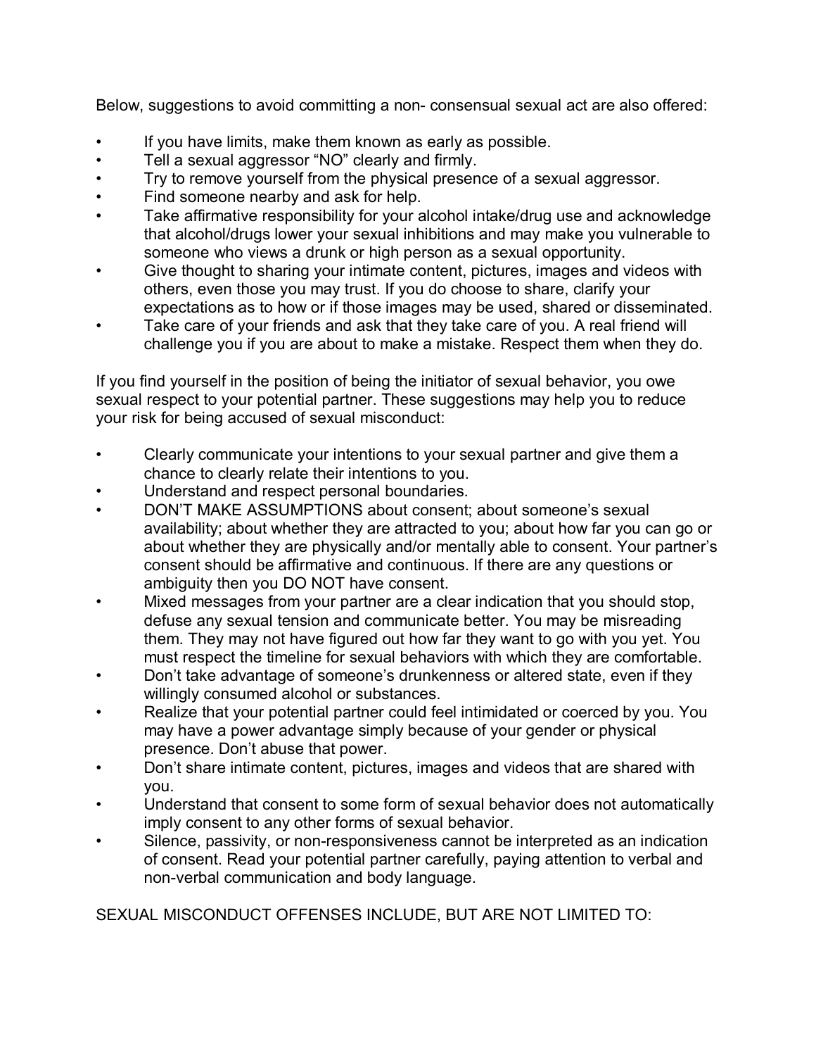Below, suggestions to avoid committing a non- consensual sexual act are also offered:

- If you have limits, make them known as early as possible.
- Tell a sexual aggressor "NO" clearly and firmly.
- Try to remove yourself from the physical presence of a sexual aggressor.
- Find someone nearby and ask for help.
- Take affirmative responsibility for your alcohol intake/drug use and acknowledge that alcohol/drugs lower your sexual inhibitions and may make you vulnerable to someone who views a drunk or high person as a sexual opportunity.
- Give thought to sharing your intimate content, pictures, images and videos with others, even those you may trust. If you do choose to share, clarify your expectations as to how or if those images may be used, shared or disseminated.
- Take care of your friends and ask that they take care of you. A real friend will challenge you if you are about to make a mistake. Respect them when they do.

If you find yourself in the position of being the initiator of sexual behavior, you owe sexual respect to your potential partner. These suggestions may help you to reduce your risk for being accused of sexual misconduct:

- Clearly communicate your intentions to your sexual partner and give them a chance to clearly relate their intentions to you.
- Understand and respect personal boundaries.
- DON'T MAKE ASSUMPTIONS about consent; about someone's sexual availability; about whether they are attracted to you; about how far you can go or about whether they are physically and/or mentally able to consent. Your partner's consent should be affirmative and continuous. If there are any questions or ambiguity then you DO NOT have consent.
- Mixed messages from your partner are a clear indication that you should stop, defuse any sexual tension and communicate better. You may be misreading them. They may not have figured out how far they want to go with you yet. You must respect the timeline for sexual behaviors with which they are comfortable.
- Don't take advantage of someone's drunkenness or altered state, even if they willingly consumed alcohol or substances.
- Realize that your potential partner could feel intimidated or coerced by you. You may have a power advantage simply because of your gender or physical presence. Don't abuse that power.
- Don't share intimate content, pictures, images and videos that are shared with you.
- Understand that consent to some form of sexual behavior does not automatically imply consent to any other forms of sexual behavior.
- Silence, passivity, or non-responsiveness cannot be interpreted as an indication of consent. Read your potential partner carefully, paying attention to verbal and non-verbal communication and body language.

SEXUAL MISCONDUCT OFFENSES INCLUDE, BUT ARE NOT LIMITED TO: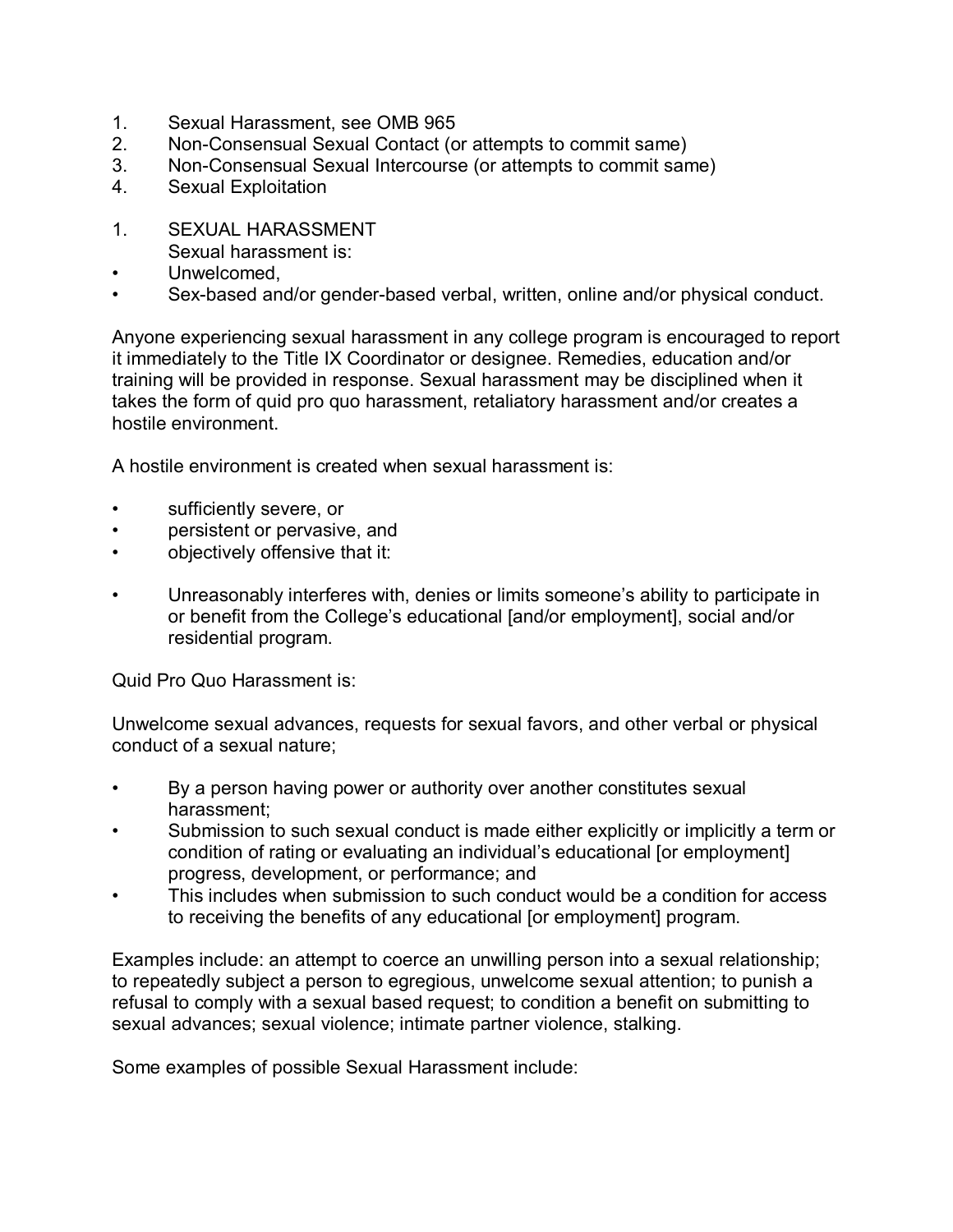1. Sexual Harassment, see OMB 965
2. Non-Consensual Sexual Contact (or attempts to commit same)
3. Non-Consensual Sexual Intercourse (or attempts to commit same)
4. Sexual Exploitation

1. SEXUAL HARASSMENT
   Sexual harassment is:

- Unwelcomed,
- Sex-based and/or gender-based verbal, written, online and/or physical conduct.

Anyone experiencing sexual harassment in any college program is encouraged to report it immediately to the Title IX Coordinator or designee. Remedies, education and/or training will be provided in response. Sexual harassment may be disciplined when it takes the form of quid pro quo harassment, retaliatory harassment and/or creates a hostile environment.

A hostile environment is created when sexual harassment is:

- sufficiently severe, or
- persistent or pervasive, and
- objectively offensive that it:

- Unreasonably interferes with, denies or limits someone's ability to participate in or benefit from the College's educational [and/or employment], social and/or residential program.

Quid Pro Quo Harassment is:

Unwelcome sexual advances, requests for sexual favors, and other verbal or physical conduct of a sexual nature;

- By a person having power or authority over another constitutes sexual harassment;
- Submission to such sexual conduct is made either explicitly or implicitly a term or condition of rating or evaluating an individual's educational [or employment] progress, development, or performance; and
- This includes when submission to such conduct would be a condition for access to receiving the benefits of any educational [or employment] program.

Examples include: an attempt to coerce an unwilling person into a sexual relationship; to repeatedly subject a person to egregious, unwelcome sexual attention; to punish a refusal to comply with a sexual based request; to condition a benefit on submitting to sexual advances; sexual violence; intimate partner violence, stalking.

Some examples of possible Sexual Harassment include: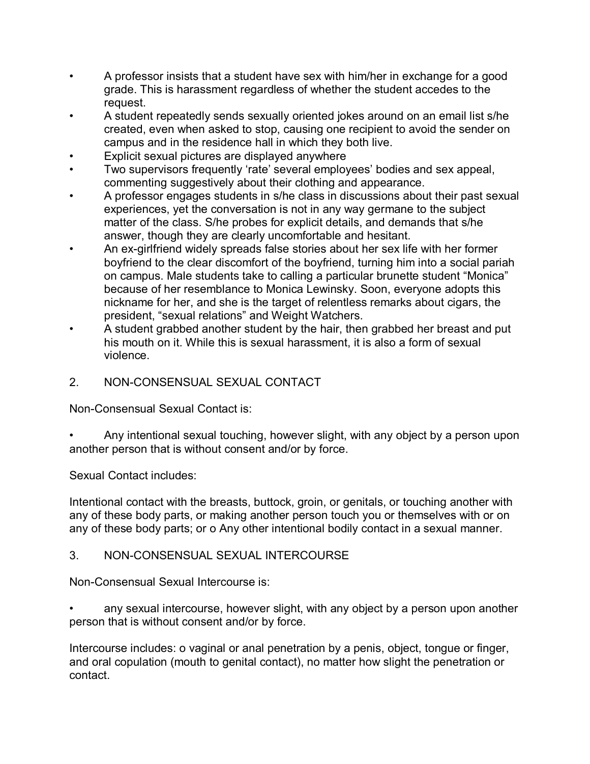- A professor insists that a student have sex with him/her in exchange for a good grade. This is harassment regardless of whether the student accedes to the request.
- A student repeatedly sends sexually oriented jokes around on an email list s/he created, even when asked to stop, causing one recipient to avoid the sender on campus and in the residence hall in which they both live.
- Explicit sexual pictures are displayed anywhere
- Two supervisors frequently 'rate' several employees' bodies and sex appeal, commenting suggestively about their clothing and appearance.
- A professor engages students in s/he class in discussions about their past sexual experiences, yet the conversation is not in any way germane to the subject matter of the class. S/he probes for explicit details, and demands that s/he answer, though they are clearly uncomfortable and hesitant.
- An ex-girlfriend widely spreads false stories about her sex life with her former boyfriend to the clear discomfort of the boyfriend, turning him into a social pariah on campus. Male students take to calling a particular brunette student "Monica" because of her resemblance to Monica Lewinsky. Soon, everyone adopts this nickname for her, and she is the target of relentless remarks about cigars, the president, "sexual relations" and Weight Watchers.
- A student grabbed another student by the hair, then grabbed her breast and put his mouth on it. While this is sexual harassment, it is also a form of sexual violence.

## 2. NON-CONSENSUAL SEXUAL CONTACT

Non-Consensual Sexual Contact is:

- Any intentional sexual touching, however slight, with any object by a person upon another person that is without consent and/or by force.

Sexual Contact includes:

Intentional contact with the breasts, buttock, groin, or genitals, or touching another with any of these body parts, or making another person touch you or themselves with or on any of these body parts; or o Any other intentional bodily contact in a sexual manner.

## 3. NON-CONSENSUAL SEXUAL INTERCOURSE

Non-Consensual Sexual Intercourse is:

- any sexual intercourse, however slight, with any object by a person upon another person that is without consent and/or by force.

Intercourse includes: o vaginal or anal penetration by a penis, object, tongue or finger, and oral copulation (mouth to genital contact), no matter how slight the penetration or contact.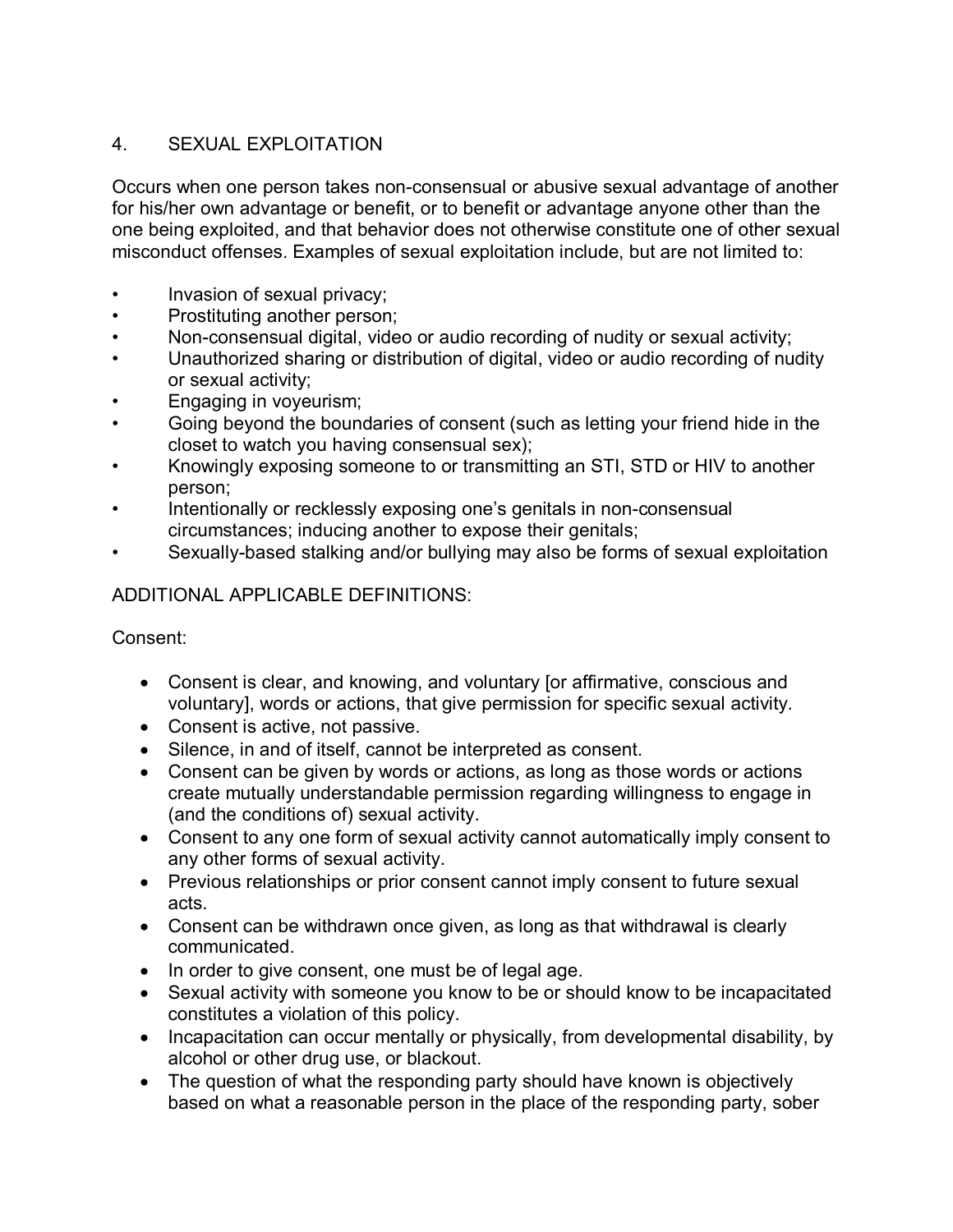## 4. SEXUAL EXPLOITATION

Occurs when one person takes non-consensual or abusive sexual advantage of another for his/her own advantage or benefit, or to benefit or advantage anyone other than the one being exploited, and that behavior does not otherwise constitute one of other sexual misconduct offenses. Examples of sexual exploitation include, but are not limited to:

- Invasion of sexual privacy;
- Prostituting another person;
- Non-consensual digital, video or audio recording of nudity or sexual activity;
- Unauthorized sharing or distribution of digital, video or audio recording of nudity or sexual activity;
- Engaging in voyeurism;
- Going beyond the boundaries of consent (such as letting your friend hide in the closet to watch you having consensual sex);
- Knowingly exposing someone to or transmitting an STI, STD or HIV to another person;
- Intentionally or recklessly exposing one's genitals in non-consensual circumstances; inducing another to expose their genitals;
- Sexually-based stalking and/or bullying may also be forms of sexual exploitation

ADDITIONAL APPLICABLE DEFINITIONS:

Consent:

- Consent is clear, and knowing, and voluntary [or affirmative, conscious and voluntary], words or actions, that give permission for specific sexual activity.
- Consent is active, not passive.
- Silence, in and of itself, cannot be interpreted as consent.
- Consent can be given by words or actions, as long as those words or actions create mutually understandable permission regarding willingness to engage in (and the conditions of) sexual activity.
- Consent to any one form of sexual activity cannot automatically imply consent to any other forms of sexual activity.
- Previous relationships or prior consent cannot imply consent to future sexual acts.
- Consent can be withdrawn once given, as long as that withdrawal is clearly communicated.
- In order to give consent, one must be of legal age.
- Sexual activity with someone you know to be or should know to be incapacitated constitutes a violation of this policy.
- Incapacitation can occur mentally or physically, from developmental disability, by alcohol or other drug use, or blackout.
- The question of what the responding party should have known is objectively based on what a reasonable person in the place of the responding party, sober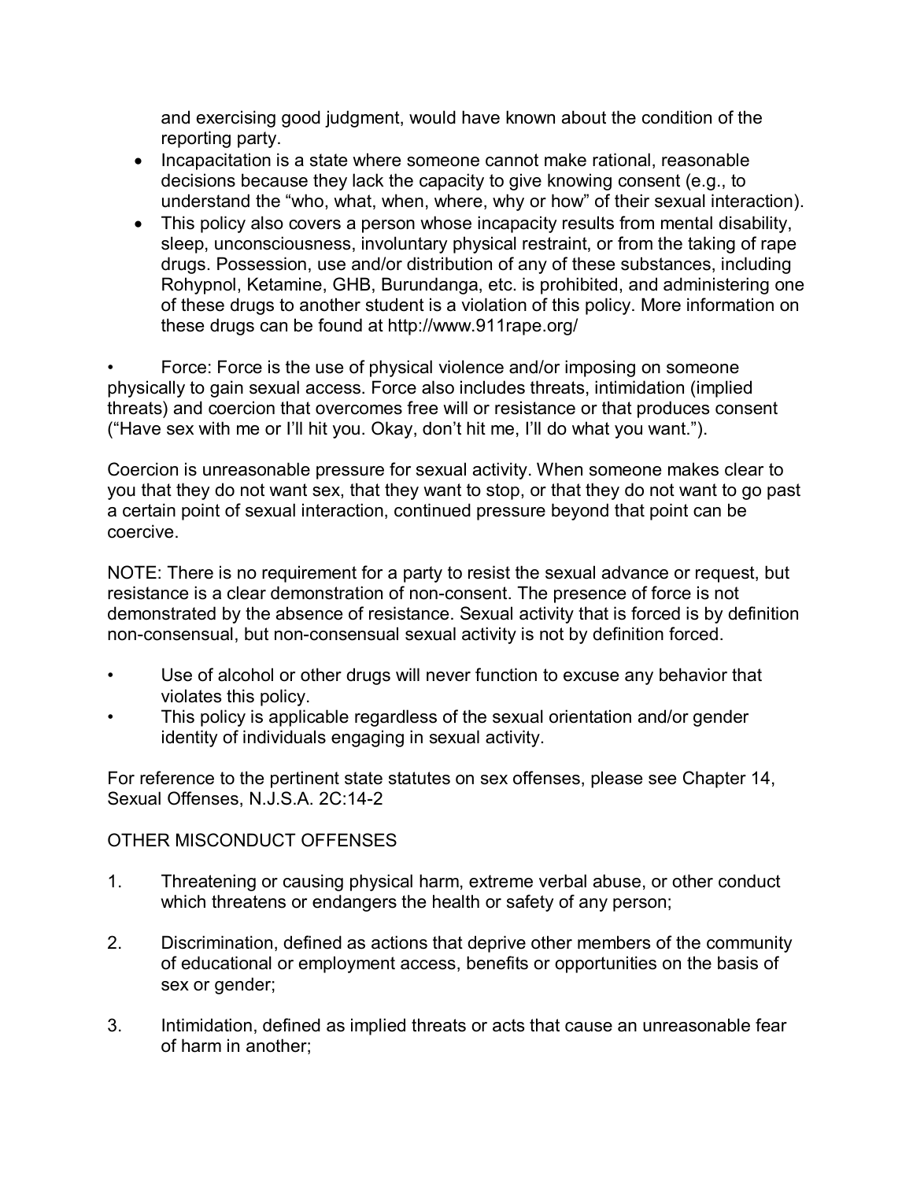and exercising good judgment, would have known about the condition of the reporting party.

- Incapacitation is a state where someone cannot make rational, reasonable decisions because they lack the capacity to give knowing consent (e.g., to understand the "who, what, when, where, why or how" of their sexual interaction).
- This policy also covers a person whose incapacity results from mental disability, sleep, unconsciousness, involuntary physical restraint, or from the taking of rape drugs. Possession, use and/or distribution of any of these substances, including Rohypnol, Ketamine, GHB, Burundanga, etc. is prohibited, and administering one of these drugs to another student is a violation of this policy. More information on these drugs can be found at http://www.911rape.org/

- Force: Force is the use of physical violence and/or imposing on someone physically to gain sexual access. Force also includes threats, intimidation (implied threats) and coercion that overcomes free will or resistance or that produces consent ("Have sex with me or I'll hit you. Okay, don't hit me, I'll do what you want.").

Coercion is unreasonable pressure for sexual activity. When someone makes clear to you that they do not want sex, that they want to stop, or that they do not want to go past a certain point of sexual interaction, continued pressure beyond that point can be coercive.

NOTE: There is no requirement for a party to resist the sexual advance or request, but resistance is a clear demonstration of non-consent. The presence of force is not demonstrated by the absence of resistance. Sexual activity that is forced is by definition non-consensual, but non-consensual sexual activity is not by definition forced.

- Use of alcohol or other drugs will never function to excuse any behavior that violates this policy.
- This policy is applicable regardless of the sexual orientation and/or gender identity of individuals engaging in sexual activity.

For reference to the pertinent state statutes on sex offenses, please see Chapter 14, Sexual Offenses, N.J.S.A. 2C:14-2

OTHER MISCONDUCT OFFENSES

1. Threatening or causing physical harm, extreme verbal abuse, or other conduct which threatens or endangers the health or safety of any person;

2. Discrimination, defined as actions that deprive other members of the community of educational or employment access, benefits or opportunities on the basis of sex or gender;

3. Intimidation, defined as implied threats or acts that cause an unreasonable fear of harm in another;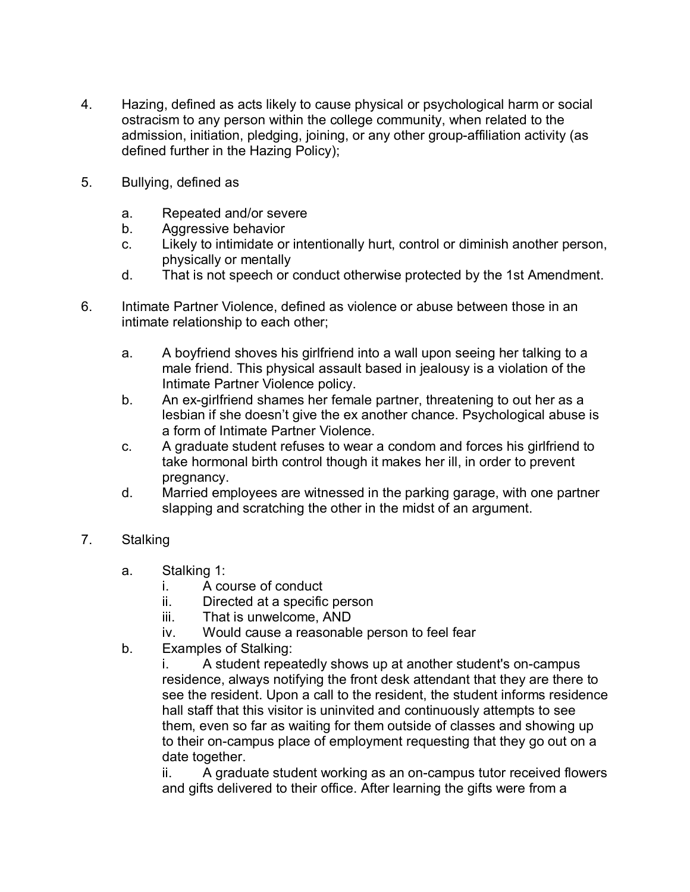4. Hazing, defined as acts likely to cause physical or psychological harm or social ostracism to any person within the college community, when related to the admission, initiation, pledging, joining, or any other group-affiliation activity (as defined further in the Hazing Policy);

5. Bullying, defined as

   a. Repeated and/or severe
   b. Aggressive behavior
   c. Likely to intimidate or intentionally hurt, control or diminish another person, physically or mentally
   d. That is not speech or conduct otherwise protected by the 1st Amendment.

6. Intimate Partner Violence, defined as violence or abuse between those in an intimate relationship to each other;

   a. A boyfriend shoves his girlfriend into a wall upon seeing her talking to a male friend. This physical assault based in jealousy is a violation of the Intimate Partner Violence policy.
   b. An ex-girlfriend shames her female partner, threatening to out her as a lesbian if she doesn't give the ex another chance. Psychological abuse is a form of Intimate Partner Violence.
   c. A graduate student refuses to wear a condom and forces his girlfriend to take hormonal birth control though it makes her ill, in order to prevent pregnancy.
   d. Married employees are witnessed in the parking garage, with one partner slapping and scratching the other in the midst of an argument.

7. Stalking

   a. Stalking 1:
      i. A course of conduct
      ii. Directed at a specific person
      iii. That is unwelcome, AND
      iv. Would cause a reasonable person to feel fear
   b. Examples of Stalking:
      i. A student repeatedly shows up at another student's on-campus residence, always notifying the front desk attendant that they are there to see the resident. Upon a call to the resident, the student informs residence hall staff that this visitor is uninvited and continuously attempts to see them, even so far as waiting for them outside of classes and showing up to their on-campus place of employment requesting that they go out on a date together.
      ii. A graduate student working as an on-campus tutor received flowers and gifts delivered to their office. After learning the gifts were from a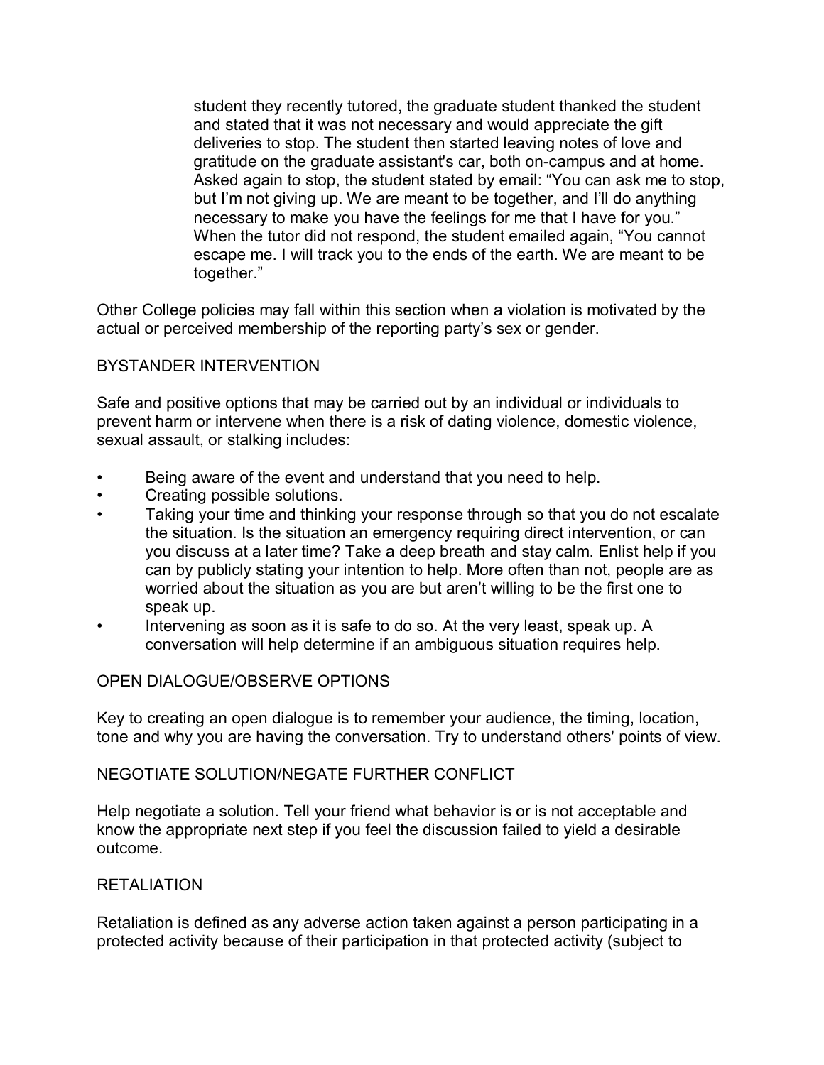student they recently tutored, the graduate student thanked the student and stated that it was not necessary and would appreciate the gift deliveries to stop. The student then started leaving notes of love and gratitude on the graduate assistant's car, both on-campus and at home. Asked again to stop, the student stated by email: “You can ask me to stop, but I’m not giving up. We are meant to be together, and I’ll do anything necessary to make you have the feelings for me that I have for you.” When the tutor did not respond, the student emailed again, “You cannot escape me. I will track you to the ends of the earth. We are meant to be together.”

Other College policies may fall within this section when a violation is motivated by the actual or perceived membership of the reporting party’s sex or gender.

## BYSTANDER INTERVENTION

Safe and positive options that may be carried out by an individual or individuals to prevent harm or intervene when there is a risk of dating violence, domestic violence, sexual assault, or stalking includes:

- Being aware of the event and understand that you need to help.
- Creating possible solutions.
- Taking your time and thinking your response through so that you do not escalate the situation. Is the situation an emergency requiring direct intervention, or can you discuss at a later time? Take a deep breath and stay calm. Enlist help if you can by publicly stating your intention to help. More often than not, people are as worried about the situation as you are but aren’t willing to be the first one to speak up.
- Intervening as soon as it is safe to do so. At the very least, speak up. A conversation will help determine if an ambiguous situation requires help.

## OPEN DIALOGUE/OBSERVE OPTIONS

Key to creating an open dialogue is to remember your audience, the timing, location, tone and why you are having the conversation. Try to understand others' points of view.

## NEGOTIATE SOLUTION/NEGATE FURTHER CONFLICT

Help negotiate a solution. Tell your friend what behavior is or is not acceptable and know the appropriate next step if you feel the discussion failed to yield a desirable outcome.

## RETALIATION

Retaliation is defined as any adverse action taken against a person participating in a protected activity because of their participation in that protected activity (subject to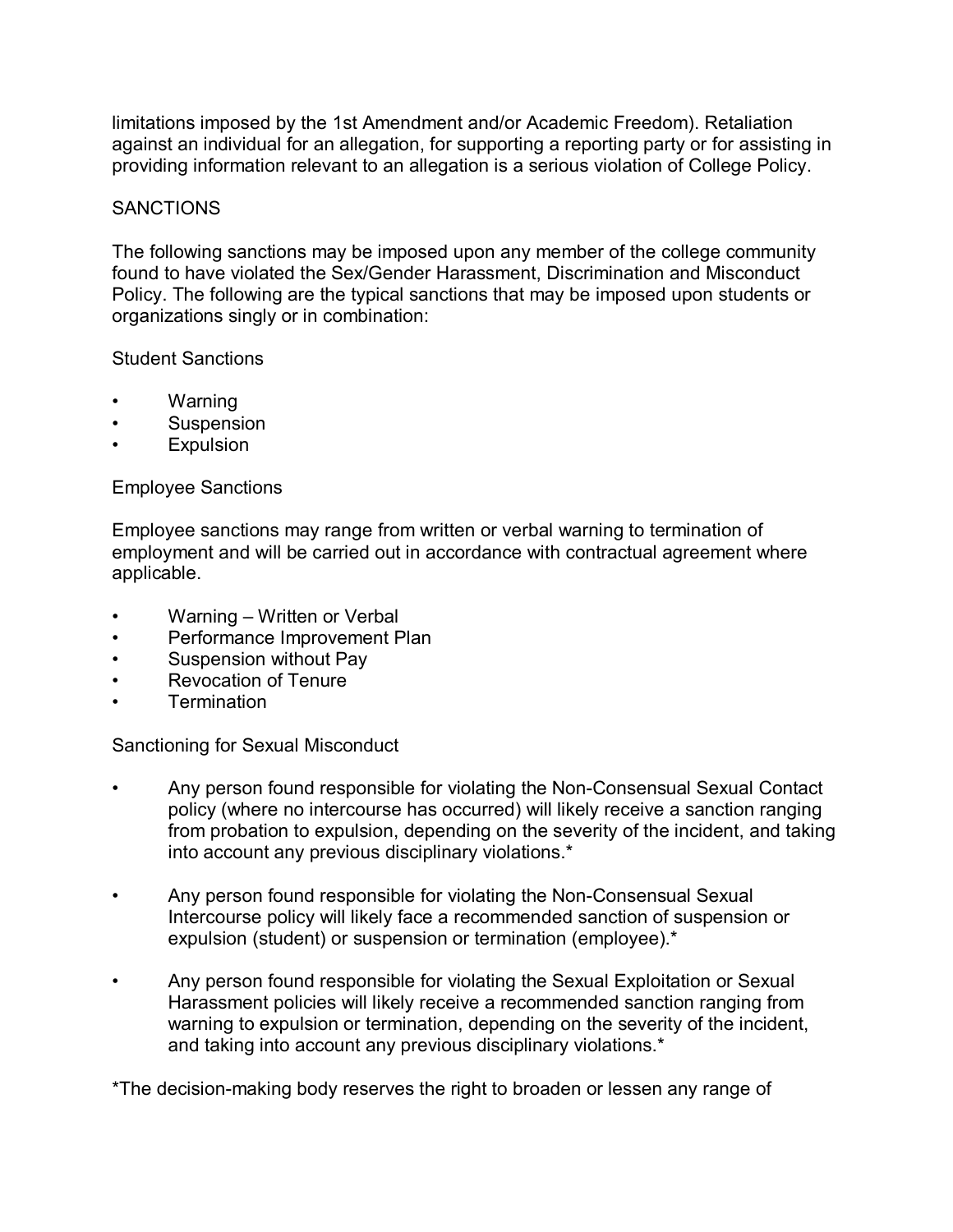limitations imposed by the 1st Amendment and/or Academic Freedom). Retaliation against an individual for an allegation, for supporting a reporting party or for assisting in providing information relevant to an allegation is a serious violation of College Policy.

## SANCTIONS

The following sanctions may be imposed upon any member of the college community found to have violated the Sex/Gender Harassment, Discrimination and Misconduct Policy. The following are the typical sanctions that may be imposed upon students or organizations singly or in combination:

### Student Sanctions

- Warning
- Suspension
- Expulsion

### Employee Sanctions

Employee sanctions may range from written or verbal warning to termination of employment and will be carried out in accordance with contractual agreement where applicable.

- Warning – Written or Verbal
- Performance Improvement Plan
- Suspension without Pay
- Revocation of Tenure
- Termination

### Sanctioning for Sexual Misconduct

- Any person found responsible for violating the Non-Consensual Sexual Contact policy (where no intercourse has occurred) will likely receive a sanction ranging from probation to expulsion, depending on the severity of the incident, and taking into account any previous disciplinary violations.*

- Any person found responsible for violating the Non-Consensual Sexual Intercourse policy will likely face a recommended sanction of suspension or expulsion (student) or suspension or termination (employee).*

- Any person found responsible for violating the Sexual Exploitation or Sexual Harassment policies will likely receive a recommended sanction ranging from warning to expulsion or termination, depending on the severity of the incident, and taking into account any previous disciplinary violations.*

*The decision-making body reserves the right to broaden or lessen any range of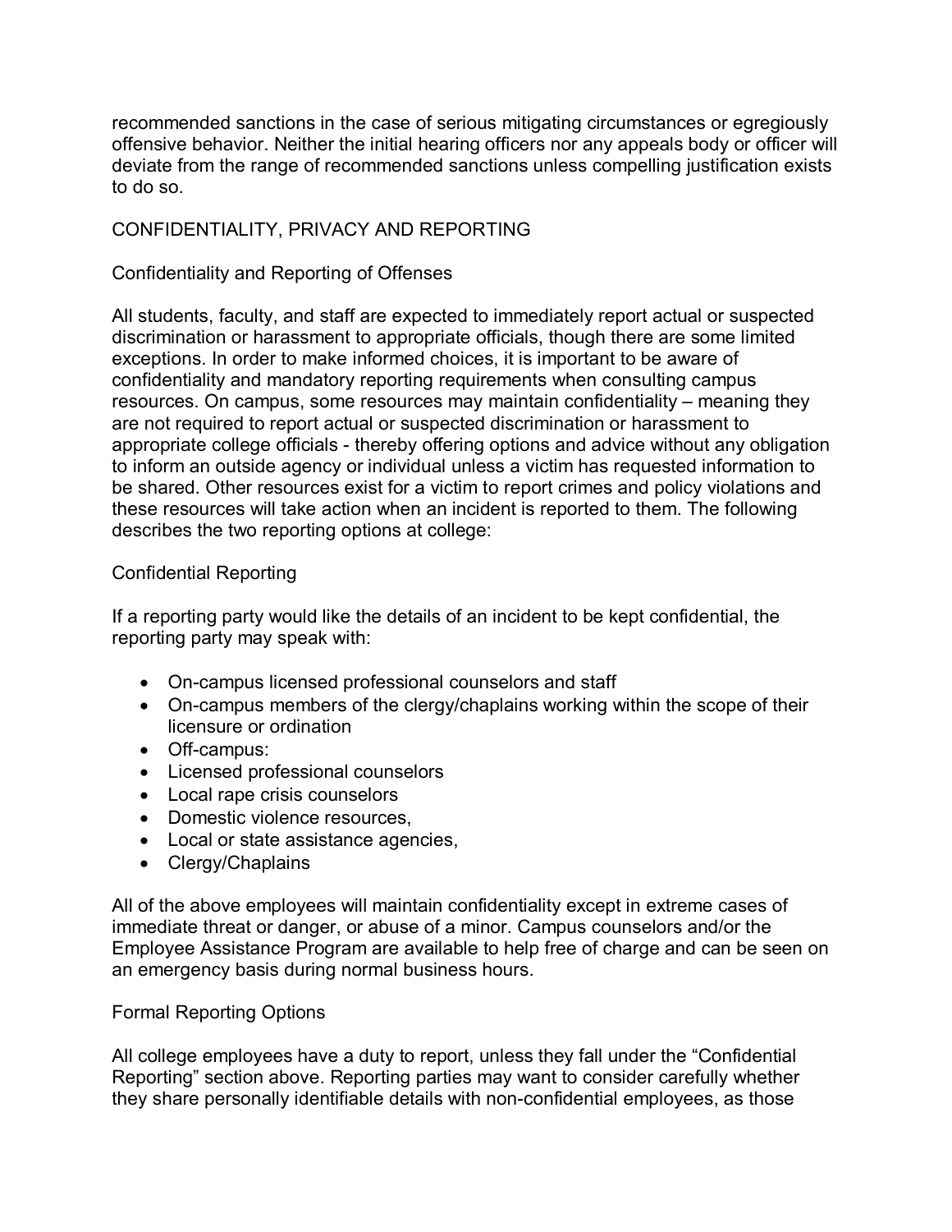recommended sanctions in the case of serious mitigating circumstances or egregiously offensive behavior. Neither the initial hearing officers nor any appeals body or officer will deviate from the range of recommended sanctions unless compelling justification exists to do so.

## CONFIDENTIALITY, PRIVACY AND REPORTING

### Confidentiality and Reporting of Offenses

All students, faculty, and staff are expected to immediately report actual or suspected discrimination or harassment to appropriate officials, though there are some limited exceptions. In order to make informed choices, it is important to be aware of confidentiality and mandatory reporting requirements when consulting campus resources. On campus, some resources may maintain confidentiality – meaning they are not required to report actual or suspected discrimination or harassment to appropriate college officials - thereby offering options and advice without any obligation to inform an outside agency or individual unless a victim has requested information to be shared. Other resources exist for a victim to report crimes and policy violations and these resources will take action when an incident is reported to them. The following describes the two reporting options at college:

### Confidential Reporting

If a reporting party would like the details of an incident to be kept confidential, the reporting party may speak with:

- On-campus licensed professional counselors and staff
- On-campus members of the clergy/chaplains working within the scope of their licensure or ordination
- Off-campus:
- Licensed professional counselors
- Local rape crisis counselors
- Domestic violence resources,
- Local or state assistance agencies,
- Clergy/Chaplains

All of the above employees will maintain confidentiality except in extreme cases of immediate threat or danger, or abuse of a minor. Campus counselors and/or the Employee Assistance Program are available to help free of charge and can be seen on an emergency basis during normal business hours.

### Formal Reporting Options

All college employees have a duty to report, unless they fall under the "Confidential Reporting" section above. Reporting parties may want to consider carefully whether they share personally identifiable details with non-confidential employees, as those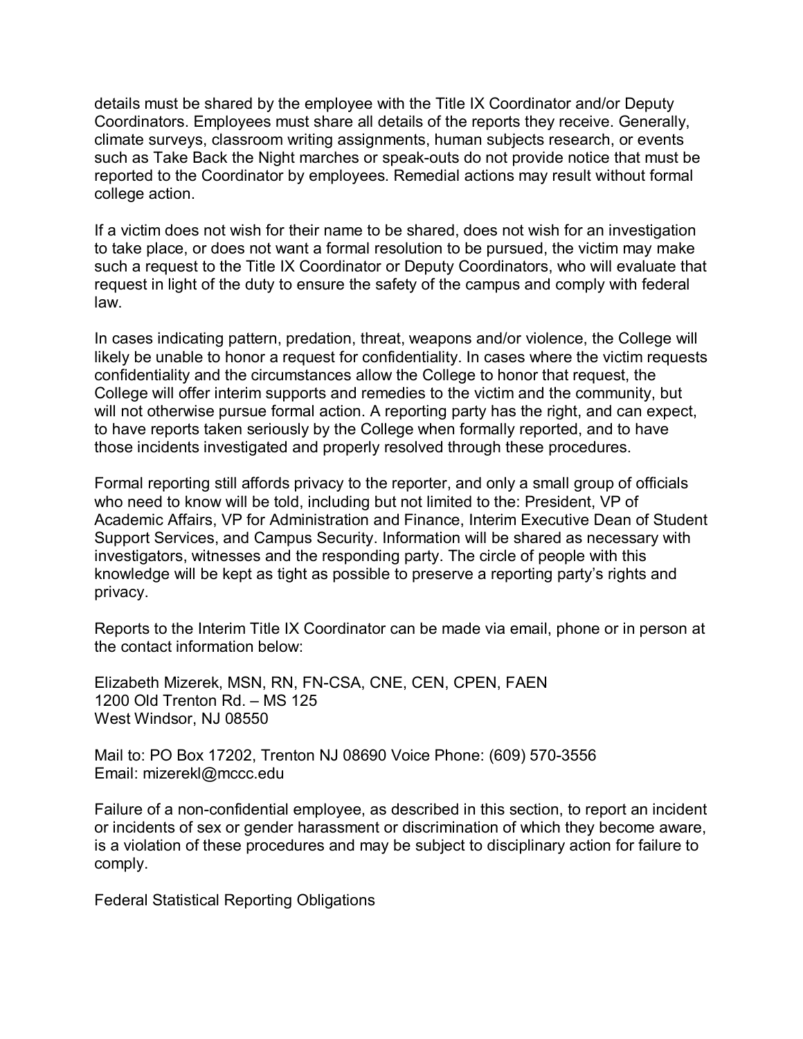details must be shared by the employee with the Title IX Coordinator and/or Deputy Coordinators. Employees must share all details of the reports they receive. Generally, climate surveys, classroom writing assignments, human subjects research, or events such as Take Back the Night marches or speak-outs do not provide notice that must be reported to the Coordinator by employees. Remedial actions may result without formal college action.

If a victim does not wish for their name to be shared, does not wish for an investigation to take place, or does not want a formal resolution to be pursued, the victim may make such a request to the Title IX Coordinator or Deputy Coordinators, who will evaluate that request in light of the duty to ensure the safety of the campus and comply with federal law.

In cases indicating pattern, predation, threat, weapons and/or violence, the College will likely be unable to honor a request for confidentiality. In cases where the victim requests confidentiality and the circumstances allow the College to honor that request, the College will offer interim supports and remedies to the victim and the community, but will not otherwise pursue formal action. A reporting party has the right, and can expect, to have reports taken seriously by the College when formally reported, and to have those incidents investigated and properly resolved through these procedures.

Formal reporting still affords privacy to the reporter, and only a small group of officials who need to know will be told, including but not limited to the: President, VP of Academic Affairs, VP for Administration and Finance, Interim Executive Dean of Student Support Services, and Campus Security. Information will be shared as necessary with investigators, witnesses and the responding party. The circle of people with this knowledge will be kept as tight as possible to preserve a reporting party's rights and privacy.

Reports to the Interim Title IX Coordinator can be made via email, phone or in person at the contact information below:

Elizabeth Mizerek, MSN, RN, FN-CSA, CNE, CEN, CPEN, FAEN
1200 Old Trenton Rd. – MS 125
West Windsor, NJ 08550

Mail to: PO Box 17202, Trenton NJ 08690 Voice Phone: (609) 570-3556
Email: mizerekl@mccc.edu

Failure of a non-confidential employee, as described in this section, to report an incident or incidents of sex or gender harassment or discrimination of which they become aware, is a violation of these procedures and may be subject to disciplinary action for failure to comply.

Federal Statistical Reporting Obligations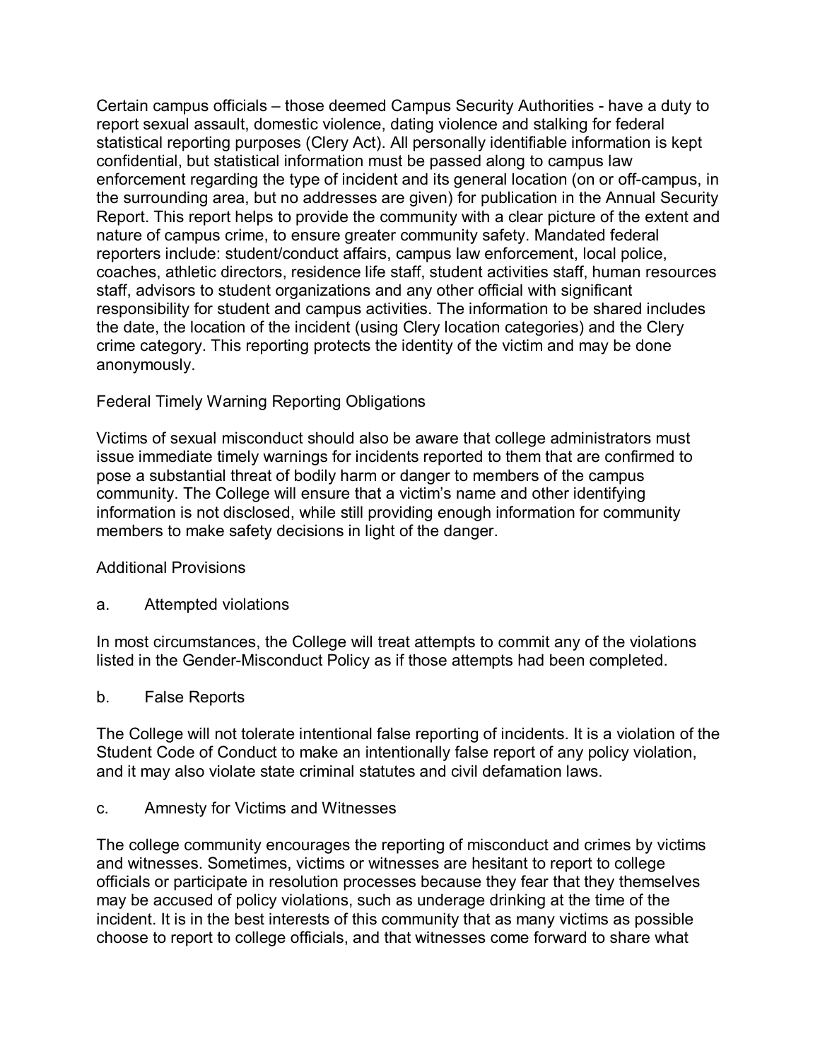Certain campus officials – those deemed Campus Security Authorities - have a duty to report sexual assault, domestic violence, dating violence and stalking for federal statistical reporting purposes (Clery Act). All personally identifiable information is kept confidential, but statistical information must be passed along to campus law enforcement regarding the type of incident and its general location (on or off-campus, in the surrounding area, but no addresses are given) for publication in the Annual Security Report. This report helps to provide the community with a clear picture of the extent and nature of campus crime, to ensure greater community safety. Mandated federal reporters include: student/conduct affairs, campus law enforcement, local police, coaches, athletic directors, residence life staff, student activities staff, human resources staff, advisors to student organizations and any other official with significant responsibility for student and campus activities. The information to be shared includes the date, the location of the incident (using Clery location categories) and the Clery crime category. This reporting protects the identity of the victim and may be done anonymously.

## Federal Timely Warning Reporting Obligations

Victims of sexual misconduct should also be aware that college administrators must issue immediate timely warnings for incidents reported to them that are confirmed to pose a substantial threat of bodily harm or danger to members of the campus community. The College will ensure that a victim's name and other identifying information is not disclosed, while still providing enough information for community members to make safety decisions in light of the danger.

## Additional Provisions

### a. Attempted violations

In most circumstances, the College will treat attempts to commit any of the violations listed in the Gender-Misconduct Policy as if those attempts had been completed.

### b. False Reports

The College will not tolerate intentional false reporting of incidents. It is a violation of the Student Code of Conduct to make an intentionally false report of any policy violation, and it may also violate state criminal statutes and civil defamation laws.

### c. Amnesty for Victims and Witnesses

The college community encourages the reporting of misconduct and crimes by victims and witnesses. Sometimes, victims or witnesses are hesitant to report to college officials or participate in resolution processes because they fear that they themselves may be accused of policy violations, such as underage drinking at the time of the incident. It is in the best interests of this community that as many victims as possible choose to report to college officials, and that witnesses come forward to share what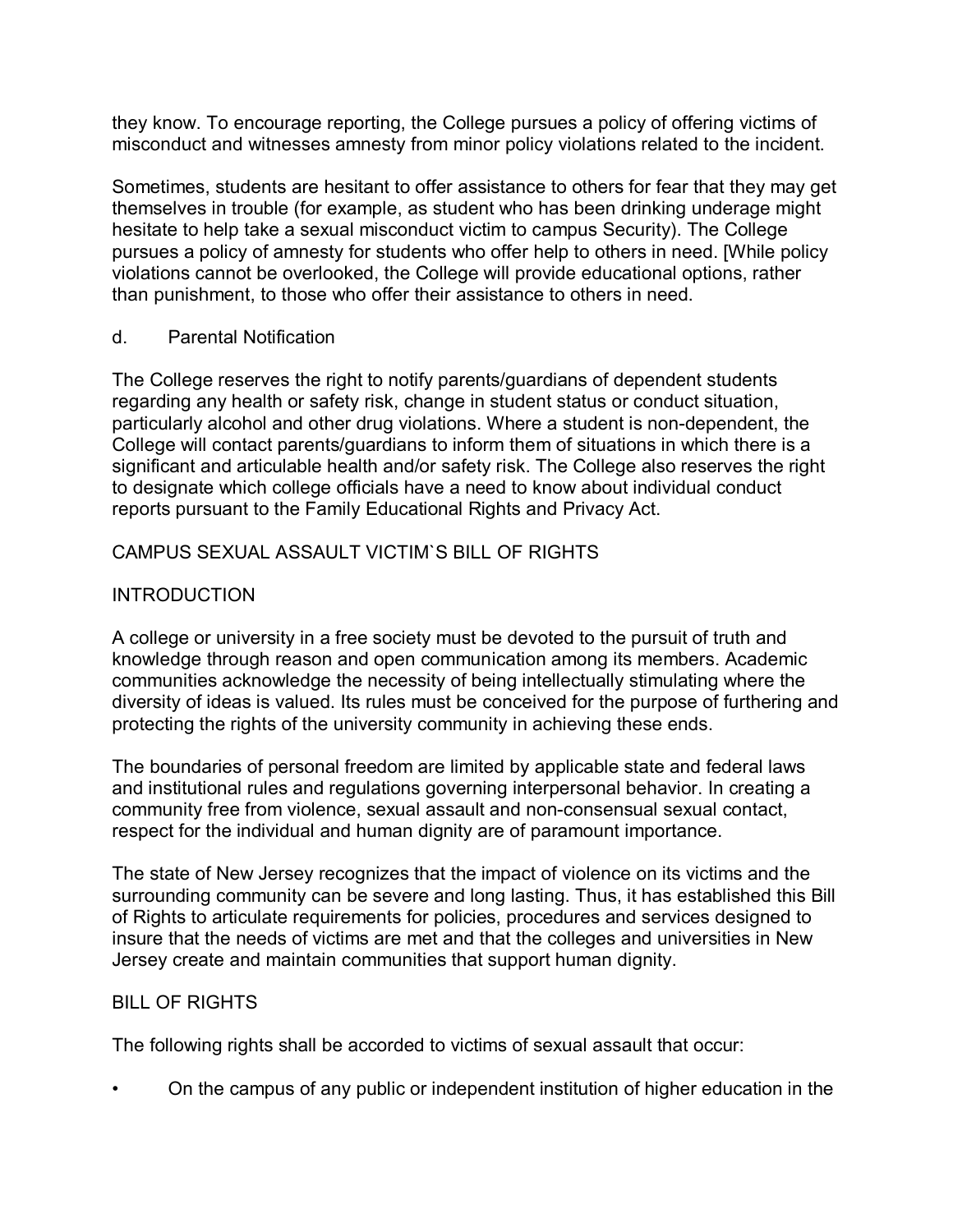they know. To encourage reporting, the College pursues a policy of offering victims of misconduct and witnesses amnesty from minor policy violations related to the incident.

Sometimes, students are hesitant to offer assistance to others for fear that they may get themselves in trouble (for example, as student who has been drinking underage might hesitate to help take a sexual misconduct victim to campus Security). The College pursues a policy of amnesty for students who offer help to others in need. [While policy violations cannot be overlooked, the College will provide educational options, rather than punishment, to those who offer their assistance to others in need.

d. Parental Notification

The College reserves the right to notify parents/guardians of dependent students regarding any health or safety risk, change in student status or conduct situation, particularly alcohol and other drug violations. Where a student is non-dependent, the College will contact parents/guardians to inform them of situations in which there is a significant and articulable health and/or safety risk. The College also reserves the right to designate which college officials have a need to know about individual conduct reports pursuant to the Family Educational Rights and Privacy Act.

CAMPUS SEXUAL ASSAULT VICTIM`S BILL OF RIGHTS

INTRODUCTION

A college or university in a free society must be devoted to the pursuit of truth and knowledge through reason and open communication among its members. Academic communities acknowledge the necessity of being intellectually stimulating where the diversity of ideas is valued. Its rules must be conceived for the purpose of furthering and protecting the rights of the university community in achieving these ends.

The boundaries of personal freedom are limited by applicable state and federal laws and institutional rules and regulations governing interpersonal behavior. In creating a community free from violence, sexual assault and non-consensual sexual contact, respect for the individual and human dignity are of paramount importance.

The state of New Jersey recognizes that the impact of violence on its victims and the surrounding community can be severe and long lasting. Thus, it has established this Bill of Rights to articulate requirements for policies, procedures and services designed to insure that the needs of victims are met and that the colleges and universities in New Jersey create and maintain communities that support human dignity.

BILL OF RIGHTS

The following rights shall be accorded to victims of sexual assault that occur:

- On the campus of any public or independent institution of higher education in the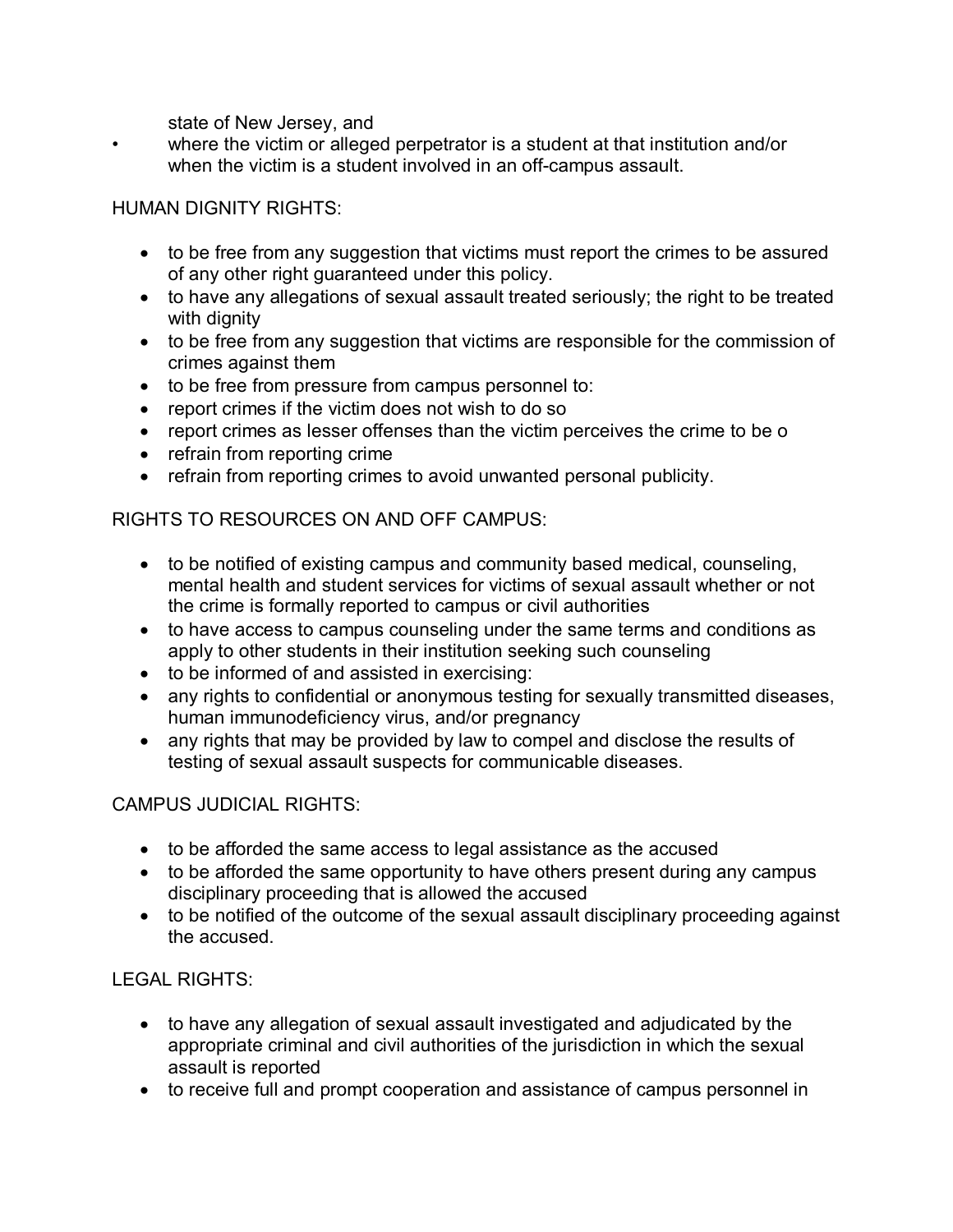state of New Jersey, and

- where the victim or alleged perpetrator is a student at that institution and/or when the victim is a student involved in an off-campus assault.

HUMAN DIGNITY RIGHTS:

- to be free from any suggestion that victims must report the crimes to be assured of any other right guaranteed under this policy.
- to have any allegations of sexual assault treated seriously; the right to be treated with dignity
- to be free from any suggestion that victims are responsible for the commission of crimes against them
- to be free from pressure from campus personnel to:
- report crimes if the victim does not wish to do so
- report crimes as lesser offenses than the victim perceives the crime to be o
- refrain from reporting crime
- refrain from reporting crimes to avoid unwanted personal publicity.

RIGHTS TO RESOURCES ON AND OFF CAMPUS:

- to be notified of existing campus and community based medical, counseling, mental health and student services for victims of sexual assault whether or not the crime is formally reported to campus or civil authorities
- to have access to campus counseling under the same terms and conditions as apply to other students in their institution seeking such counseling
- to be informed of and assisted in exercising:
- any rights to confidential or anonymous testing for sexually transmitted diseases, human immunodeficiency virus, and/or pregnancy
- any rights that may be provided by law to compel and disclose the results of testing of sexual assault suspects for communicable diseases.

CAMPUS JUDICIAL RIGHTS:

- to be afforded the same access to legal assistance as the accused
- to be afforded the same opportunity to have others present during any campus disciplinary proceeding that is allowed the accused
- to be notified of the outcome of the sexual assault disciplinary proceeding against the accused.

LEGAL RIGHTS:

- to have any allegation of sexual assault investigated and adjudicated by the appropriate criminal and civil authorities of the jurisdiction in which the sexual assault is reported
- to receive full and prompt cooperation and assistance of campus personnel in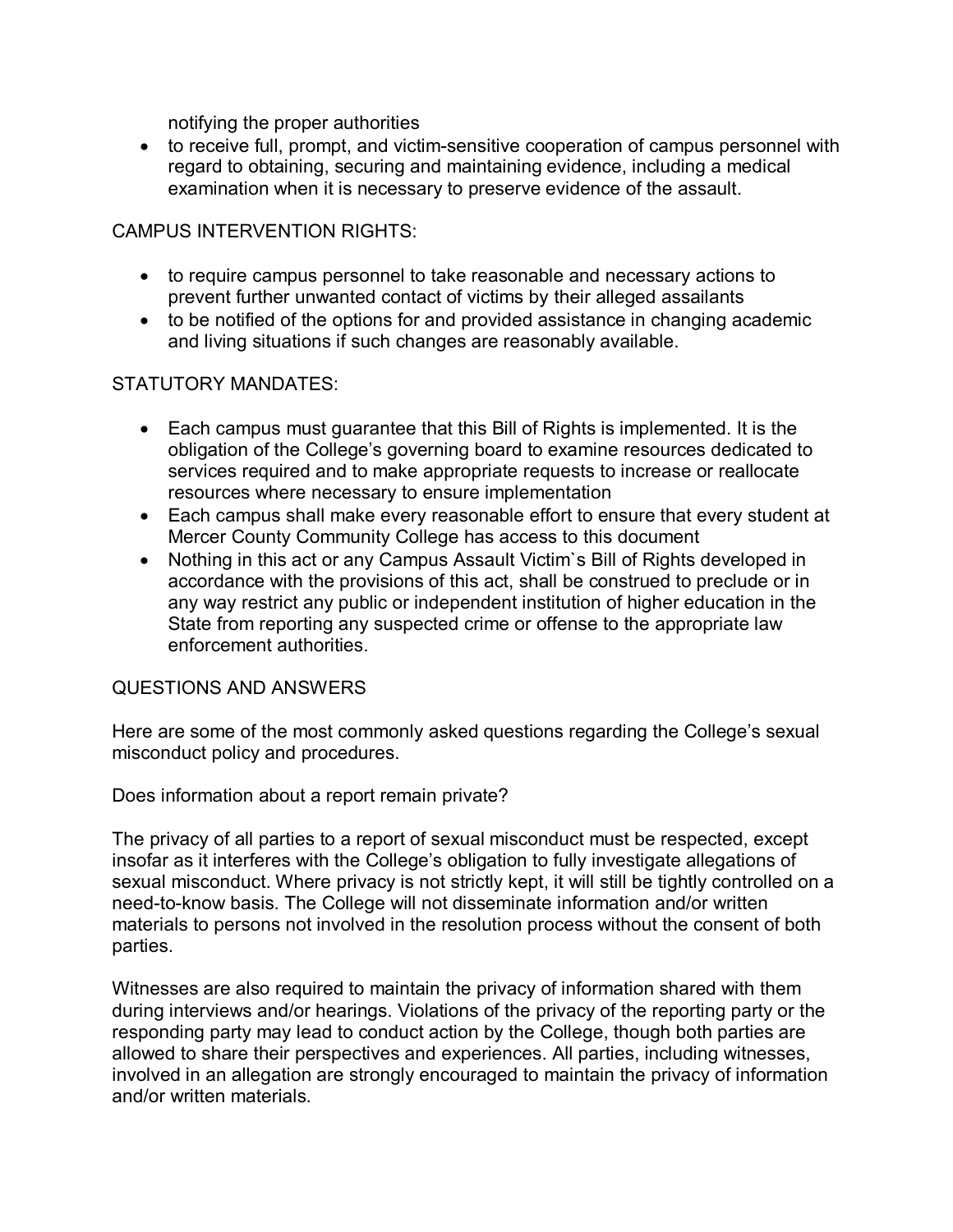notifying the proper authorities

- to receive full, prompt, and victim-sensitive cooperation of campus personnel with regard to obtaining, securing and maintaining evidence, including a medical examination when it is necessary to preserve evidence of the assault.

CAMPUS INTERVENTION RIGHTS:

- to require campus personnel to take reasonable and necessary actions to prevent further unwanted contact of victims by their alleged assailants
- to be notified of the options for and provided assistance in changing academic and living situations if such changes are reasonably available.

STATUTORY MANDATES:

- Each campus must guarantee that this Bill of Rights is implemented. It is the obligation of the College's governing board to examine resources dedicated to services required and to make appropriate requests to increase or reallocate resources where necessary to ensure implementation
- Each campus shall make every reasonable effort to ensure that every student at Mercer County Community College has access to this document
- Nothing in this act or any Campus Assault Victim`s Bill of Rights developed in accordance with the provisions of this act, shall be construed to preclude or in any way restrict any public or independent institution of higher education in the State from reporting any suspected crime or offense to the appropriate law enforcement authorities.

QUESTIONS AND ANSWERS

Here are some of the most commonly asked questions regarding the College's sexual misconduct policy and procedures.

Does information about a report remain private?

The privacy of all parties to a report of sexual misconduct must be respected, except insofar as it interferes with the College's obligation to fully investigate allegations of sexual misconduct. Where privacy is not strictly kept, it will still be tightly controlled on a need-to-know basis. The College will not disseminate information and/or written materials to persons not involved in the resolution process without the consent of both parties.

Witnesses are also required to maintain the privacy of information shared with them during interviews and/or hearings. Violations of the privacy of the reporting party or the responding party may lead to conduct action by the College, though both parties are allowed to share their perspectives and experiences. All parties, including witnesses, involved in an allegation are strongly encouraged to maintain the privacy of information and/or written materials.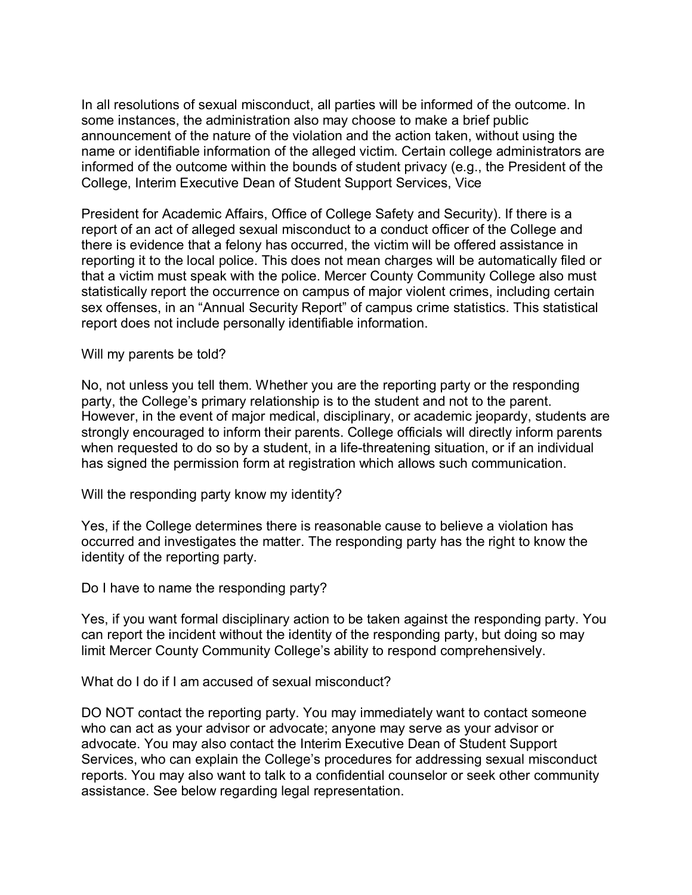In all resolutions of sexual misconduct, all parties will be informed of the outcome. In some instances, the administration also may choose to make a brief public announcement of the nature of the violation and the action taken, without using the name or identifiable information of the alleged victim. Certain college administrators are informed of the outcome within the bounds of student privacy (e.g., the President of the College, Interim Executive Dean of Student Support Services, Vice

President for Academic Affairs, Office of College Safety and Security). If there is a report of an act of alleged sexual misconduct to a conduct officer of the College and there is evidence that a felony has occurred, the victim will be offered assistance in reporting it to the local police. This does not mean charges will be automatically filed or that a victim must speak with the police. Mercer County Community College also must statistically report the occurrence on campus of major violent crimes, including certain sex offenses, in an "Annual Security Report" of campus crime statistics. This statistical report does not include personally identifiable information.

Will my parents be told?

No, not unless you tell them. Whether you are the reporting party or the responding party, the College's primary relationship is to the student and not to the parent. However, in the event of major medical, disciplinary, or academic jeopardy, students are strongly encouraged to inform their parents. College officials will directly inform parents when requested to do so by a student, in a life-threatening situation, or if an individual has signed the permission form at registration which allows such communication.

Will the responding party know my identity?

Yes, if the College determines there is reasonable cause to believe a violation has occurred and investigates the matter. The responding party has the right to know the identity of the reporting party.

Do I have to name the responding party?

Yes, if you want formal disciplinary action to be taken against the responding party. You can report the incident without the identity of the responding party, but doing so may limit Mercer County Community College's ability to respond comprehensively.

What do I do if I am accused of sexual misconduct?

DO NOT contact the reporting party. You may immediately want to contact someone who can act as your advisor or advocate; anyone may serve as your advisor or advocate. You may also contact the Interim Executive Dean of Student Support Services, who can explain the College's procedures for addressing sexual misconduct reports. You may also want to talk to a confidential counselor or seek other community assistance. See below regarding legal representation.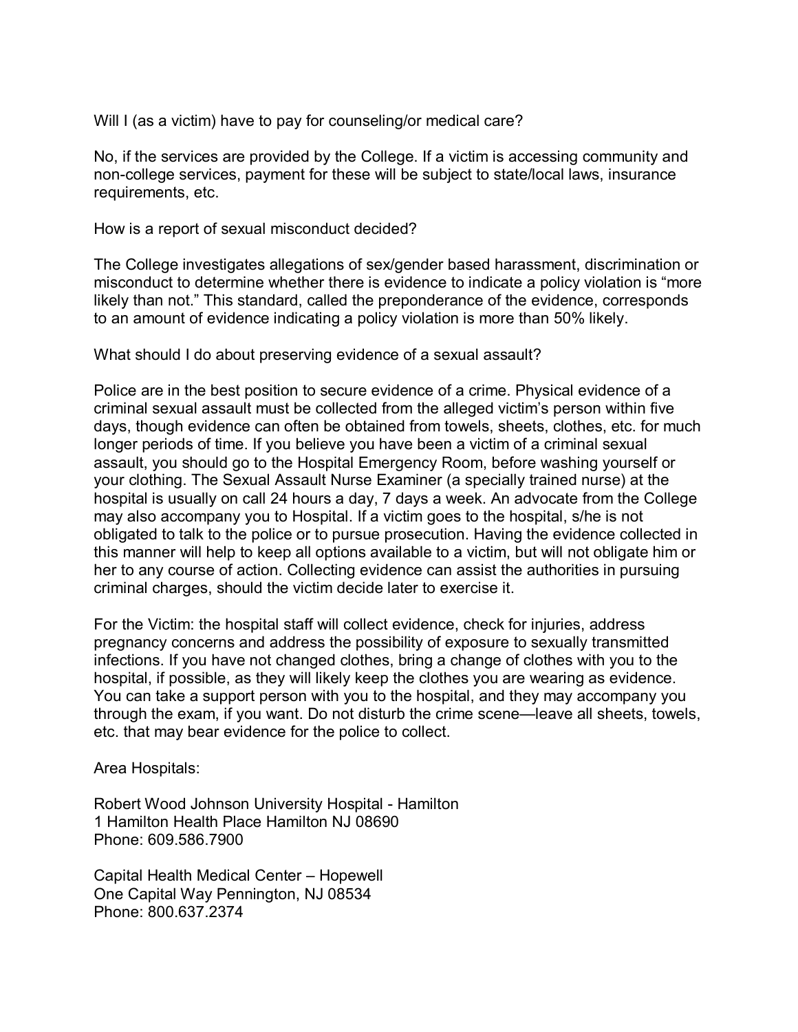Will I (as a victim) have to pay for counseling/or medical care?

No, if the services are provided by the College. If a victim is accessing community and non-college services, payment for these will be subject to state/local laws, insurance requirements, etc.

How is a report of sexual misconduct decided?

The College investigates allegations of sex/gender based harassment, discrimination or misconduct to determine whether there is evidence to indicate a policy violation is "more likely than not." This standard, called the preponderance of the evidence, corresponds to an amount of evidence indicating a policy violation is more than 50% likely.

What should I do about preserving evidence of a sexual assault?

Police are in the best position to secure evidence of a crime. Physical evidence of a criminal sexual assault must be collected from the alleged victim's person within five days, though evidence can often be obtained from towels, sheets, clothes, etc. for much longer periods of time. If you believe you have been a victim of a criminal sexual assault, you should go to the Hospital Emergency Room, before washing yourself or your clothing. The Sexual Assault Nurse Examiner (a specially trained nurse) at the hospital is usually on call 24 hours a day, 7 days a week. An advocate from the College may also accompany you to Hospital. If a victim goes to the hospital, s/he is not obligated to talk to the police or to pursue prosecution. Having the evidence collected in this manner will help to keep all options available to a victim, but will not obligate him or her to any course of action. Collecting evidence can assist the authorities in pursuing criminal charges, should the victim decide later to exercise it.

For the Victim: the hospital staff will collect evidence, check for injuries, address pregnancy concerns and address the possibility of exposure to sexually transmitted infections. If you have not changed clothes, bring a change of clothes with you to the hospital, if possible, as they will likely keep the clothes you are wearing as evidence. You can take a support person with you to the hospital, and they may accompany you through the exam, if you want. Do not disturb the crime scene—leave all sheets, towels, etc. that may bear evidence for the police to collect.

Area Hospitals:

Robert Wood Johnson University Hospital - Hamilton
1 Hamilton Health Place Hamilton NJ 08690
Phone: 609.586.7900

Capital Health Medical Center – Hopewell
One Capital Way Pennington, NJ 08534
Phone: 800.637.2374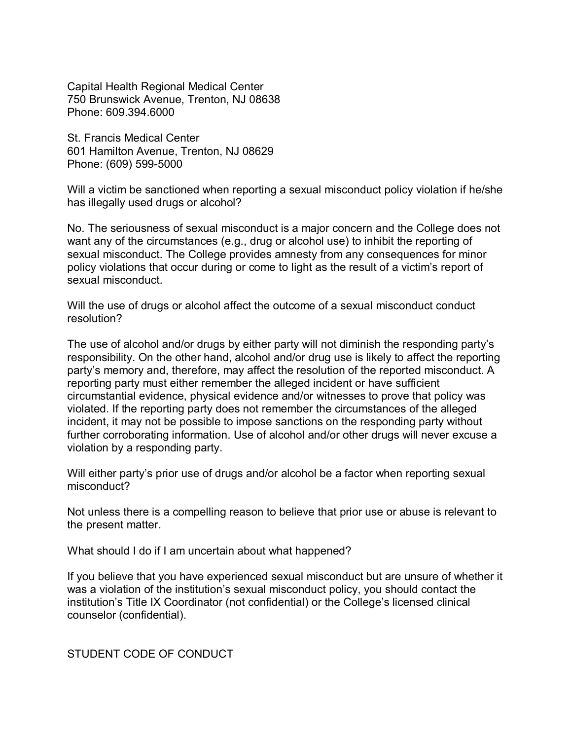Capital Health Regional Medical Center
750 Brunswick Avenue, Trenton, NJ 08638
Phone: 609.394.6000

St. Francis Medical Center
601 Hamilton Avenue, Trenton, NJ 08629
Phone: (609) 599-5000

Will a victim be sanctioned when reporting a sexual misconduct policy violation if he/she has illegally used drugs or alcohol?

No. The seriousness of sexual misconduct is a major concern and the College does not want any of the circumstances (e.g., drug or alcohol use) to inhibit the reporting of sexual misconduct. The College provides amnesty from any consequences for minor policy violations that occur during or come to light as the result of a victim's report of sexual misconduct.

Will the use of drugs or alcohol affect the outcome of a sexual misconduct conduct resolution?

The use of alcohol and/or drugs by either party will not diminish the responding party's responsibility. On the other hand, alcohol and/or drug use is likely to affect the reporting party's memory and, therefore, may affect the resolution of the reported misconduct. A reporting party must either remember the alleged incident or have sufficient circumstantial evidence, physical evidence and/or witnesses to prove that policy was violated. If the reporting party does not remember the circumstances of the alleged incident, it may not be possible to impose sanctions on the responding party without further corroborating information. Use of alcohol and/or other drugs will never excuse a violation by a responding party.

Will either party's prior use of drugs and/or alcohol be a factor when reporting sexual misconduct?

Not unless there is a compelling reason to believe that prior use or abuse is relevant to the present matter.

What should I do if I am uncertain about what happened?

If you believe that you have experienced sexual misconduct but are unsure of whether it was a violation of the institution's sexual misconduct policy, you should contact the institution's Title IX Coordinator (not confidential) or the College's licensed clinical counselor (confidential).

## STUDENT CODE OF CONDUCT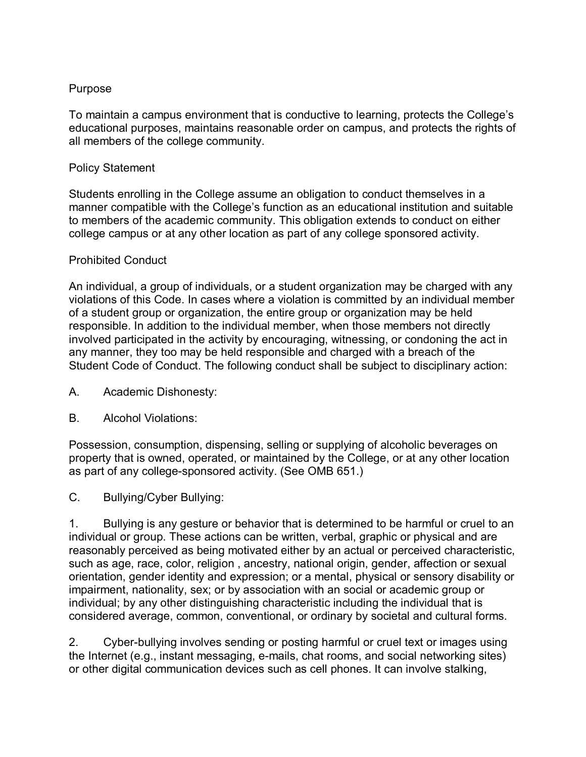## Purpose

To maintain a campus environment that is conductive to learning, protects the College's educational purposes, maintains reasonable order on campus, and protects the rights of all members of the college community.

## Policy Statement

Students enrolling in the College assume an obligation to conduct themselves in a manner compatible with the College's function as an educational institution and suitable to members of the academic community. This obligation extends to conduct on either college campus or at any other location as part of any college sponsored activity.

## Prohibited Conduct

An individual, a group of individuals, or a student organization may be charged with any violations of this Code. In cases where a violation is committed by an individual member of a student group or organization, the entire group or organization may be held responsible. In addition to the individual member, when those members not directly involved participated in the activity by encouraging, witnessing, or condoning the act in any manner, they too may be held responsible and charged with a breach of the Student Code of Conduct. The following conduct shall be subject to disciplinary action:

A. Academic Dishonesty:

B. Alcohol Violations:

Possession, consumption, dispensing, selling or supplying of alcoholic beverages on property that is owned, operated, or maintained by the College, or at any other location as part of any college-sponsored activity. (See OMB 651.)

C. Bullying/Cyber Bullying:

1. Bullying is any gesture or behavior that is determined to be harmful or cruel to an individual or group. These actions can be written, verbal, graphic or physical and are reasonably perceived as being motivated either by an actual or perceived characteristic, such as age, race, color, religion , ancestry, national origin, gender, affection or sexual orientation, gender identity and expression; or a mental, physical or sensory disability or impairment, nationality, sex; or by association with an social or academic group or individual; by any other distinguishing characteristic including the individual that is considered average, common, conventional, or ordinary by societal and cultural forms.

2. Cyber-bullying involves sending or posting harmful or cruel text or images using the Internet (e.g., instant messaging, e-mails, chat rooms, and social networking sites) or other digital communication devices such as cell phones. It can involve stalking,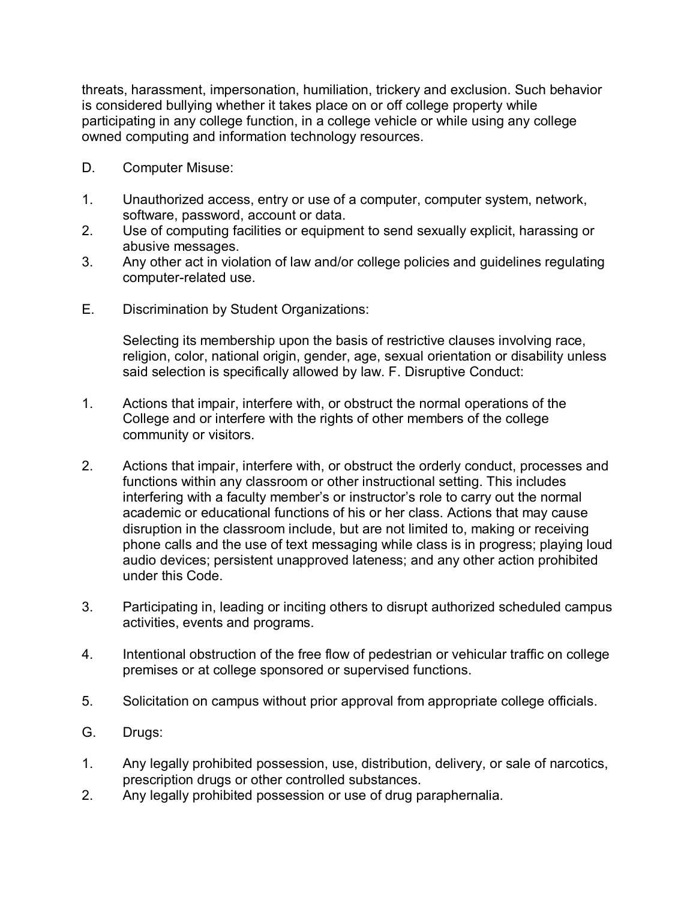threats, harassment, impersonation, humiliation, trickery and exclusion. Such behavior is considered bullying whether it takes place on or off college property while participating in any college function, in a college vehicle or while using any college owned computing and information technology resources.

D. Computer Misuse:

1. Unauthorized access, entry or use of a computer, computer system, network, software, password, account or data.
2. Use of computing facilities or equipment to send sexually explicit, harassing or abusive messages.
3. Any other act in violation of law and/or college policies and guidelines regulating computer-related use.

E. Discrimination by Student Organizations:

Selecting its membership upon the basis of restrictive clauses involving race, religion, color, national origin, gender, age, sexual orientation or disability unless said selection is specifically allowed by law. F. Disruptive Conduct:

1. Actions that impair, interfere with, or obstruct the normal operations of the College and or interfere with the rights of other members of the college community or visitors.

2. Actions that impair, interfere with, or obstruct the orderly conduct, processes and functions within any classroom or other instructional setting. This includes interfering with a faculty member's or instructor's role to carry out the normal academic or educational functions of his or her class. Actions that may cause disruption in the classroom include, but are not limited to, making or receiving phone calls and the use of text messaging while class is in progress; playing loud audio devices; persistent unapproved lateness; and any other action prohibited under this Code.

3. Participating in, leading or inciting others to disrupt authorized scheduled campus activities, events and programs.

4. Intentional obstruction of the free flow of pedestrian or vehicular traffic on college premises or at college sponsored or supervised functions.

5. Solicitation on campus without prior approval from appropriate college officials.

G. Drugs:

1. Any legally prohibited possession, use, distribution, delivery, or sale of narcotics, prescription drugs or other controlled substances.
2. Any legally prohibited possession or use of drug paraphernalia.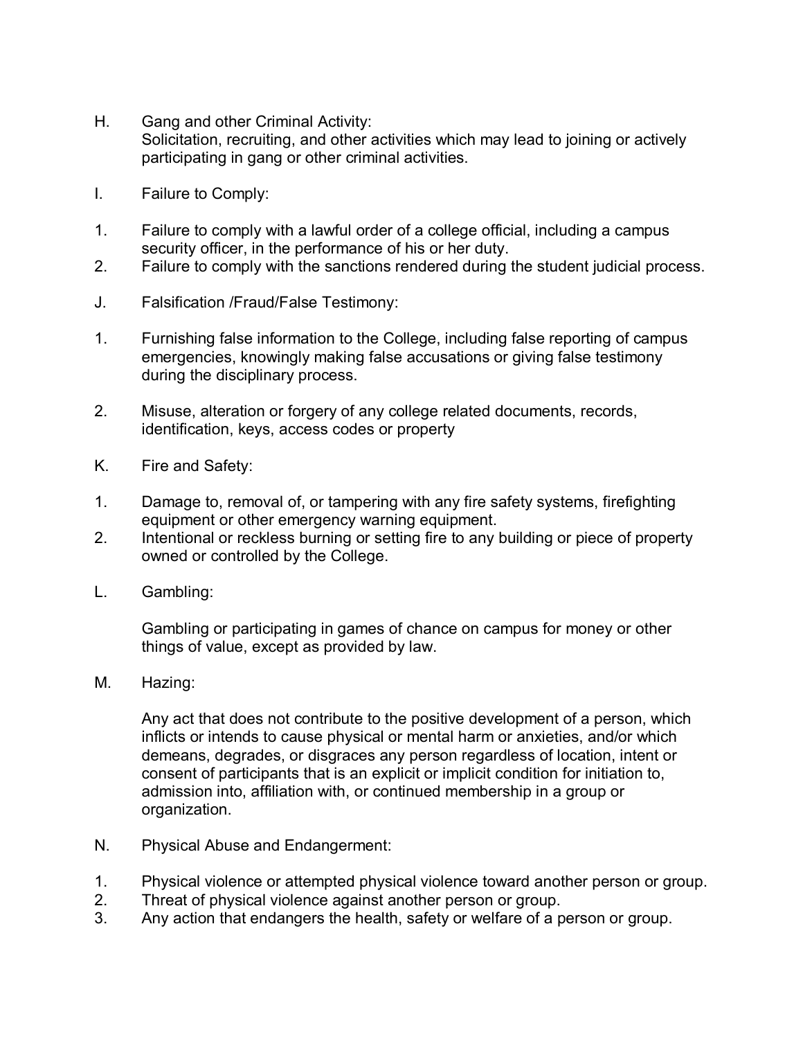H. Gang and other Criminal Activity:
Solicitation, recruiting, and other activities which may lead to joining or actively participating in gang or other criminal activities.

I. Failure to Comply:

1. Failure to comply with a lawful order of a college official, including a campus security officer, in the performance of his or her duty.
2. Failure to comply with the sanctions rendered during the student judicial process.

J. Falsification /Fraud/False Testimony:

1. Furnishing false information to the College, including false reporting of campus emergencies, knowingly making false accusations or giving false testimony during the disciplinary process.

2. Misuse, alteration or forgery of any college related documents, records, identification, keys, access codes or property

K. Fire and Safety:

1. Damage to, removal of, or tampering with any fire safety systems, firefighting equipment or other emergency warning equipment.
2. Intentional or reckless burning or setting fire to any building or piece of property owned or controlled by the College.

L. Gambling:

Gambling or participating in games of chance on campus for money or other things of value, except as provided by law.

M. Hazing:

Any act that does not contribute to the positive development of a person, which inflicts or intends to cause physical or mental harm or anxieties, and/or which demeans, degrades, or disgraces any person regardless of location, intent or consent of participants that is an explicit or implicit condition for initiation to, admission into, affiliation with, or continued membership in a group or organization.

N. Physical Abuse and Endangerment:

1. Physical violence or attempted physical violence toward another person or group.
2. Threat of physical violence against another person or group.
3. Any action that endangers the health, safety or welfare of a person or group.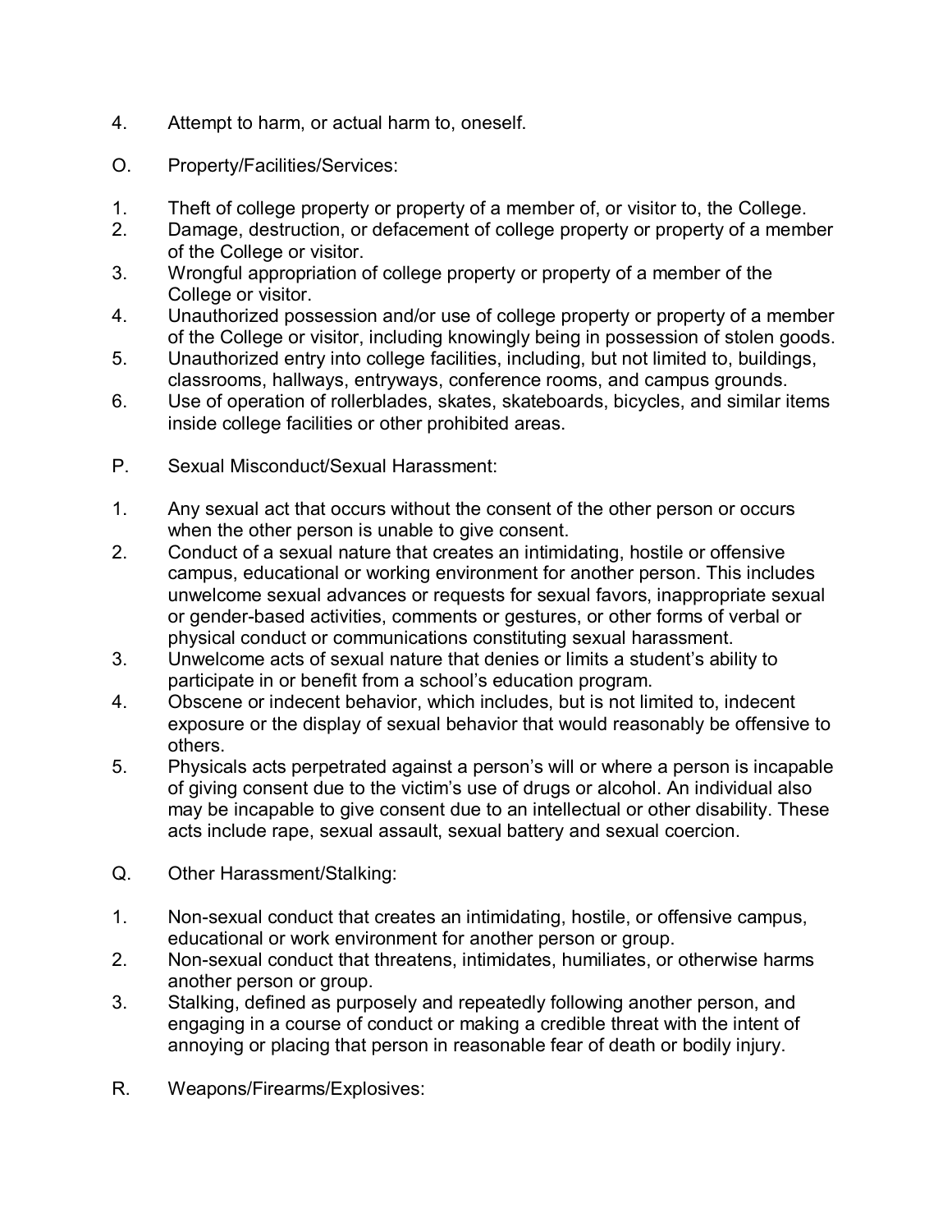4. Attempt to harm, or actual harm to, oneself.

O. Property/Facilities/Services:

1. Theft of college property or property of a member of, or visitor to, the College.
2. Damage, destruction, or defacement of college property or property of a member of the College or visitor.
3. Wrongful appropriation of college property or property of a member of the College or visitor.
4. Unauthorized possession and/or use of college property or property of a member of the College or visitor, including knowingly being in possession of stolen goods.
5. Unauthorized entry into college facilities, including, but not limited to, buildings, classrooms, hallways, entryways, conference rooms, and campus grounds.
6. Use of operation of rollerblades, skates, skateboards, bicycles, and similar items inside college facilities or other prohibited areas.

P. Sexual Misconduct/Sexual Harassment:

1. Any sexual act that occurs without the consent of the other person or occurs when the other person is unable to give consent.
2. Conduct of a sexual nature that creates an intimidating, hostile or offensive campus, educational or working environment for another person. This includes unwelcome sexual advances or requests for sexual favors, inappropriate sexual or gender-based activities, comments or gestures, or other forms of verbal or physical conduct or communications constituting sexual harassment.
3. Unwelcome acts of sexual nature that denies or limits a student's ability to participate in or benefit from a school's education program.
4. Obscene or indecent behavior, which includes, but is not limited to, indecent exposure or the display of sexual behavior that would reasonably be offensive to others.
5. Physicals acts perpetrated against a person's will or where a person is incapable of giving consent due to the victim's use of drugs or alcohol. An individual also may be incapable to give consent due to an intellectual or other disability. These acts include rape, sexual assault, sexual battery and sexual coercion.

Q. Other Harassment/Stalking:

1. Non-sexual conduct that creates an intimidating, hostile, or offensive campus, educational or work environment for another person or group.
2. Non-sexual conduct that threatens, intimidates, humiliates, or otherwise harms another person or group.
3. Stalking, defined as purposely and repeatedly following another person, and engaging in a course of conduct or making a credible threat with the intent of annoying or placing that person in reasonable fear of death or bodily injury.

R. Weapons/Firearms/Explosives: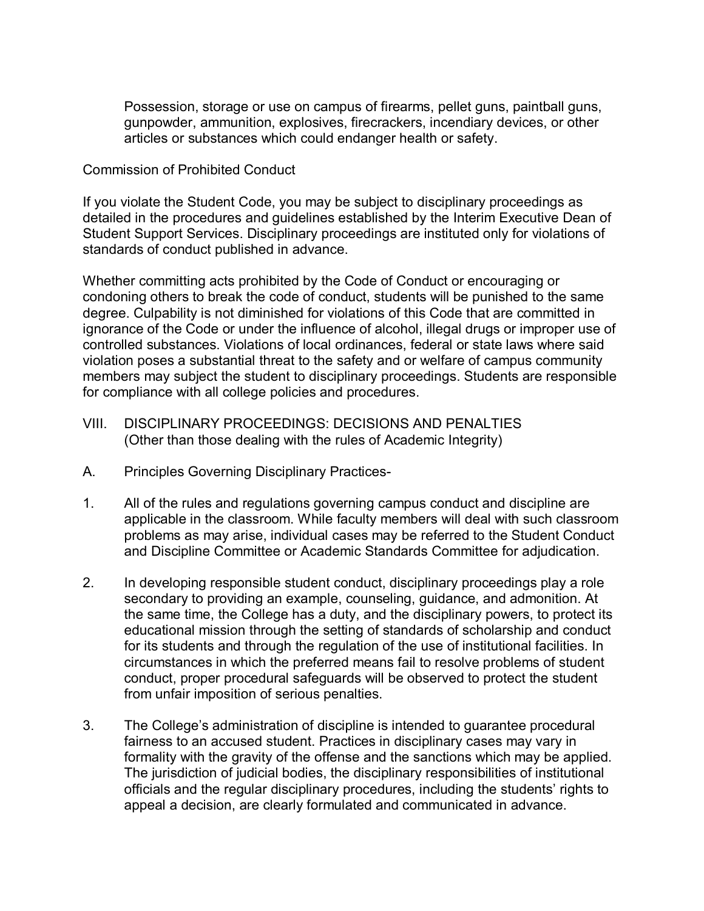Possession, storage or use on campus of firearms, pellet guns, paintball guns, gunpowder, ammunition, explosives, firecrackers, incendiary devices, or other articles or substances which could endanger health or safety.

Commission of Prohibited Conduct

If you violate the Student Code, you may be subject to disciplinary proceedings as detailed in the procedures and guidelines established by the Interim Executive Dean of Student Support Services. Disciplinary proceedings are instituted only for violations of standards of conduct published in advance.

Whether committing acts prohibited by the Code of Conduct or encouraging or condoning others to break the code of conduct, students will be punished to the same degree. Culpability is not diminished for violations of this Code that are committed in ignorance of the Code or under the influence of alcohol, illegal drugs or improper use of controlled substances. Violations of local ordinances, federal or state laws where said violation poses a substantial threat to the safety and or welfare of campus community members may subject the student to disciplinary proceedings. Students are responsible for compliance with all college policies and procedures.

## VIII. DISCIPLINARY PROCEEDINGS: DECISIONS AND PENALTIES (Other than those dealing with the rules of Academic Integrity)

### A. Principles Governing Disciplinary Practices-

1. All of the rules and regulations governing campus conduct and discipline are applicable in the classroom. While faculty members will deal with such classroom problems as may arise, individual cases may be referred to the Student Conduct and Discipline Committee or Academic Standards Committee for adjudication.

2. In developing responsible student conduct, disciplinary proceedings play a role secondary to providing an example, counseling, guidance, and admonition. At the same time, the College has a duty, and the disciplinary powers, to protect its educational mission through the setting of standards of scholarship and conduct for its students and through the regulation of the use of institutional facilities. In circumstances in which the preferred means fail to resolve problems of student conduct, proper procedural safeguards will be observed to protect the student from unfair imposition of serious penalties.

3. The College's administration of discipline is intended to guarantee procedural fairness to an accused student. Practices in disciplinary cases may vary in formality with the gravity of the offense and the sanctions which may be applied. The jurisdiction of judicial bodies, the disciplinary responsibilities of institutional officials and the regular disciplinary procedures, including the students' rights to appeal a decision, are clearly formulated and communicated in advance.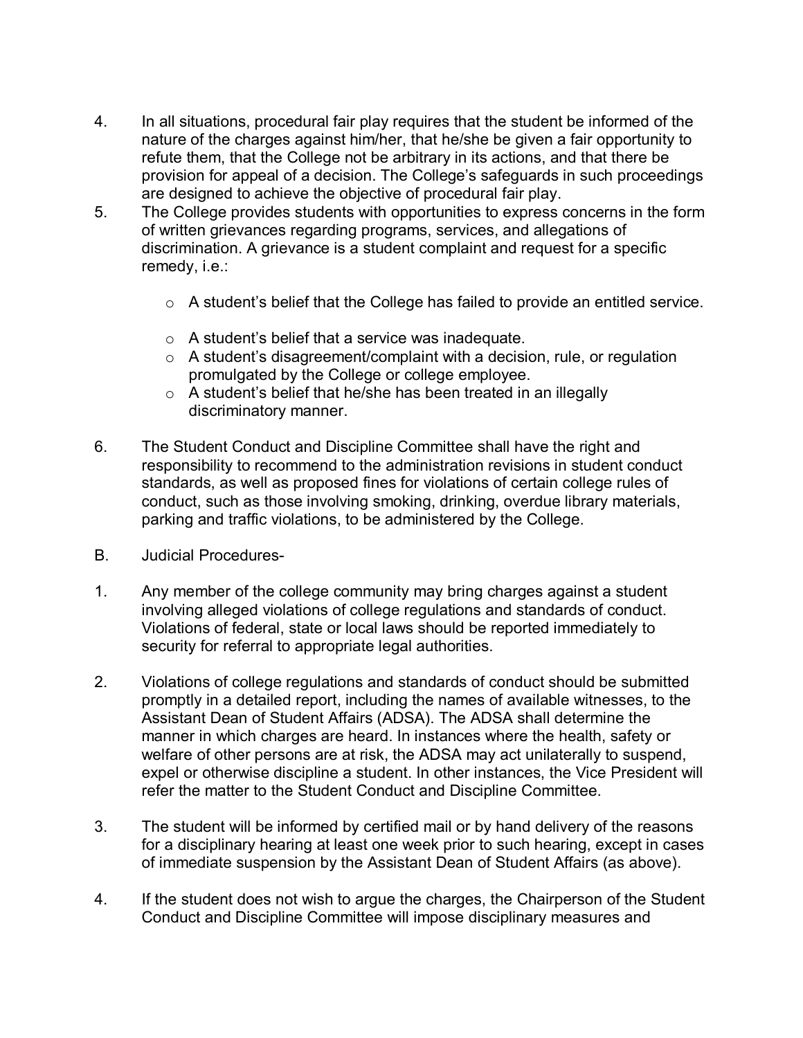4. In all situations, procedural fair play requires that the student be informed of the nature of the charges against him/her, that he/she be given a fair opportunity to refute them, that the College not be arbitrary in its actions, and that there be provision for appeal of a decision. The College's safeguards in such proceedings are designed to achieve the objective of procedural fair play.
5. The College provides students with opportunities to express concerns in the form of written grievances regarding programs, services, and allegations of discrimination. A grievance is a student complaint and request for a specific remedy, i.e.:

    - A student's belief that the College has failed to provide an entitled service.
    - A student's belief that a service was inadequate.
    - A student's disagreement/complaint with a decision, rule, or regulation promulgated by the College or college employee.
    - A student's belief that he/she has been treated in an illegally discriminatory manner.

6. The Student Conduct and Discipline Committee shall have the right and responsibility to recommend to the administration revisions in student conduct standards, as well as proposed fines for violations of certain college rules of conduct, such as those involving smoking, drinking, overdue library materials, parking and traffic violations, to be administered by the College.

B. Judicial Procedures-

1. Any member of the college community may bring charges against a student involving alleged violations of college regulations and standards of conduct. Violations of federal, state or local laws should be reported immediately to security for referral to appropriate legal authorities.

2. Violations of college regulations and standards of conduct should be submitted promptly in a detailed report, including the names of available witnesses, to the Assistant Dean of Student Affairs (ADSA). The ADSA shall determine the manner in which charges are heard. In instances where the health, safety or welfare of other persons are at risk, the ADSA may act unilaterally to suspend, expel or otherwise discipline a student. In other instances, the Vice President will refer the matter to the Student Conduct and Discipline Committee.

3. The student will be informed by certified mail or by hand delivery of the reasons for a disciplinary hearing at least one week prior to such hearing, except in cases of immediate suspension by the Assistant Dean of Student Affairs (as above).

4. If the student does not wish to argue the charges, the Chairperson of the Student Conduct and Discipline Committee will impose disciplinary measures and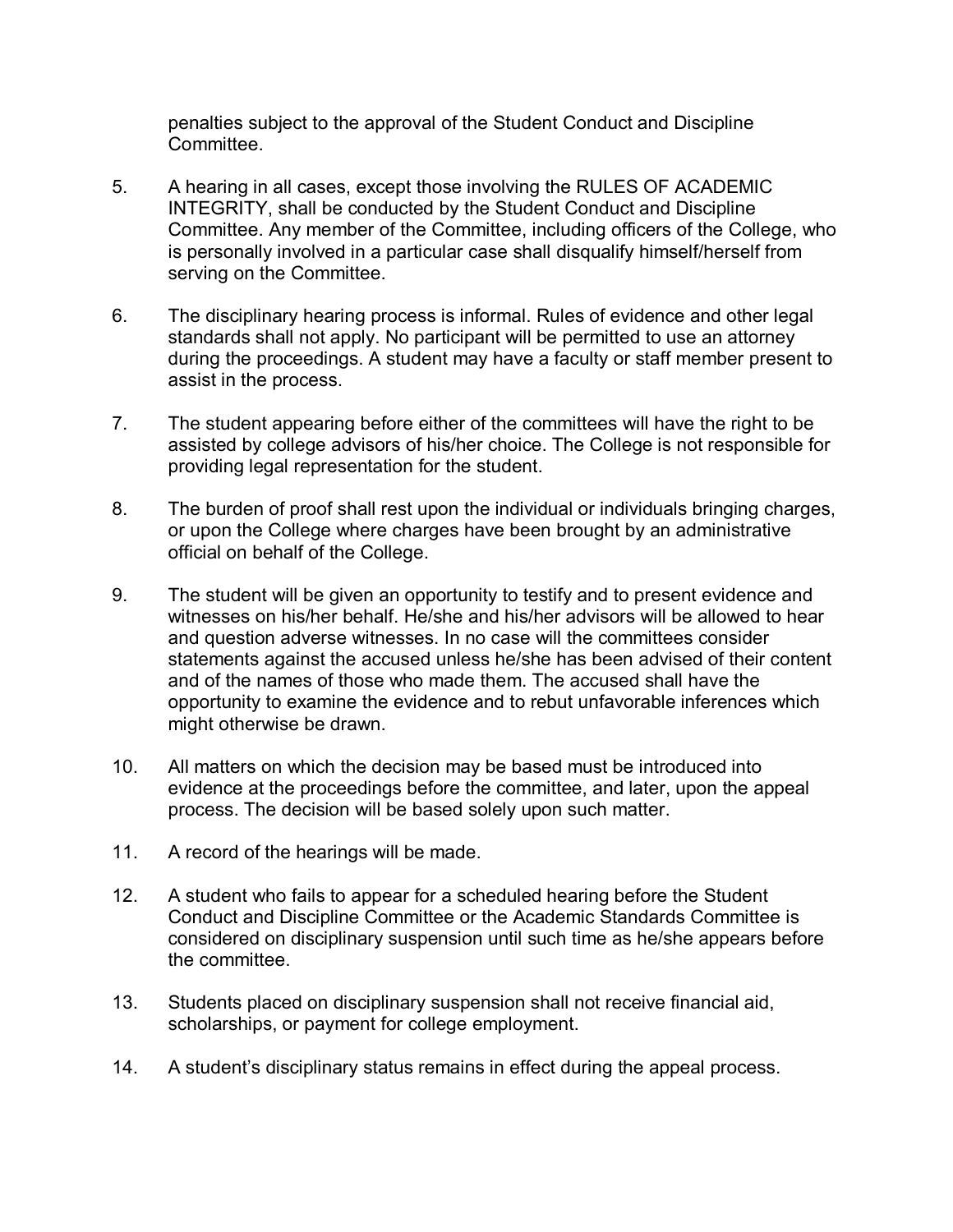penalties subject to the approval of the Student Conduct and Discipline Committee.

5. A hearing in all cases, except those involving the RULES OF ACADEMIC INTEGRITY, shall be conducted by the Student Conduct and Discipline Committee. Any member of the Committee, including officers of the College, who is personally involved in a particular case shall disqualify himself/herself from serving on the Committee.

6. The disciplinary hearing process is informal. Rules of evidence and other legal standards shall not apply. No participant will be permitted to use an attorney during the proceedings. A student may have a faculty or staff member present to assist in the process.

7. The student appearing before either of the committees will have the right to be assisted by college advisors of his/her choice. The College is not responsible for providing legal representation for the student.

8. The burden of proof shall rest upon the individual or individuals bringing charges, or upon the College where charges have been brought by an administrative official on behalf of the College.

9. The student will be given an opportunity to testify and to present evidence and witnesses on his/her behalf. He/she and his/her advisors will be allowed to hear and question adverse witnesses. In no case will the committees consider statements against the accused unless he/she has been advised of their content and of the names of those who made them. The accused shall have the opportunity to examine the evidence and to rebut unfavorable inferences which might otherwise be drawn.

10. All matters on which the decision may be based must be introduced into evidence at the proceedings before the committee, and later, upon the appeal process. The decision will be based solely upon such matter.

11. A record of the hearings will be made.

12. A student who fails to appear for a scheduled hearing before the Student Conduct and Discipline Committee or the Academic Standards Committee is considered on disciplinary suspension until such time as he/she appears before the committee.

13. Students placed on disciplinary suspension shall not receive financial aid, scholarships, or payment for college employment.

14. A student's disciplinary status remains in effect during the appeal process.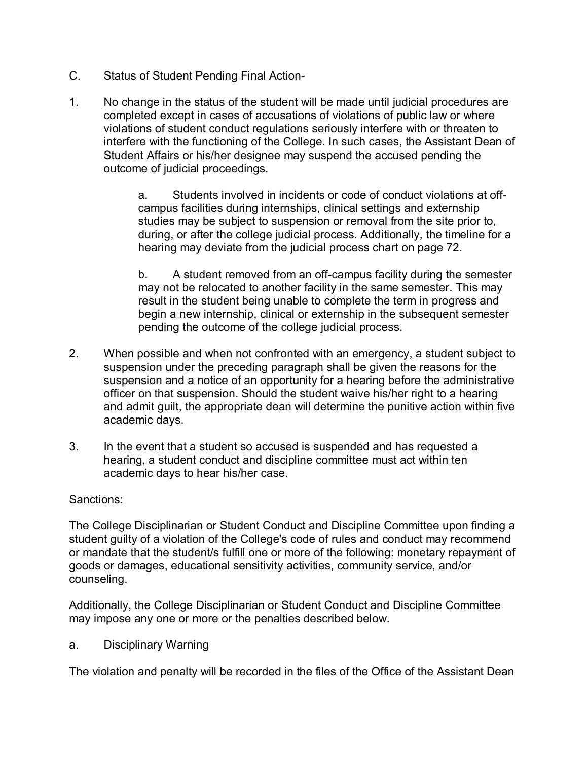C. Status of Student Pending Final Action-

1. No change in the status of the student will be made until judicial procedures are completed except in cases of accusations of violations of public law or where violations of student conduct regulations seriously interfere with or threaten to interfere with the functioning of the College. In such cases, the Assistant Dean of Student Affairs or his/her designee may suspend the accused pending the outcome of judicial proceedings.

    a. Students involved in incidents or code of conduct violations at off-campus facilities during internships, clinical settings and externship studies may be subject to suspension or removal from the site prior to, during, or after the college judicial process. Additionally, the timeline for a hearing may deviate from the judicial process chart on page 72.

    b. A student removed from an off-campus facility during the semester may not be relocated to another facility in the same semester. This may result in the student being unable to complete the term in progress and begin a new internship, clinical or externship in the subsequent semester pending the outcome of the college judicial process.

2. When possible and when not confronted with an emergency, a student subject to suspension under the preceding paragraph shall be given the reasons for the suspension and a notice of an opportunity for a hearing before the administrative officer on that suspension. Should the student waive his/her right to a hearing and admit guilt, the appropriate dean will determine the punitive action within five academic days.

3. In the event that a student so accused is suspended and has requested a hearing, a student conduct and discipline committee must act within ten academic days to hear his/her case.

Sanctions:

The College Disciplinarian or Student Conduct and Discipline Committee upon finding a student guilty of a violation of the College's code of rules and conduct may recommend or mandate that the student/s fulfill one or more of the following: monetary repayment of goods or damages, educational sensitivity activities, community service, and/or counseling.

Additionally, the College Disciplinarian or Student Conduct and Discipline Committee may impose any one or more or the penalties described below.

a. Disciplinary Warning

The violation and penalty will be recorded in the files of the Office of the Assistant Dean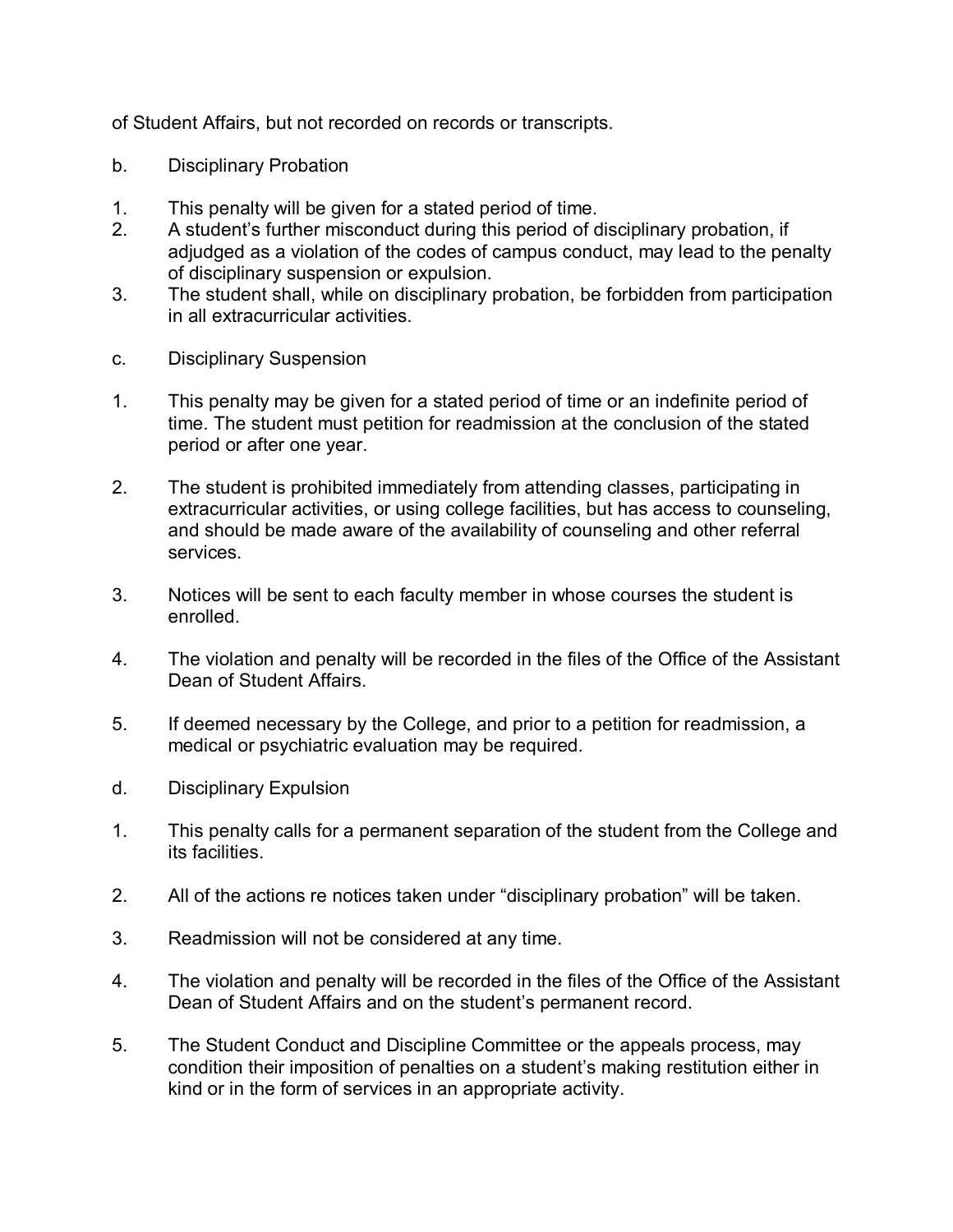of Student Affairs, but not recorded on records or transcripts.

b. Disciplinary Probation

1. This penalty will be given for a stated period of time.
2. A student's further misconduct during this period of disciplinary probation, if adjudged as a violation of the codes of campus conduct, may lead to the penalty of disciplinary suspension or expulsion.
3. The student shall, while on disciplinary probation, be forbidden from participation in all extracurricular activities.

c. Disciplinary Suspension

1. This penalty may be given for a stated period of time or an indefinite period of time. The student must petition for readmission at the conclusion of the stated period or after one year.

2. The student is prohibited immediately from attending classes, participating in extracurricular activities, or using college facilities, but has access to counseling, and should be made aware of the availability of counseling and other referral services.

3. Notices will be sent to each faculty member in whose courses the student is enrolled.

4. The violation and penalty will be recorded in the files of the Office of the Assistant Dean of Student Affairs.

5. If deemed necessary by the College, and prior to a petition for readmission, a medical or psychiatric evaluation may be required.

d. Disciplinary Expulsion

1. This penalty calls for a permanent separation of the student from the College and its facilities.

2. All of the actions re notices taken under "disciplinary probation" will be taken.

3. Readmission will not be considered at any time.

4. The violation and penalty will be recorded in the files of the Office of the Assistant Dean of Student Affairs and on the student's permanent record.

5. The Student Conduct and Discipline Committee or the appeals process, may condition their imposition of penalties on a student's making restitution either in kind or in the form of services in an appropriate activity.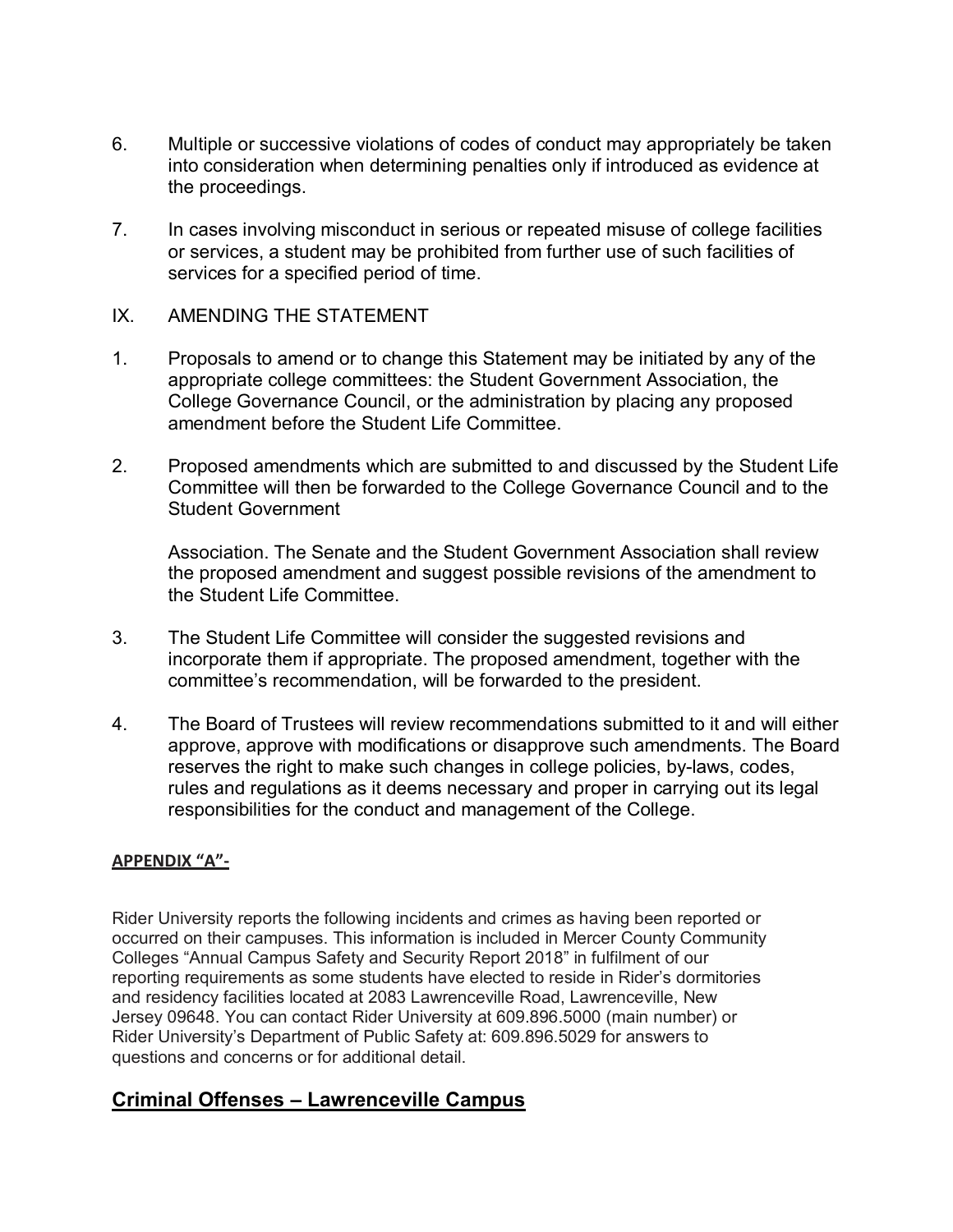6. Multiple or successive violations of codes of conduct may appropriately be taken into consideration when determining penalties only if introduced as evidence at the proceedings.

7. In cases involving misconduct in serious or repeated misuse of college facilities or services, a student may be prohibited from further use of such facilities of services for a specified period of time.

## IX. AMENDING THE STATEMENT

1. Proposals to amend or to change this Statement may be initiated by any of the appropriate college committees: the Student Government Association, the College Governance Council, or the administration by placing any proposed amendment before the Student Life Committee.

2. Proposed amendments which are submitted to and discussed by the Student Life Committee will then be forwarded to the College Governance Council and to the Student Government

   Association. The Senate and the Student Government Association shall review the proposed amendment and suggest possible revisions of the amendment to the Student Life Committee.

3. The Student Life Committee will consider the suggested revisions and incorporate them if appropriate. The proposed amendment, together with the committee's recommendation, will be forwarded to the president.

4. The Board of Trustees will review recommendations submitted to it and will either approve, approve with modifications or disapprove such amendments. The Board reserves the right to make such changes in college policies, by-laws, codes, rules and regulations as it deems necessary and proper in carrying out its legal responsibilities for the conduct and management of the College.

**APPENDIX "A"-**

Rider University reports the following incidents and crimes as having been reported or occurred on their campuses. This information is included in Mercer County Community Colleges "Annual Campus Safety and Security Report 2018" in fulfilment of our reporting requirements as some students have elected to reside in Rider's dormitories and residency facilities located at 2083 Lawrenceville Road, Lawrenceville, New Jersey 09648. You can contact Rider University at 609.896.5000 (main number) or Rider University's Department of Public Safety at: 609.896.5029 for answers to questions and concerns or for additional detail.

## Criminal Offenses – Lawrenceville Campus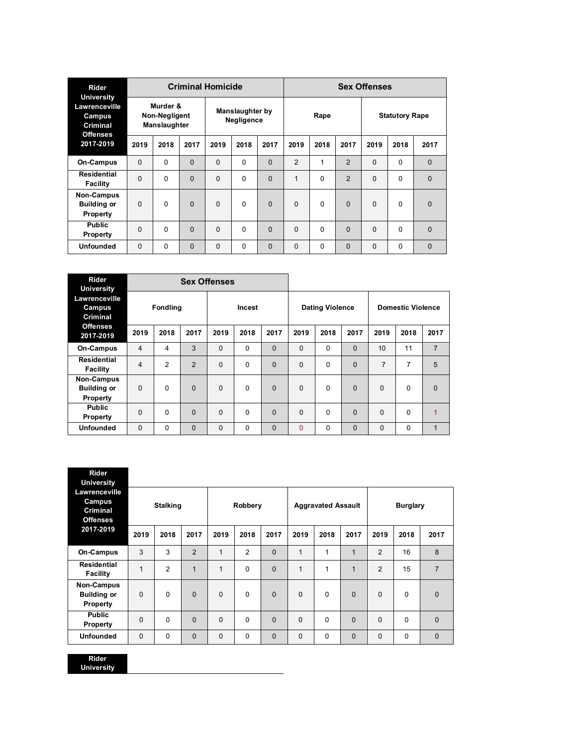| Rider University Lawrenceville Campus Criminal Offenses 2017-2019 | Criminal Homicide | | | | | | Sex Offenses | | | | | |
|---|---|---|---|---|---|---|---|---|---|---|---|---|
| | Murder & Non-Negligent Manslaughter | | | Manslaughter by Negligence | | | Rape | | | Statutory Rape | | |
| | 2019 | 2018 | 2017 | 2019 | 2018 | 2017 | 2019 | 2018 | 2017 | 2019 | 2018 | 2017 |
| On-Campus | 0 | 0 | 0 | 0 | 0 | 0 | 2 | 1 | 2 | 0 | 0 | 0 |
| Residential Facility | 0 | 0 | 0 | 0 | 0 | 0 | 1 | 0 | 2 | 0 | 0 | 0 |
| Non-Campus Building or Property | 0 | 0 | 0 | 0 | 0 | 0 | 0 | 0 | 0 | 0 | 0 | 0 |
| Public Property | 0 | 0 | 0 | 0 | 0 | 0 | 0 | 0 | 0 | 0 | 0 | 0 |
| Unfounded | 0 | 0 | 0 | 0 | 0 | 0 | 0 | 0 | 0 | 0 | 0 | 0 |

| Rider University Lawrenceville Campus Criminal Offenses 2017-2019 | Sex Offenses | | | | | | | | | | | |
|---|---|---|---|---|---|---|---|---|---|---|---|---|
| | Fondling | | | Incest | | | Dating Violence | | | Domestic Violence | | |
| | 2019 | 2018 | 2017 | 2019 | 2018 | 2017 | 2019 | 2018 | 2017 | 2019 | 2018 | 2017 |
| On-Campus | 4 | 4 | 3 | 0 | 0 | 0 | 0 | 0 | 0 | 10 | 11 | 7 |
| Residential Facility | 4 | 2 | 2 | 0 | 0 | 0 | 0 | 0 | 0 | 7 | 7 | 5 |
| Non-Campus Building or Property | 0 | 0 | 0 | 0 | 0 | 0 | 0 | 0 | 0 | 0 | 0 | 0 |
| Public Property | 0 | 0 | 0 | 0 | 0 | 0 | 0 | 0 | 0 | 0 | 0 | 1 |
| Unfounded | 0 | 0 | 0 | 0 | 0 | 0 | 0 | 0 | 0 | 0 | 0 | 1 |

| Rider University Lawrenceville Campus Criminal Offenses 2017-2019 | Stalking | | | Robbery | | | Aggravated Assault | | | Burglary | | |
|---|---|---|---|---|---|---|---|---|---|---|---|---|
| | 2019 | 2018 | 2017 | 2019 | 2018 | 2017 | 2019 | 2018 | 2017 | 2019 | 2018 | 2017 |
| On-Campus | 3 | 3 | 2 | 1 | 2 | 0 | 1 | 1 | 1 | 2 | 16 | 8 |
| Residential Facility | 1 | 2 | 1 | 1 | 0 | 0 | 1 | 1 | 1 | 2 | 15 | 7 |
| Non-Campus Building or Property | 0 | 0 | 0 | 0 | 0 | 0 | 0 | 0 | 0 | 0 | 0 | 0 |
| Public Property | 0 | 0 | 0 | 0 | 0 | 0 | 0 | 0 | 0 | 0 | 0 | 0 |
| Unfounded | 0 | 0 | 0 | 0 | 0 | 0 | 0 | 0 | 0 | 0 | 0 | 0 |

| Rider University |
|---|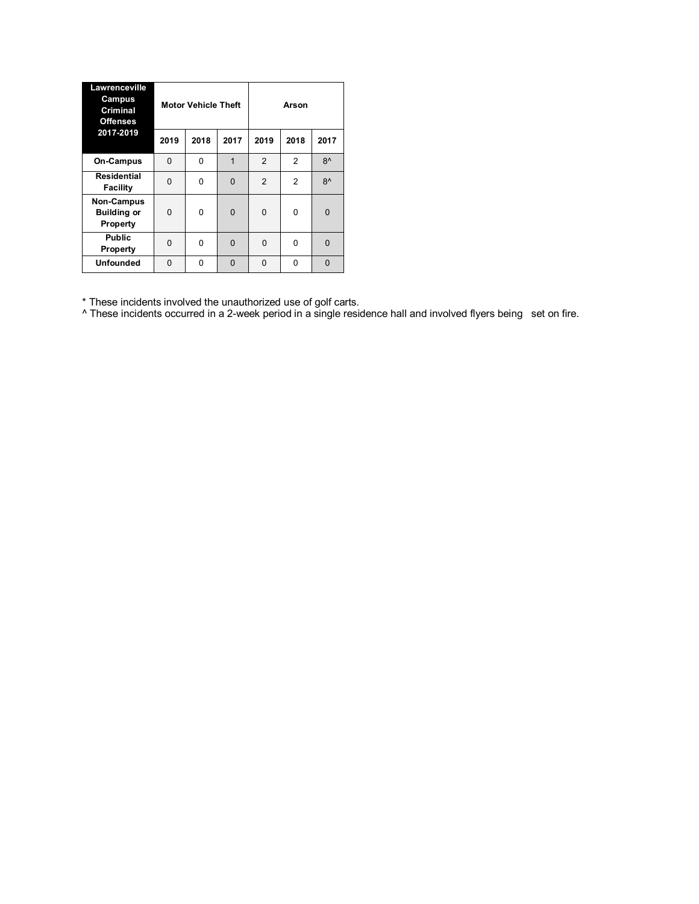| Lawrenceville Campus Criminal Offenses 2017-2019 | Motor Vehicle Theft | | | Arson | | |
|---|---|---|---|---|---|---|
| | 2019 | 2018 | 2017 | 2019 | 2018 | 2017 |
| On-Campus | 0 | 0 | 1 | 2 | 2 | 8^ |
| Residential Facility | 0 | 0 | 0 | 2 | 2 | 8^ |
| Non-Campus Building or Property | 0 | 0 | 0 | 0 | 0 | 0 |
| Public Property | 0 | 0 | 0 | 0 | 0 | 0 |
| Unfounded | 0 | 0 | 0 | 0 | 0 | 0 |

* These incidents involved the unauthorized use of golf carts.

^ These incidents occurred in a 2-week period in a single residence hall and involved flyers being set on fire.